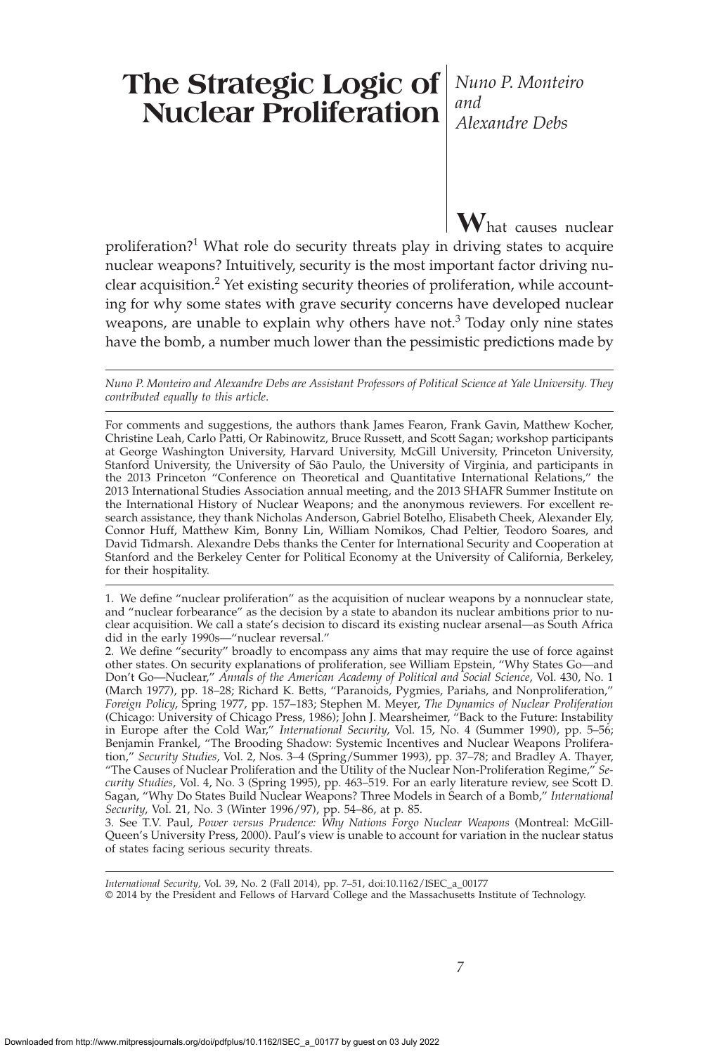# The Strategic Logic of Nuclear Proliferation

*Nuno P. Monteiro and Alexandre Debs*

What causes nuclear proliferation?[1] What role do security threats play in driving states to acquire nuclear weapons? Intuitively, security is the most important factor driving nuclear acquisition.[2] Yet existing security theories of proliferation, while accounting for why some states with grave security concerns have developed nuclear weapons, are unable to explain why others have not.[3] Today only nine states have the bomb, a number much lower than the pessimistic predictions made by

---

*Nuno P. Monteiro and Alexandre Debs are Assistant Professors of Political Science at Yale University. They contributed equally to this article.*

For comments and suggestions, the authors thank James Fearon, Frank Gavin, Matthew Kocher, Christine Leah, Carlo Patti, Or Rabinowitz, Bruce Russett, and Scott Sagan; workshop participants at George Washington University, Harvard University, McGill University, Princeton University, Stanford University, the University of São Paulo, the University of Virginia, and participants in the 2013 Princeton "Conference on Theoretical and Quantitative International Relations," the 2013 International Studies Association annual meeting, and the 2013 SHAFR Summer Institute on the International History of Nuclear Weapons; and the anonymous reviewers. For excellent research assistance, they thank Nicholas Anderson, Gabriel Botelho, Elisabeth Cheek, Alexander Ely, Connor Huff, Matthew Kim, Bonny Lin, William Nomikos, Chad Peltier, Teodoro Soares, and David Tidmarsh. Alexandre Debs thanks the Center for International Security and Cooperation at Stanford and the Berkeley Center for Political Economy at the University of California, Berkeley, for their hospitality.

---

1. We define "nuclear proliferation" as the acquisition of nuclear weapons by a nonnuclear state, and "nuclear forbearance" as the decision by a state to abandon its nuclear ambitions prior to nuclear acquisition. We call a state's decision to discard its existing nuclear arsenal—as South Africa did in the early 1990s—"nuclear reversal."

2. We define "security" broadly to encompass any aims that may require the use of force against other states. On security explanations of proliferation, see William Epstein, "Why States Go—and Don't Go—Nuclear," *Annals of the American Academy of Political and Social Science*, Vol. 430, No. 1 (March 1977), pp. 18–28; Richard K. Betts, "Paranoids, Pygmies, Pariahs, and Nonproliferation," *Foreign Policy*, Spring 1977, pp. 157–183; Stephen M. Meyer, *The Dynamics of Nuclear Proliferation* (Chicago: University of Chicago Press, 1986); John J. Mearsheimer, "Back to the Future: Instability in Europe after the Cold War," *International Security*, Vol. 15, No. 4 (Summer 1990), pp. 5–56; Benjamin Frankel, "The Brooding Shadow: Systemic Incentives and Nuclear Weapons Proliferation," *Security Studies*, Vol. 2, Nos. 3–4 (Spring/Summer 1993), pp. 37–78; and Bradley A. Thayer, "The Causes of Nuclear Proliferation and the Utility of the Nuclear Non-Proliferation Regime," *Security Studies*, Vol. 4, No. 3 (Spring 1995), pp. 463–519. For an early literature review, see Scott D. Sagan, "Why Do States Build Nuclear Weapons? Three Models in Search of a Bomb," *International Security*, Vol. 21, No. 3 (Winter 1996/97), pp. 54–86, at p. 85.

3. See T.V. Paul, *Power versus Prudence: Why Nations Forgo Nuclear Weapons* (Montreal: McGill-Queen's University Press, 2000). Paul's view is unable to account for variation in the nuclear status of states facing serious security threats.

---

*International Security*, Vol. 39, No. 2 (Fall 2014), pp. 7–51, doi:10.1162/ISEC_a_00177
© 2014 by the President and Fellows of Harvard College and the Massachusetts Institute of Technology.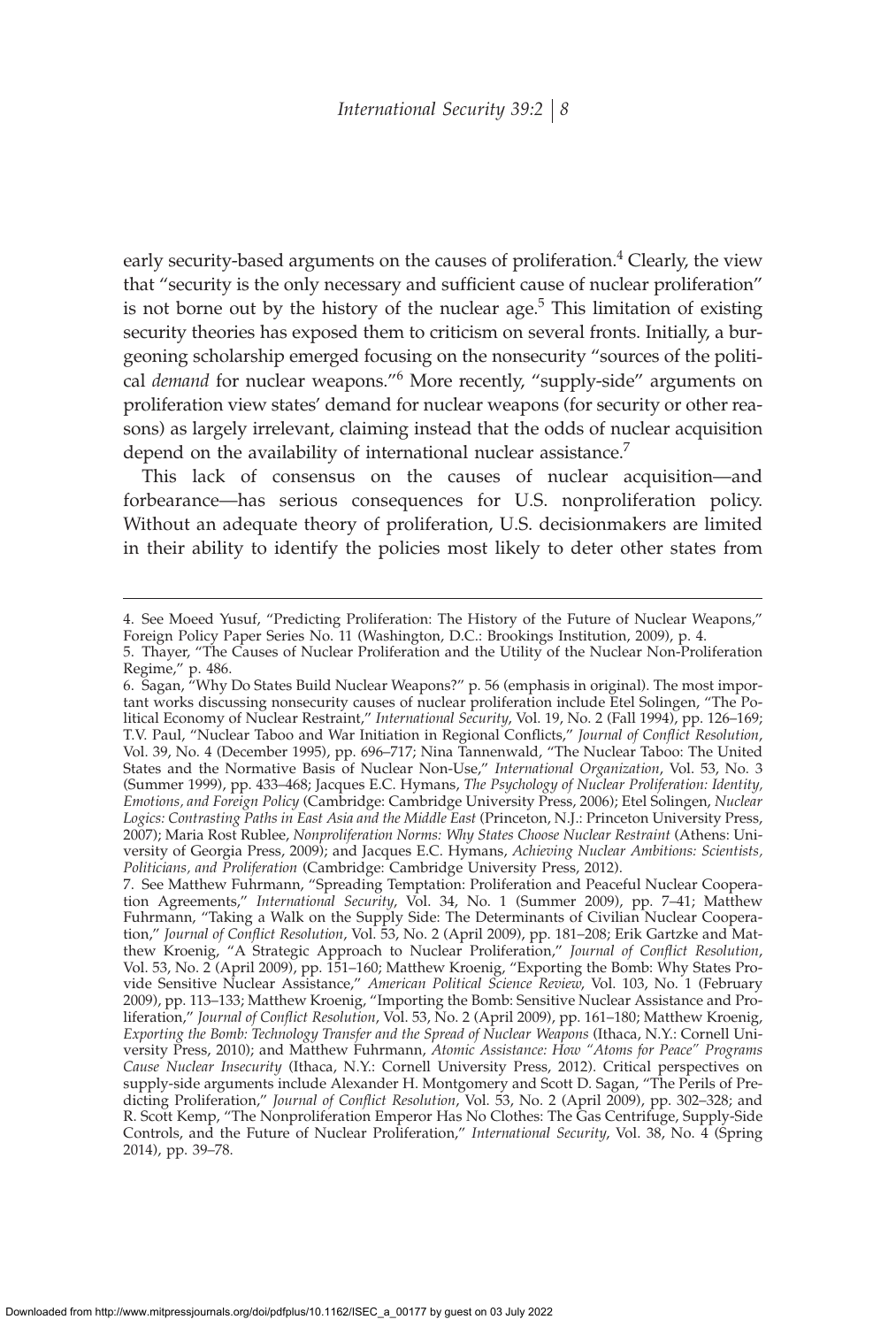early security-based arguments on the causes of proliferation.[4] Clearly, the view that "security is the only necessary and sufficient cause of nuclear proliferation" is not borne out by the history of the nuclear age.[5] This limitation of existing security theories has exposed them to criticism on several fronts. Initially, a burgeoning scholarship emerged focusing on the nonsecurity "sources of the political *demand* for nuclear weapons."[6] More recently, "supply-side" arguments on proliferation view states' demand for nuclear weapons (for security or other reasons) as largely irrelevant, claiming instead that the odds of nuclear acquisition depend on the availability of international nuclear assistance.[7]

This lack of consensus on the causes of nuclear acquisition—and forbearance—has serious consequences for U.S. nonproliferation policy. Without an adequate theory of proliferation, U.S. decisionmakers are limited in their ability to identify the policies most likely to deter other states from

---

4. See Moeed Yusuf, "Predicting Proliferation: The History of the Future of Nuclear Weapons," Foreign Policy Paper Series No. 11 (Washington, D.C.: Brookings Institution, 2009), p. 4.

5. Thayer, "The Causes of Nuclear Proliferation and the Utility of the Nuclear Non-Proliferation Regime," p. 486.

6. Sagan, "Why Do States Build Nuclear Weapons?" p. 56 (emphasis in original). The most important works discussing nonsecurity causes of nuclear proliferation include Etel Solingen, "The Political Economy of Nuclear Restraint," *International Security*, Vol. 19, No. 2 (Fall 1994), pp. 126–169; T.V. Paul, "Nuclear Taboo and War Initiation in Regional Conflicts," *Journal of Conflict Resolution*, Vol. 39, No. 4 (December 1995), pp. 696–717; Nina Tannenwald, "The Nuclear Taboo: The United States and the Normative Basis of Nuclear Non-Use," *International Organization*, Vol. 53, No. 3 (Summer 1999), pp. 433–468; Jacques E.C. Hymans, *The Psychology of Nuclear Proliferation: Identity, Emotions, and Foreign Policy* (Cambridge: Cambridge University Press, 2006); Etel Solingen, *Nuclear Logics: Contrasting Paths in East Asia and the Middle East* (Princeton, N.J.: Princeton University Press, 2007); Maria Rost Rublee, *Nonproliferation Norms: Why States Choose Nuclear Restraint* (Athens: University of Georgia Press, 2009); and Jacques E.C. Hymans, *Achieving Nuclear Ambitions: Scientists, Politicians, and Proliferation* (Cambridge: Cambridge University Press, 2012).

7. See Matthew Fuhrmann, "Spreading Temptation: Proliferation and Peaceful Nuclear Cooperation Agreements," *International Security*, Vol. 34, No. 1 (Summer 2009), pp. 7–41; Matthew Fuhrmann, "Taking a Walk on the Supply Side: The Determinants of Civilian Nuclear Cooperation," *Journal of Conflict Resolution*, Vol. 53, No. 2 (April 2009), pp. 181–208; Erik Gartzke and Matthew Kroenig, "A Strategic Approach to Nuclear Proliferation," *Journal of Conflict Resolution*, Vol. 53, No. 2 (April 2009), pp. 151–160; Matthew Kroenig, "Exporting the Bomb: Why States Provide Sensitive Nuclear Assistance," *American Political Science Review*, Vol. 103, No. 1 (February 2009), pp. 113–133; Matthew Kroenig, "Importing the Bomb: Sensitive Nuclear Assistance and Proliferation," *Journal of Conflict Resolution*, Vol. 53, No. 2 (April 2009), pp. 161–180; Matthew Kroenig, *Exporting the Bomb: Technology Transfer and the Spread of Nuclear Weapons* (Ithaca, N.Y.: Cornell University Press, 2010); and Matthew Fuhrmann, *Atomic Assistance: How "Atoms for Peace" Programs Cause Nuclear Insecurity* (Ithaca, N.Y.: Cornell University Press, 2012). Critical perspectives on supply-side arguments include Alexander H. Montgomery and Scott D. Sagan, "The Perils of Predicting Proliferation," *Journal of Conflict Resolution*, Vol. 53, No. 2 (April 2009), pp. 302–328; and R. Scott Kemp, "The Nonproliferation Emperor Has No Clothes: The Gas Centrifuge, Supply-Side Controls, and the Future of Nuclear Proliferation," *International Security*, Vol. 38, No. 4 (Spring 2014), pp. 39–78.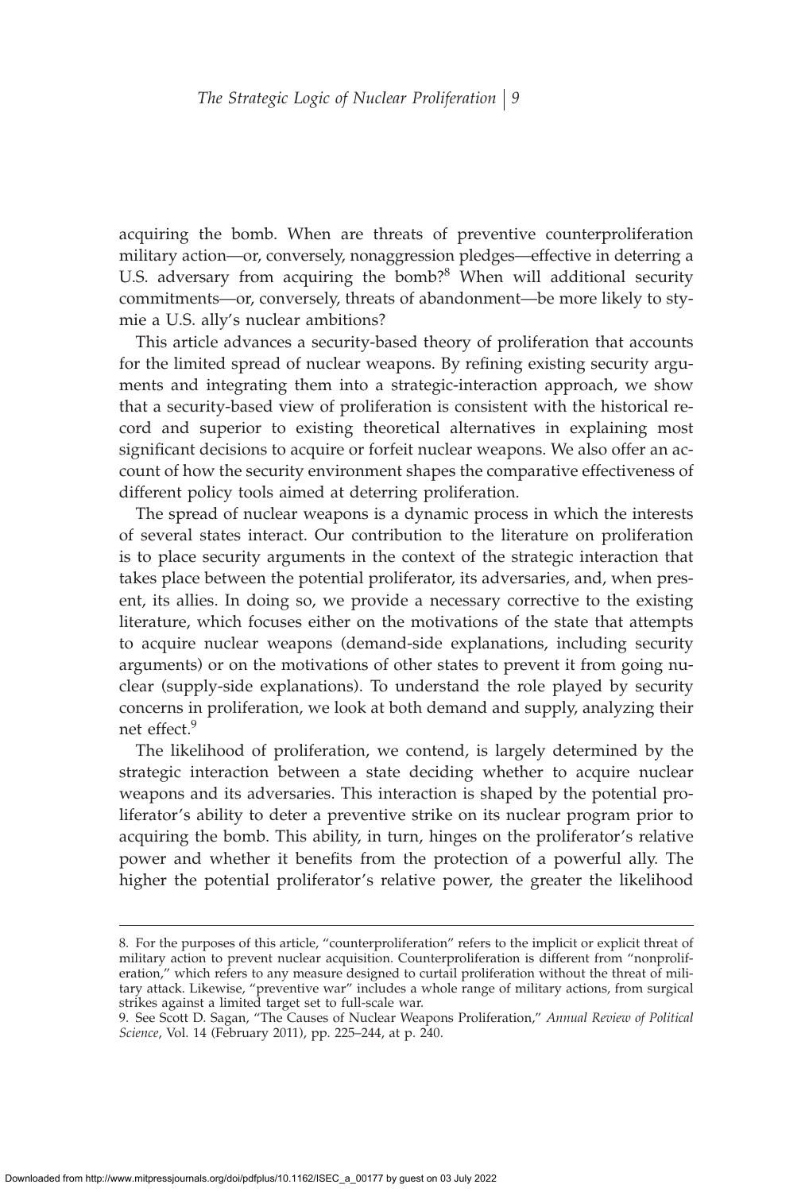acquiring the bomb. When are threats of preventive counterproliferation military action—or, conversely, nonaggression pledges—effective in deterring a U.S. adversary from acquiring the bomb?[8] When will additional security commitments—or, conversely, threats of abandonment—be more likely to stymie a U.S. ally's nuclear ambitions?

This article advances a security-based theory of proliferation that accounts for the limited spread of nuclear weapons. By refining existing security arguments and integrating them into a strategic-interaction approach, we show that a security-based view of proliferation is consistent with the historical record and superior to existing theoretical alternatives in explaining most significant decisions to acquire or forfeit nuclear weapons. We also offer an account of how the security environment shapes the comparative effectiveness of different policy tools aimed at deterring proliferation.

The spread of nuclear weapons is a dynamic process in which the interests of several states interact. Our contribution to the literature on proliferation is to place security arguments in the context of the strategic interaction that takes place between the potential proliferator, its adversaries, and, when present, its allies. In doing so, we provide a necessary corrective to the existing literature, which focuses either on the motivations of the state that attempts to acquire nuclear weapons (demand-side explanations, including security arguments) or on the motivations of other states to prevent it from going nuclear (supply-side explanations). To understand the role played by security concerns in proliferation, we look at both demand and supply, analyzing their net effect.[9]

The likelihood of proliferation, we contend, is largely determined by the strategic interaction between a state deciding whether to acquire nuclear weapons and its adversaries. This interaction is shaped by the potential proliferator's ability to deter a preventive strike on its nuclear program prior to acquiring the bomb. This ability, in turn, hinges on the proliferator's relative power and whether it benefits from the protection of a powerful ally. The higher the potential proliferator's relative power, the greater the likelihood

---

8. For the purposes of this article, "counterproliferation" refers to the implicit or explicit threat of military action to prevent nuclear acquisition. Counterproliferation is different from "nonproliferation," which refers to any measure designed to curtail proliferation without the threat of military attack. Likewise, "preventive war" includes a whole range of military actions, from surgical strikes against a limited target set to full-scale war.

9. See Scott D. Sagan, "The Causes of Nuclear Weapons Proliferation," *Annual Review of Political Science*, Vol. 14 (February 2011), pp. 225–244, at p. 240.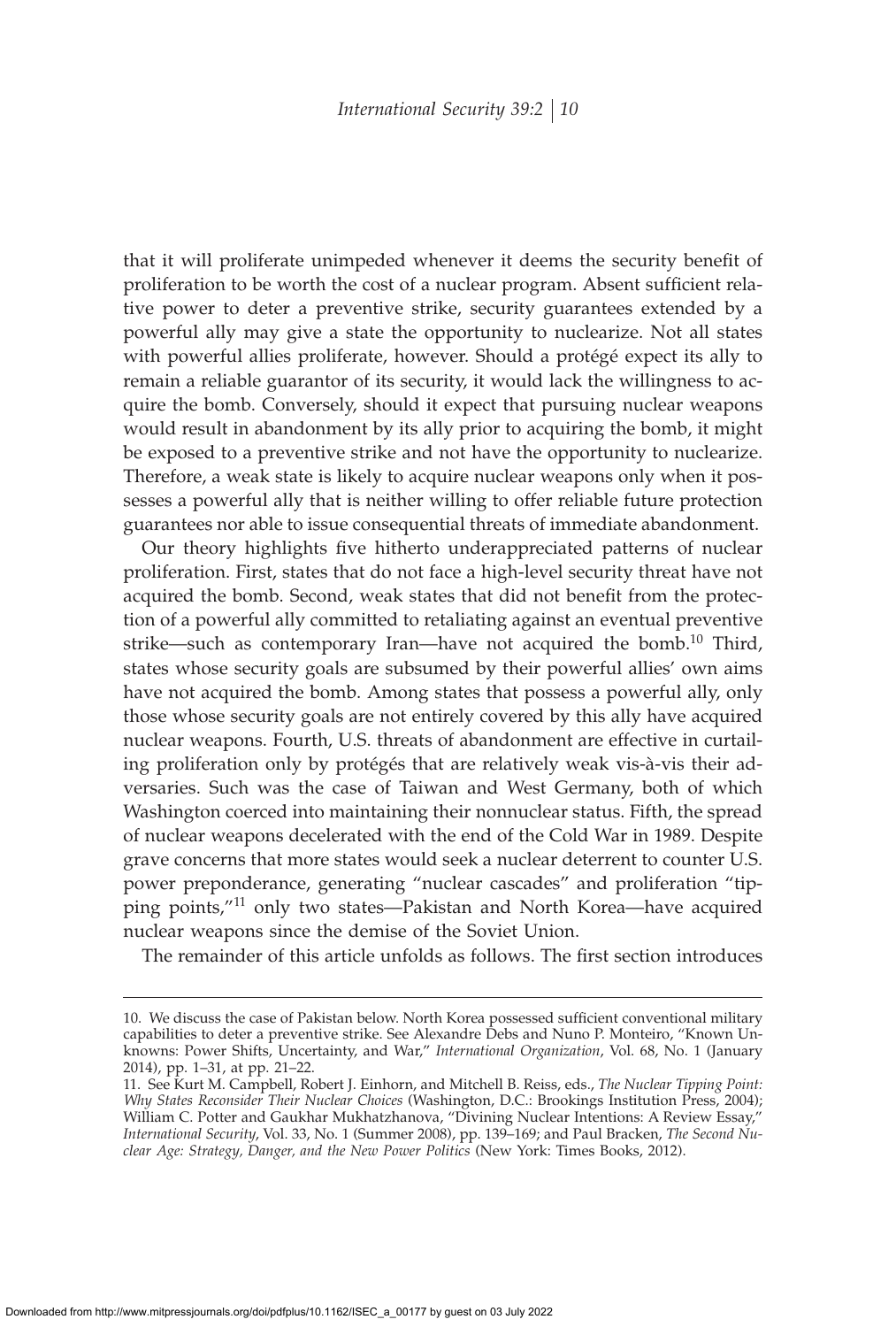that it will proliferate unimpeded whenever it deems the security benefit of proliferation to be worth the cost of a nuclear program. Absent sufficient relative power to deter a preventive strike, security guarantees extended by a powerful ally may give a state the opportunity to nuclearize. Not all states with powerful allies proliferate, however. Should a protégé expect its ally to remain a reliable guarantor of its security, it would lack the willingness to acquire the bomb. Conversely, should it expect that pursuing nuclear weapons would result in abandonment by its ally prior to acquiring the bomb, it might be exposed to a preventive strike and not have the opportunity to nuclearize. Therefore, a weak state is likely to acquire nuclear weapons only when it possesses a powerful ally that is neither willing to offer reliable future protection guarantees nor able to issue consequential threats of immediate abandonment.

Our theory highlights five hitherto underappreciated patterns of nuclear proliferation. First, states that do not face a high-level security threat have not acquired the bomb. Second, weak states that did not benefit from the protection of a powerful ally committed to retaliating against an eventual preventive strike—such as contemporary Iran—have not acquired the bomb.[10] Third, states whose security goals are subsumed by their powerful allies' own aims have not acquired the bomb. Among states that possess a powerful ally, only those whose security goals are not entirely covered by this ally have acquired nuclear weapons. Fourth, U.S. threats of abandonment are effective in curtailing proliferation only by protégés that are relatively weak vis-à-vis their adversaries. Such was the case of Taiwan and West Germany, both of which Washington coerced into maintaining their nonnuclear status. Fifth, the spread of nuclear weapons decelerated with the end of the Cold War in 1989. Despite grave concerns that more states would seek a nuclear deterrent to counter U.S. power preponderance, generating "nuclear cascades" and proliferation "tipping points,"[11] only two states—Pakistan and North Korea—have acquired nuclear weapons since the demise of the Soviet Union.

The remainder of this article unfolds as follows. The first section introduces

10. We discuss the case of Pakistan below. North Korea possessed sufficient conventional military capabilities to deter a preventive strike. See Alexandre Debs and Nuno P. Monteiro, "Known Unknowns: Power Shifts, Uncertainty, and War," *International Organization*, Vol. 68, No. 1 (January 2014), pp. 1–31, at pp. 21–22.

11. See Kurt M. Campbell, Robert J. Einhorn, and Mitchell B. Reiss, eds., *The Nuclear Tipping Point: Why States Reconsider Their Nuclear Choices* (Washington, D.C.: Brookings Institution Press, 2004); William C. Potter and Gaukhar Mukhatzhanova, "Divining Nuclear Intentions: A Review Essay," *International Security*, Vol. 33, No. 1 (Summer 2008), pp. 139–169; and Paul Bracken, *The Second Nuclear Age: Strategy, Danger, and the New Power Politics* (New York: Times Books, 2012).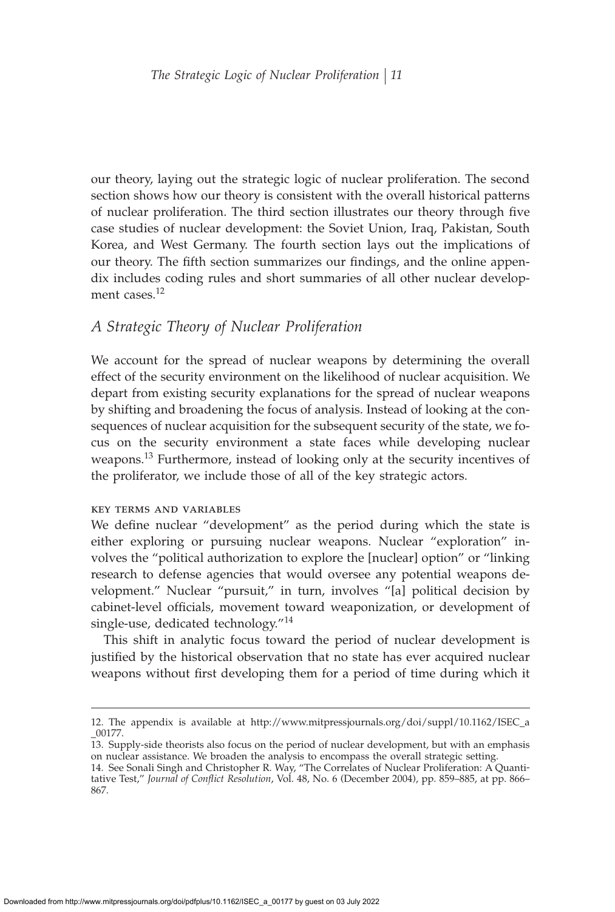our theory, laying out the strategic logic of nuclear proliferation. The second section shows how our theory is consistent with the overall historical patterns of nuclear proliferation. The third section illustrates our theory through five case studies of nuclear development: the Soviet Union, Iraq, Pakistan, South Korea, and West Germany. The fourth section lays out the implications of our theory. The fifth section summarizes our findings, and the online appendix includes coding rules and short summaries of all other nuclear development cases.[12]

## *A Strategic Theory of Nuclear Proliferation*

We account for the spread of nuclear weapons by determining the overall effect of the security environment on the likelihood of nuclear acquisition. We depart from existing security explanations for the spread of nuclear weapons by shifting and broadening the focus of analysis. Instead of looking at the consequences of nuclear acquisition for the subsequent security of the state, we focus on the security environment a state faces while developing nuclear weapons.[13] Furthermore, instead of looking only at the security incentives of the proliferator, we include those of all of the key strategic actors.

### KEY TERMS AND VARIABLES

We define nuclear "development" as the period during which the state is either exploring or pursuing nuclear weapons. Nuclear "exploration" involves the "political authorization to explore the [nuclear] option" or "linking research to defense agencies that would oversee any potential weapons development." Nuclear "pursuit," in turn, involves "[a] political decision by cabinet-level officials, movement toward weaponization, or development of single-use, dedicated technology."[14]

This shift in analytic focus toward the period of nuclear development is justified by the historical observation that no state has ever acquired nuclear weapons without first developing them for a period of time during which it

---

12. The appendix is available at http://www.mitpressjournals.org/doi/suppl/10.1162/ISEC_a_00177.

13. Supply-side theorists also focus on the period of nuclear development, but with an emphasis on nuclear assistance. We broaden the analysis to encompass the overall strategic setting.

14. See Sonali Singh and Christopher R. Way, "The Correlates of Nuclear Proliferation: A Quantitative Test," *Journal of Conflict Resolution*, Vol. 48, No. 6 (December 2004), pp. 859–885, at pp. 866–867.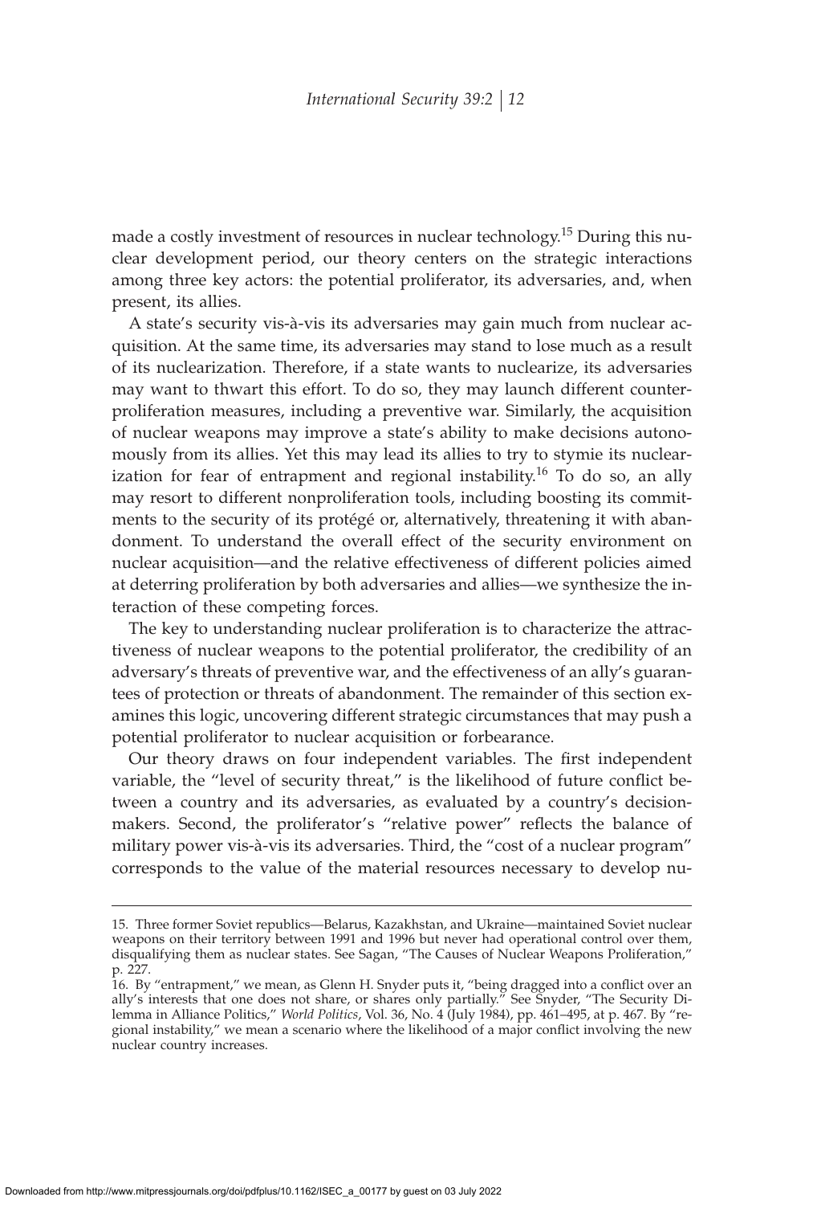made a costly investment of resources in nuclear technology.[15] During this nuclear development period, our theory centers on the strategic interactions among three key actors: the potential proliferator, its adversaries, and, when present, its allies.

A state's security vis-à-vis its adversaries may gain much from nuclear acquisition. At the same time, its adversaries may stand to lose much as a result of its nuclearization. Therefore, if a state wants to nuclearize, its adversaries may want to thwart this effort. To do so, they may launch different counterproliferation measures, including a preventive war. Similarly, the acquisition of nuclear weapons may improve a state's ability to make decisions autonomously from its allies. Yet this may lead its allies to try to stymie its nuclearization for fear of entrapment and regional instability.[16] To do so, an ally may resort to different nonproliferation tools, including boosting its commitments to the security of its protégé or, alternatively, threatening it with abandonment. To understand the overall effect of the security environment on nuclear acquisition—and the relative effectiveness of different policies aimed at deterring proliferation by both adversaries and allies—we synthesize the interaction of these competing forces.

The key to understanding nuclear proliferation is to characterize the attractiveness of nuclear weapons to the potential proliferator, the credibility of an adversary's threats of preventive war, and the effectiveness of an ally's guarantees of protection or threats of abandonment. The remainder of this section examines this logic, uncovering different strategic circumstances that may push a potential proliferator to nuclear acquisition or forbearance.

Our theory draws on four independent variables. The first independent variable, the "level of security threat," is the likelihood of future conflict between a country and its adversaries, as evaluated by a country's decisionmakers. Second, the proliferator's "relative power" reflects the balance of military power vis-à-vis its adversaries. Third, the "cost of a nuclear program" corresponds to the value of the material resources necessary to develop nu-

---

15. Three former Soviet republics—Belarus, Kazakhstan, and Ukraine—maintained Soviet nuclear weapons on their territory between 1991 and 1996 but never had operational control over them, disqualifying them as nuclear states. See Sagan, "The Causes of Nuclear Weapons Proliferation," p. 227.

16. By "entrapment," we mean, as Glenn H. Snyder puts it, "being dragged into a conflict over an ally's interests that one does not share, or shares only partially." See Snyder, "The Security Dilemma in Alliance Politics," *World Politics*, Vol. 36, No. 4 (July 1984), pp. 461–495, at p. 467. By "regional instability," we mean a scenario where the likelihood of a major conflict involving the new nuclear country increases.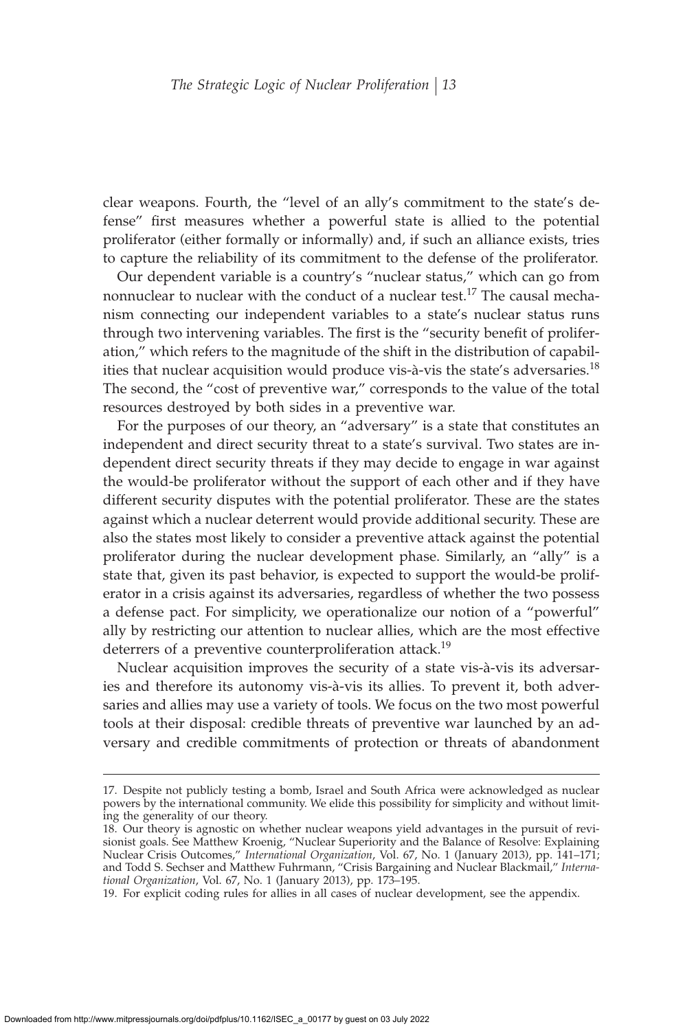clear weapons. Fourth, the "level of an ally's commitment to the state's defense" first measures whether a powerful state is allied to the potential proliferator (either formally or informally) and, if such an alliance exists, tries to capture the reliability of its commitment to the defense of the proliferator.

Our dependent variable is a country's "nuclear status," which can go from nonnuclear to nuclear with the conduct of a nuclear test.[17] The causal mechanism connecting our independent variables to a state's nuclear status runs through two intervening variables. The first is the "security benefit of proliferation," which refers to the magnitude of the shift in the distribution of capabilities that nuclear acquisition would produce vis-à-vis the state's adversaries.[18] The second, the "cost of preventive war," corresponds to the value of the total resources destroyed by both sides in a preventive war.

For the purposes of our theory, an "adversary" is a state that constitutes an independent and direct security threat to a state's survival. Two states are independent direct security threats if they may decide to engage in war against the would-be proliferator without the support of each other and if they have different security disputes with the potential proliferator. These are the states against which a nuclear deterrent would provide additional security. These are also the states most likely to consider a preventive attack against the potential proliferator during the nuclear development phase. Similarly, an "ally" is a state that, given its past behavior, is expected to support the would-be proliferator in a crisis against its adversaries, regardless of whether the two possess a defense pact. For simplicity, we operationalize our notion of a "powerful" ally by restricting our attention to nuclear allies, which are the most effective deterrers of a preventive counterproliferation attack.[19]

Nuclear acquisition improves the security of a state vis-à-vis its adversaries and therefore its autonomy vis-à-vis its allies. To prevent it, both adversaries and allies may use a variety of tools. We focus on the two most powerful tools at their disposal: credible threats of preventive war launched by an adversary and credible commitments of protection or threats of abandonment

---

17. Despite not publicly testing a bomb, Israel and South Africa were acknowledged as nuclear powers by the international community. We elide this possibility for simplicity and without limiting the generality of our theory.

18. Our theory is agnostic on whether nuclear weapons yield advantages in the pursuit of revisionist goals. See Matthew Kroenig, "Nuclear Superiority and the Balance of Resolve: Explaining Nuclear Crisis Outcomes," *International Organization*, Vol. 67, No. 1 (January 2013), pp. 141–171; and Todd S. Sechser and Matthew Fuhrmann, "Crisis Bargaining and Nuclear Blackmail," *International Organization*, Vol. 67, No. 1 (January 2013), pp. 173–195.

19. For explicit coding rules for allies in all cases of nuclear development, see the appendix.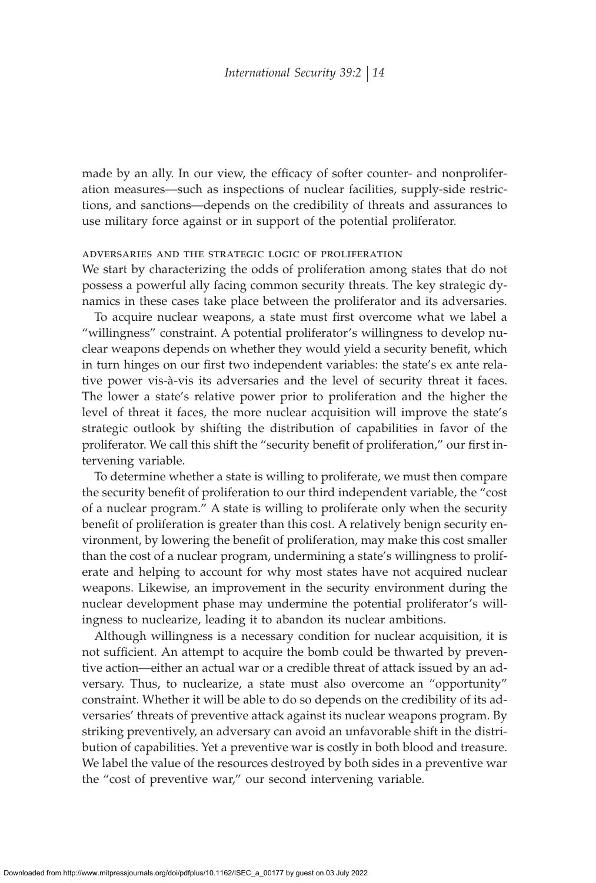made by an ally. In our view, the efficacy of softer counter- and nonproliferation measures—such as inspections of nuclear facilities, supply-side restrictions, and sanctions—depends on the credibility of threats and assurances to use military force against or in support of the potential proliferator.

### adversaries and the strategic logic of proliferation

We start by characterizing the odds of proliferation among states that do not possess a powerful ally facing common security threats. The key strategic dynamics in these cases take place between the proliferator and its adversaries.

To acquire nuclear weapons, a state must first overcome what we label a "willingness" constraint. A potential proliferator's willingness to develop nuclear weapons depends on whether they would yield a security benefit, which in turn hinges on our first two independent variables: the state's ex ante relative power vis-à-vis its adversaries and the level of security threat it faces. The lower a state's relative power prior to proliferation and the higher the level of threat it faces, the more nuclear acquisition will improve the state's strategic outlook by shifting the distribution of capabilities in favor of the proliferator. We call this shift the "security benefit of proliferation," our first intervening variable.

To determine whether a state is willing to proliferate, we must then compare the security benefit of proliferation to our third independent variable, the "cost of a nuclear program." A state is willing to proliferate only when the security benefit of proliferation is greater than this cost. A relatively benign security environment, by lowering the benefit of proliferation, may make this cost smaller than the cost of a nuclear program, undermining a state's willingness to proliferate and helping to account for why most states have not acquired nuclear weapons. Likewise, an improvement in the security environment during the nuclear development phase may undermine the potential proliferator's willingness to nuclearize, leading it to abandon its nuclear ambitions.

Although willingness is a necessary condition for nuclear acquisition, it is not sufficient. An attempt to acquire the bomb could be thwarted by preventive action—either an actual war or a credible threat of attack issued by an adversary. Thus, to nuclearize, a state must also overcome an "opportunity" constraint. Whether it will be able to do so depends on the credibility of its adversaries' threats of preventive attack against its nuclear weapons program. By striking preventively, an adversary can avoid an unfavorable shift in the distribution of capabilities. Yet a preventive war is costly in both blood and treasure. We label the value of the resources destroyed by both sides in a preventive war the "cost of preventive war," our second intervening variable.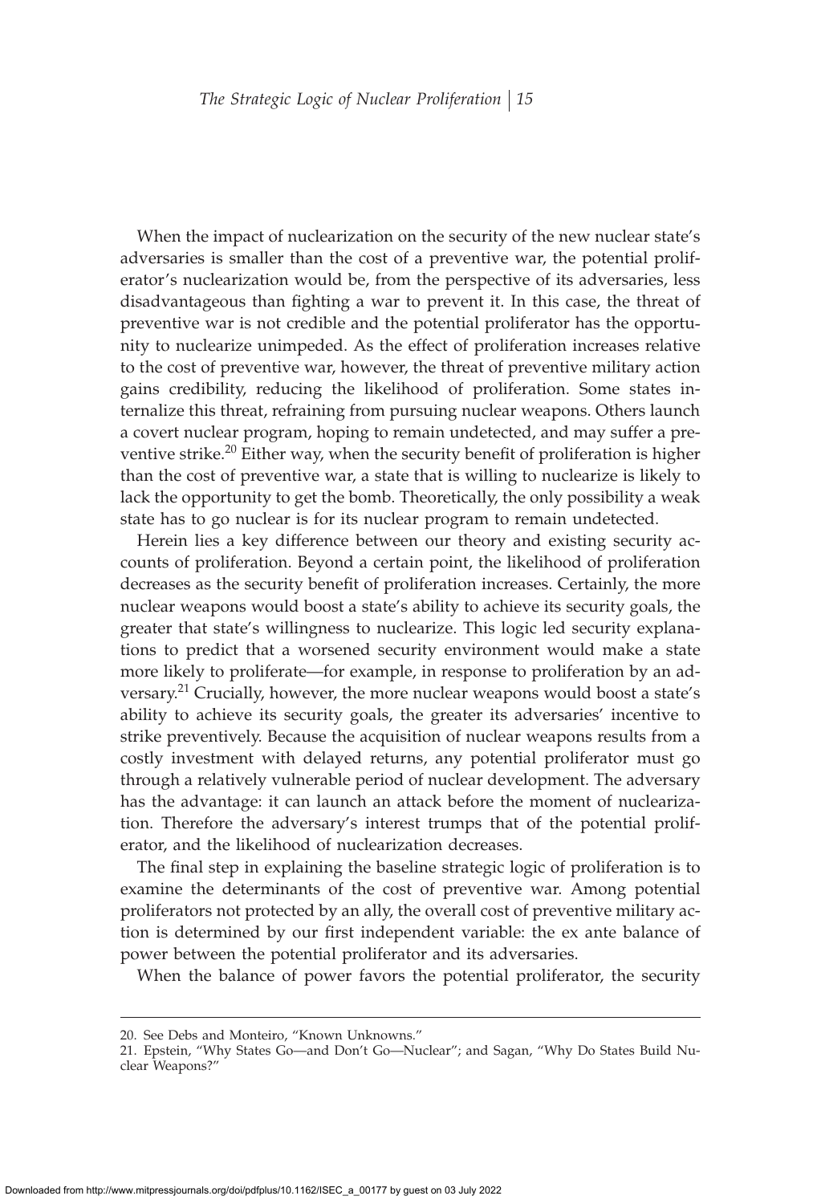When the impact of nuclearization on the security of the new nuclear state's adversaries is smaller than the cost of a preventive war, the potential proliferator's nuclearization would be, from the perspective of its adversaries, less disadvantageous than fighting a war to prevent it. In this case, the threat of preventive war is not credible and the potential proliferator has the opportunity to nuclearize unimpeded. As the effect of proliferation increases relative to the cost of preventive war, however, the threat of preventive military action gains credibility, reducing the likelihood of proliferation. Some states internalize this threat, refraining from pursuing nuclear weapons. Others launch a covert nuclear program, hoping to remain undetected, and may suffer a preventive strike.[20] Either way, when the security benefit of proliferation is higher than the cost of preventive war, a state that is willing to nuclearize is likely to lack the opportunity to get the bomb. Theoretically, the only possibility a weak state has to go nuclear is for its nuclear program to remain undetected.

Herein lies a key difference between our theory and existing security accounts of proliferation. Beyond a certain point, the likelihood of proliferation decreases as the security benefit of proliferation increases. Certainly, the more nuclear weapons would boost a state's ability to achieve its security goals, the greater that state's willingness to nuclearize. This logic led security explanations to predict that a worsened security environment would make a state more likely to proliferate—for example, in response to proliferation by an adversary.[21] Crucially, however, the more nuclear weapons would boost a state's ability to achieve its security goals, the greater its adversaries' incentive to strike preventively. Because the acquisition of nuclear weapons results from a costly investment with delayed returns, any potential proliferator must go through a relatively vulnerable period of nuclear development. The adversary has the advantage: it can launch an attack before the moment of nuclearization. Therefore the adversary's interest trumps that of the potential proliferator, and the likelihood of nuclearization decreases.

The final step in explaining the baseline strategic logic of proliferation is to examine the determinants of the cost of preventive war. Among potential proliferators not protected by an ally, the overall cost of preventive military action is determined by our first independent variable: the ex ante balance of power between the potential proliferator and its adversaries.

When the balance of power favors the potential proliferator, the security

20. See Debs and Monteiro, "Known Unknowns."

21. Epstein, "Why States Go—and Don't Go—Nuclear"; and Sagan, "Why Do States Build Nuclear Weapons?"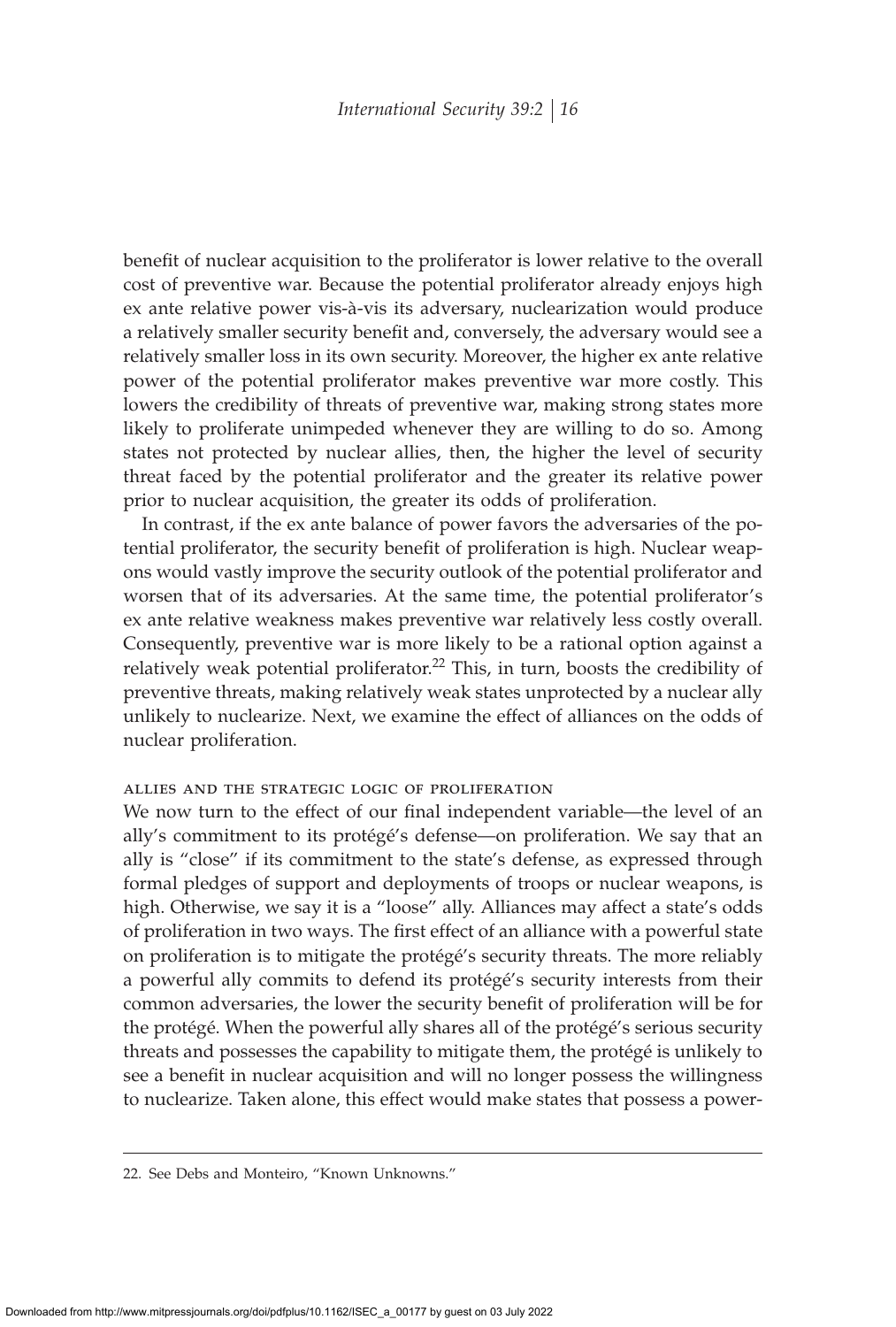benefit of nuclear acquisition to the proliferator is lower relative to the overall cost of preventive war. Because the potential proliferator already enjoys high ex ante relative power vis-à-vis its adversary, nuclearization would produce a relatively smaller security benefit and, conversely, the adversary would see a relatively smaller loss in its own security. Moreover, the higher ex ante relative power of the potential proliferator makes preventive war more costly. This lowers the credibility of threats of preventive war, making strong states more likely to proliferate unimpeded whenever they are willing to do so. Among states not protected by nuclear allies, then, the higher the level of security threat faced by the potential proliferator and the greater its relative power prior to nuclear acquisition, the greater its odds of proliferation.

In contrast, if the ex ante balance of power favors the adversaries of the potential proliferator, the security benefit of proliferation is high. Nuclear weapons would vastly improve the security outlook of the potential proliferator and worsen that of its adversaries. At the same time, the potential proliferator's ex ante relative weakness makes preventive war relatively less costly overall. Consequently, preventive war is more likely to be a rational option against a relatively weak potential proliferator.[22] This, in turn, boosts the credibility of preventive threats, making relatively weak states unprotected by a nuclear ally unlikely to nuclearize. Next, we examine the effect of alliances on the odds of nuclear proliferation.

### ALLIES AND THE STRATEGIC LOGIC OF PROLIFERATION

We now turn to the effect of our final independent variable—the level of an ally's commitment to its protégé's defense—on proliferation. We say that an ally is "close" if its commitment to the state's defense, as expressed through formal pledges of support and deployments of troops or nuclear weapons, is high. Otherwise, we say it is a "loose" ally. Alliances may affect a state's odds of proliferation in two ways. The first effect of an alliance with a powerful state on proliferation is to mitigate the protégé's security threats. The more reliably a powerful ally commits to defend its protégé's security interests from their common adversaries, the lower the security benefit of proliferation will be for the protégé. When the powerful ally shares all of the protégé's serious security threats and possesses the capability to mitigate them, the protégé is unlikely to see a benefit in nuclear acquisition and will no longer possess the willingness to nuclearize. Taken alone, this effect would make states that possess a power-

22. See Debs and Monteiro, "Known Unknowns."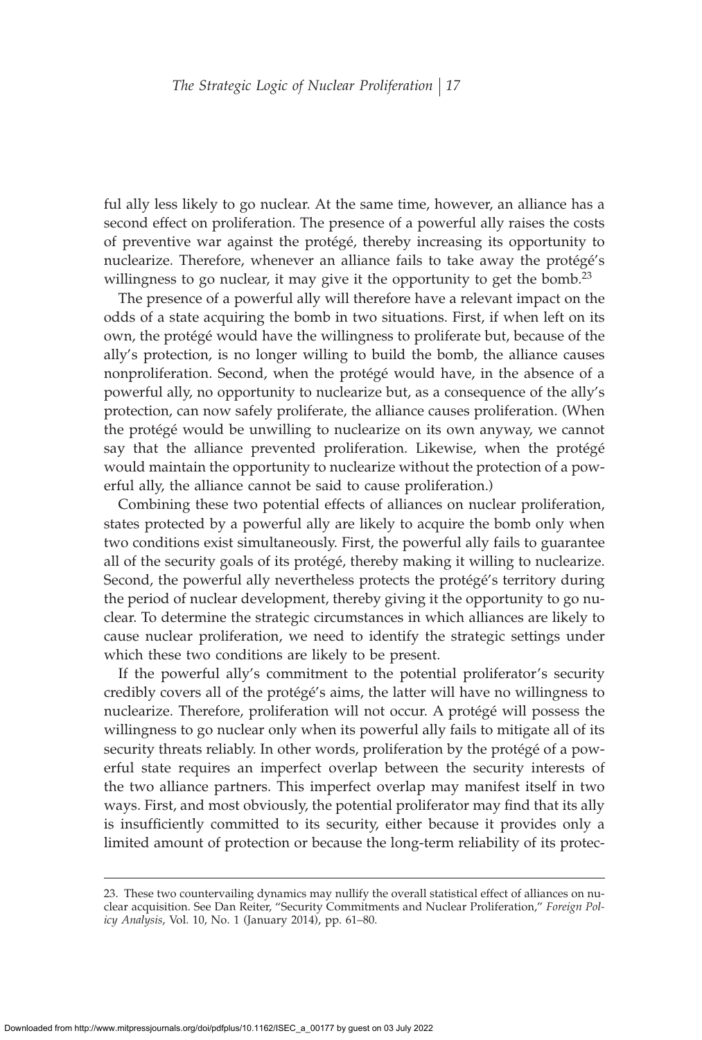ful ally less likely to go nuclear. At the same time, however, an alliance has a second effect on proliferation. The presence of a powerful ally raises the costs of preventive war against the protégé, thereby increasing its opportunity to nuclearize. Therefore, whenever an alliance fails to take away the protégé's willingness to go nuclear, it may give it the opportunity to get the bomb.[23]

The presence of a powerful ally will therefore have a relevant impact on the odds of a state acquiring the bomb in two situations. First, if when left on its own, the protégé would have the willingness to proliferate but, because of the ally's protection, is no longer willing to build the bomb, the alliance causes nonproliferation. Second, when the protégé would have, in the absence of a powerful ally, no opportunity to nuclearize but, as a consequence of the ally's protection, can now safely proliferate, the alliance causes proliferation. (When the protégé would be unwilling to nuclearize on its own anyway, we cannot say that the alliance prevented proliferation. Likewise, when the protégé would maintain the opportunity to nuclearize without the protection of a powerful ally, the alliance cannot be said to cause proliferation.)

Combining these two potential effects of alliances on nuclear proliferation, states protected by a powerful ally are likely to acquire the bomb only when two conditions exist simultaneously. First, the powerful ally fails to guarantee all of the security goals of its protégé, thereby making it willing to nuclearize. Second, the powerful ally nevertheless protects the protégé's territory during the period of nuclear development, thereby giving it the opportunity to go nuclear. To determine the strategic circumstances in which alliances are likely to cause nuclear proliferation, we need to identify the strategic settings under which these two conditions are likely to be present.

If the powerful ally's commitment to the potential proliferator's security credibly covers all of the protégé's aims, the latter will have no willingness to nuclearize. Therefore, proliferation will not occur. A protégé will possess the willingness to go nuclear only when its powerful ally fails to mitigate all of its security threats reliably. In other words, proliferation by the protégé of a powerful state requires an imperfect overlap between the security interests of the two alliance partners. This imperfect overlap may manifest itself in two ways. First, and most obviously, the potential proliferator may find that its ally is insufficiently committed to its security, either because it provides only a limited amount of protection or because the long-term reliability of its protec-

23. These two countervailing dynamics may nullify the overall statistical effect of alliances on nuclear acquisition. See Dan Reiter, "Security Commitments and Nuclear Proliferation," *Foreign Policy Analysis*, Vol. 10, No. 1 (January 2014), pp. 61–80.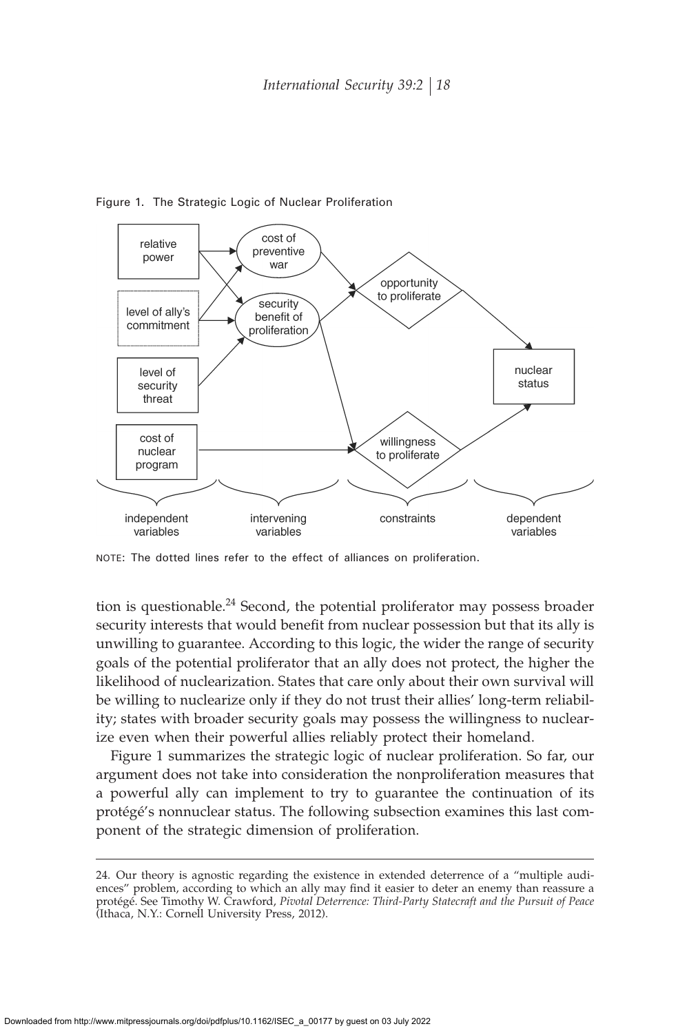Figure 1. The Strategic Logic of Nuclear Proliferation

NOTE: The dotted lines refer to the effect of alliances on proliferation.

tion is questionable.[24] Second, the potential proliferator may possess broader security interests that would benefit from nuclear possession but that its ally is unwilling to guarantee. According to this logic, the wider the range of security goals of the potential proliferator that an ally does not protect, the higher the likelihood of nuclearization. States that care only about their own survival will be willing to nuclearize only if they do not trust their allies' long-term reliability; states with broader security goals may possess the willingness to nuclearize even when their powerful allies reliably protect their homeland.

Figure 1 summarizes the strategic logic of nuclear proliferation. So far, our argument does not take into consideration the nonproliferation measures that a powerful ally can implement to try to guarantee the continuation of its protégé's nonnuclear status. The following subsection examines this last component of the strategic dimension of proliferation.

---

24. Our theory is agnostic regarding the existence in extended deterrence of a "multiple audiences" problem, according to which an ally may find it easier to deter an enemy than reassure a protégé. See Timothy W. Crawford, *Pivotal Deterrence: Third-Party Statecraft and the Pursuit of Peace* (Ithaca, N.Y.: Cornell University Press, 2012).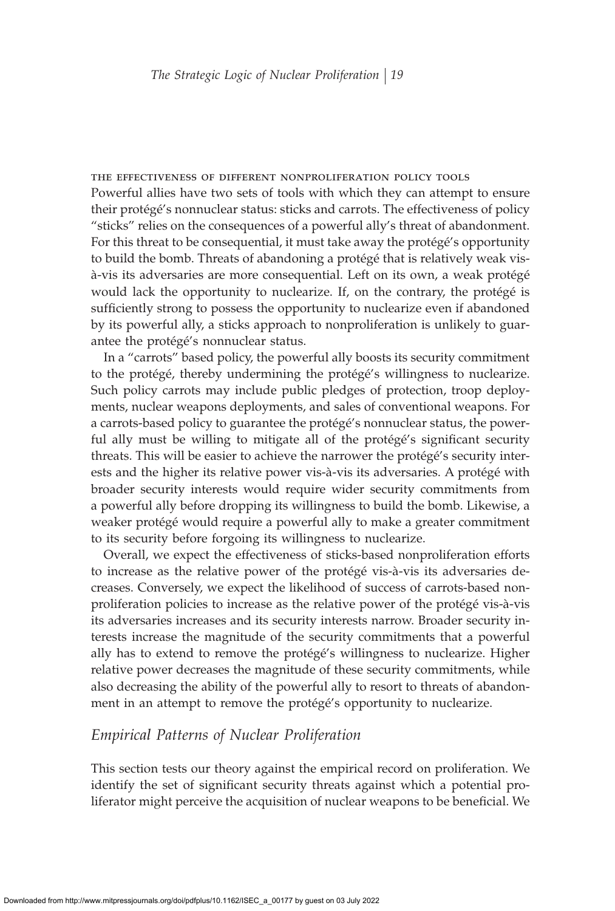### THE EFFECTIVENESS OF DIFFERENT NONPROLIFERATION POLICY TOOLS

Powerful allies have two sets of tools with which they can attempt to ensure their protégé's nonnuclear status: sticks and carrots. The effectiveness of policy "sticks" relies on the consequences of a powerful ally's threat of abandonment. For this threat to be consequential, it must take away the protégé's opportunity to build the bomb. Threats of abandoning a protégé that is relatively weak vis-à-vis its adversaries are more consequential. Left on its own, a weak protégé would lack the opportunity to nuclearize. If, on the contrary, the protégé is sufficiently strong to possess the opportunity to nuclearize even if abandoned by its powerful ally, a sticks approach to nonproliferation is unlikely to guarantee the protégé's nonnuclear status.

In a "carrots" based policy, the powerful ally boosts its security commitment to the protégé, thereby undermining the protégé's willingness to nuclearize. Such policy carrots may include public pledges of protection, troop deployments, nuclear weapons deployments, and sales of conventional weapons. For a carrots-based policy to guarantee the protégé's nonnuclear status, the powerful ally must be willing to mitigate all of the protégé's significant security threats. This will be easier to achieve the narrower the protégé's security interests and the higher its relative power vis-à-vis its adversaries. A protégé with broader security interests would require wider security commitments from a powerful ally before dropping its willingness to build the bomb. Likewise, a weaker protégé would require a powerful ally to make a greater commitment to its security before forgoing its willingness to nuclearize.

Overall, we expect the effectiveness of sticks-based nonproliferation efforts to increase as the relative power of the protégé vis-à-vis its adversaries decreases. Conversely, we expect the likelihood of success of carrots-based nonproliferation policies to increase as the relative power of the protégé vis-à-vis its adversaries increases and its security interests narrow. Broader security interests increase the magnitude of the security commitments that a powerful ally has to extend to remove the protégé's willingness to nuclearize. Higher relative power decreases the magnitude of these security commitments, while also decreasing the ability of the powerful ally to resort to threats of abandonment in an attempt to remove the protégé's opportunity to nuclearize.

## *Empirical Patterns of Nuclear Proliferation*

This section tests our theory against the empirical record on proliferation. We identify the set of significant security threats against which a potential proliferator might perceive the acquisition of nuclear weapons to be beneficial. We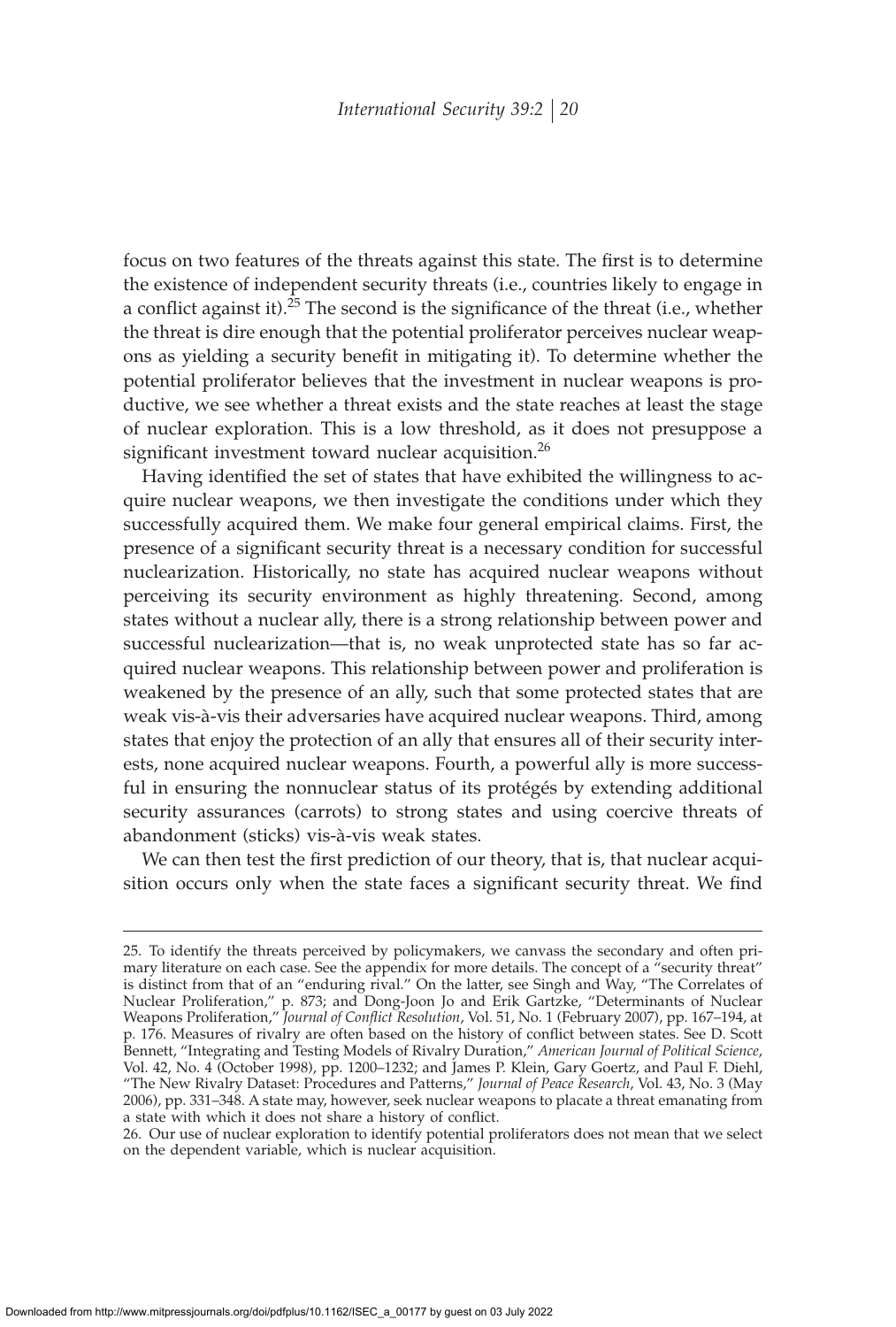focus on two features of the threats against this state. The first is to determine the existence of independent security threats (i.e., countries likely to engage in a conflict against it).[25] The second is the significance of the threat (i.e., whether the threat is dire enough that the potential proliferator perceives nuclear weapons as yielding a security benefit in mitigating it). To determine whether the potential proliferator believes that the investment in nuclear weapons is productive, we see whether a threat exists and the state reaches at least the stage of nuclear exploration. This is a low threshold, as it does not presuppose a significant investment toward nuclear acquisition.[26]

Having identified the set of states that have exhibited the willingness to acquire nuclear weapons, we then investigate the conditions under which they successfully acquired them. We make four general empirical claims. First, the presence of a significant security threat is a necessary condition for successful nuclearization. Historically, no state has acquired nuclear weapons without perceiving its security environment as highly threatening. Second, among states without a nuclear ally, there is a strong relationship between power and successful nuclearization—that is, no weak unprotected state has so far acquired nuclear weapons. This relationship between power and proliferation is weakened by the presence of an ally, such that some protected states that are weak vis-à-vis their adversaries have acquired nuclear weapons. Third, among states that enjoy the protection of an ally that ensures all of their security interests, none acquired nuclear weapons. Fourth, a powerful ally is more successful in ensuring the nonnuclear status of its protégés by extending additional security assurances (carrots) to strong states and using coercive threats of abandonment (sticks) vis-à-vis weak states.

We can then test the first prediction of our theory, that is, that nuclear acquisition occurs only when the state faces a significant security threat. We find

---

25. To identify the threats perceived by policymakers, we canvass the secondary and often primary literature on each case. See the appendix for more details. The concept of a "security threat" is distinct from that of an "enduring rival." On the latter, see Singh and Way, "The Correlates of Nuclear Proliferation," p. 873; and Dong-Joon Jo and Erik Gartzke, "Determinants of Nuclear Weapons Proliferation," *Journal of Conflict Resolution*, Vol. 51, No. 1 (February 2007), pp. 167–194, at p. 176. Measures of rivalry are often based on the history of conflict between states. See D. Scott Bennett, "Integrating and Testing Models of Rivalry Duration," *American Journal of Political Science*, Vol. 42, No. 4 (October 1998), pp. 1200–1232; and James P. Klein, Gary Goertz, and Paul F. Diehl, "The New Rivalry Dataset: Procedures and Patterns," *Journal of Peace Research*, Vol. 43, No. 3 (May 2006), pp. 331–348. A state may, however, seek nuclear weapons to placate a threat emanating from a state with which it does not share a history of conflict.

26. Our use of nuclear exploration to identify potential proliferators does not mean that we select on the dependent variable, which is nuclear acquisition.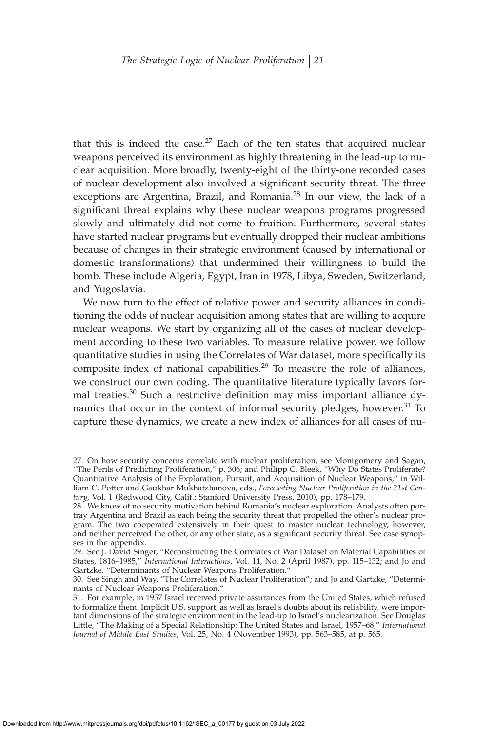that this is indeed the case.[27] Each of the ten states that acquired nuclear weapons perceived its environment as highly threatening in the lead-up to nuclear acquisition. More broadly, twenty-eight of the thirty-one recorded cases of nuclear development also involved a significant security threat. The three exceptions are Argentina, Brazil, and Romania.[28] In our view, the lack of a significant threat explains why these nuclear weapons programs progressed slowly and ultimately did not come to fruition. Furthermore, several states have started nuclear programs but eventually dropped their nuclear ambitions because of changes in their strategic environment (caused by international or domestic transformations) that undermined their willingness to build the bomb. These include Algeria, Egypt, Iran in 1978, Libya, Sweden, Switzerland, and Yugoslavia.

We now turn to the effect of relative power and security alliances in conditioning the odds of nuclear acquisition among states that are willing to acquire nuclear weapons. We start by organizing all of the cases of nuclear development according to these two variables. To measure relative power, we follow quantitative studies in using the Correlates of War dataset, more specifically its composite index of national capabilities.[29] To measure the role of alliances, we construct our own coding. The quantitative literature typically favors formal treaties.[30] Such a restrictive definition may miss important alliance dynamics that occur in the context of informal security pledges, however.[31] To capture these dynamics, we create a new index of alliances for all cases of nu-

---

27. On how security concerns correlate with nuclear proliferation, see Montgomery and Sagan, "The Perils of Predicting Proliferation," p. 306; and Philipp C. Bleek, "Why Do States Proliferate? Quantitative Analysis of the Exploration, Pursuit, and Acquisition of Nuclear Weapons," in William C. Potter and Gaukhar Mukhatzhanova, eds., *Forecasting Nuclear Proliferation in the 21st Century*, Vol. 1 (Redwood City, Calif.: Stanford University Press, 2010), pp. 178–179.

28. We know of no security motivation behind Romania's nuclear exploration. Analysts often portray Argentina and Brazil as each being the security threat that propelled the other's nuclear program. The two cooperated extensively in their quest to master nuclear technology, however, and neither perceived the other, or any other state, as a significant security threat. See case synopses in the appendix.

29. See J. David Singer, "Reconstructing the Correlates of War Dataset on Material Capabilities of States, 1816–1985," *International Interactions*, Vol. 14, No. 2 (April 1987), pp. 115–132; and Jo and Gartzke, "Determinants of Nuclear Weapons Proliferation."

30. See Singh and Way, "The Correlates of Nuclear Proliferation"; and Jo and Gartzke, "Determinants of Nuclear Weapons Proliferation."

31. For example, in 1957 Israel received private assurances from the United States, which refused to formalize them. Implicit U.S. support, as well as Israel's doubts about its reliability, were important dimensions of the strategic environment in the lead-up to Israel's nuclearization. See Douglas Little, "The Making of a Special Relationship: The United States and Israel, 1957–68," *International Journal of Middle East Studies*, Vol. 25, No. 4 (November 1993), pp. 563–585, at p. 565.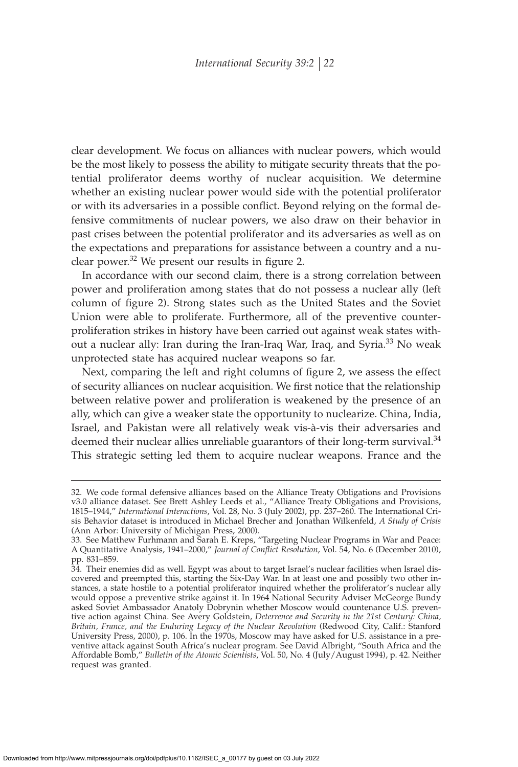clear development. We focus on alliances with nuclear powers, which would be the most likely to possess the ability to mitigate security threats that the potential proliferator deems worthy of nuclear acquisition. We determine whether an existing nuclear power would side with the potential proliferator or with its adversaries in a possible conflict. Beyond relying on the formal defensive commitments of nuclear powers, we also draw on their behavior in past crises between the potential proliferator and its adversaries as well as on the expectations and preparations for assistance between a country and a nuclear power.[32] We present our results in figure 2.

In accordance with our second claim, there is a strong correlation between power and proliferation among states that do not possess a nuclear ally (left column of figure 2). Strong states such as the United States and the Soviet Union were able to proliferate. Furthermore, all of the preventive counterproliferation strikes in history have been carried out against weak states without a nuclear ally: Iran during the Iran-Iraq War, Iraq, and Syria.[33] No weak unprotected state has acquired nuclear weapons so far.

Next, comparing the left and right columns of figure 2, we assess the effect of security alliances on nuclear acquisition. We first notice that the relationship between relative power and proliferation is weakened by the presence of an ally, which can give a weaker state the opportunity to nuclearize. China, India, Israel, and Pakistan were all relatively weak vis-à-vis their adversaries and deemed their nuclear allies unreliable guarantors of their long-term survival.[34] This strategic setting led them to acquire nuclear weapons. France and the

32. We code formal defensive alliances based on the Alliance Treaty Obligations and Provisions v3.0 alliance dataset. See Brett Ashley Leeds et al., "Alliance Treaty Obligations and Provisions, 1815–1944," *International Interactions*, Vol. 28, No. 3 (July 2002), pp. 237–260. The International Crisis Behavior dataset is introduced in Michael Brecher and Jonathan Wilkenfeld, *A Study of Crisis* (Ann Arbor: University of Michigan Press, 2000).

33. See Matthew Furhmann and Sarah E. Kreps, "Targeting Nuclear Programs in War and Peace: A Quantitative Analysis, 1941–2000," *Journal of Conflict Resolution*, Vol. 54, No. 6 (December 2010), pp. 831–859.

34. Their enemies did as well. Egypt was about to target Israel's nuclear facilities when Israel discovered and preempted this, starting the Six-Day War. In at least one and possibly two other instances, a state hostile to a potential proliferator inquired whether the proliferator's nuclear ally would oppose a preventive strike against it. In 1964 National Security Adviser McGeorge Bundy asked Soviet Ambassador Anatoly Dobrynin whether Moscow would countenance U.S. preventive action against China. See Avery Goldstein, *Deterrence and Security in the 21st Century: China, Britain, France, and the Enduring Legacy of the Nuclear Revolution* (Redwood City, Calif.: Stanford University Press, 2000), p. 106. In the 1970s, Moscow may have asked for U.S. assistance in a preventive attack against South Africa's nuclear program. See David Albright, "South Africa and the Affordable Bomb," *Bulletin of the Atomic Scientists*, Vol. 50, No. 4 (July/August 1994), p. 42. Neither request was granted.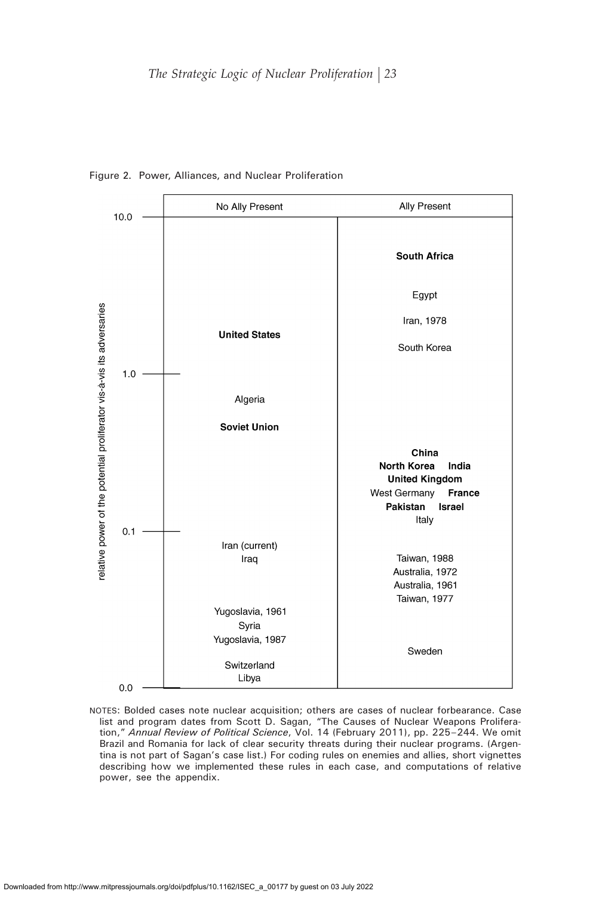Figure 2. Power, Alliances, and Nuclear Proliferation

| relative power of the potential proliferator vis-à-vis its adversaries | No Ally Present | Ally Present |
| --- | --- | --- |
| 10.0 | | |
| | | **South Africa** |
| | | Egypt |
| | | Iran, 1978 |
| | **United States** | |
| | | South Korea |
| 1.0 | | |
| | Algeria | |
| | **Soviet Union** | |
| | | **China** |
| | | **North Korea** **India** |
| | | **United Kingdom** |
| | | West Germany **France** |
| | | **Pakistan** **Israel** |
| | | Italy |
| 0.1 | | |
| | Iran (current) | |
| | Iraq | Taiwan, 1988 |
| | | Australia, 1972 |
| | | Australia, 1961 |
| | | Taiwan, 1977 |
| | Yugoslavia, 1961 | |
| | Syria | |
| | Yugoslavia, 1987 | |
| | | Sweden |
| | Switzerland | |
| | Libya | |
| 0.0 | | |

NOTES: Bolded cases note nuclear acquisition; others are cases of nuclear forbearance. Case list and program dates from Scott D. Sagan, "The Causes of Nuclear Weapons Proliferation," *Annual Review of Political Science*, Vol. 14 (February 2011), pp. 225–244. We omit Brazil and Romania for lack of clear security threats during their nuclear programs. (Argentina is not part of Sagan's case list.) For coding rules on enemies and allies, short vignettes describing how we implemented these rules in each case, and computations of relative power, see the appendix.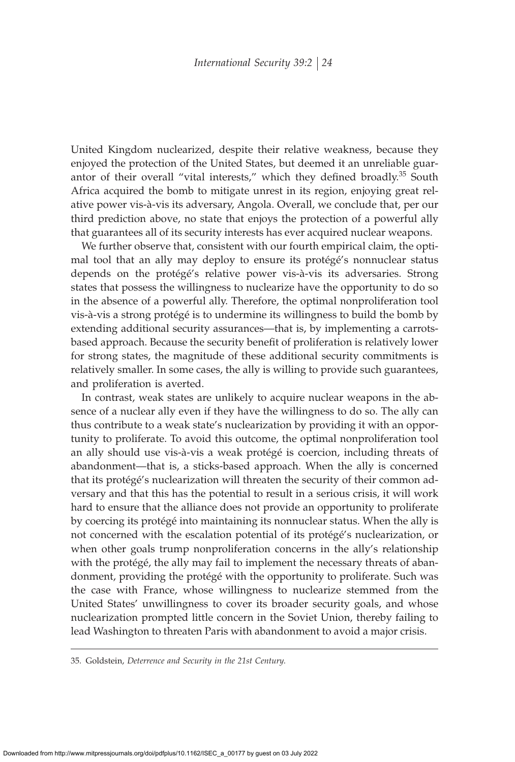United Kingdom nuclearized, despite their relative weakness, because they enjoyed the protection of the United States, but deemed it an unreliable guarantor of their overall "vital interests," which they defined broadly.[35] South Africa acquired the bomb to mitigate unrest in its region, enjoying great relative power vis-à-vis its adversary, Angola. Overall, we conclude that, per our third prediction above, no state that enjoys the protection of a powerful ally that guarantees all of its security interests has ever acquired nuclear weapons.

We further observe that, consistent with our fourth empirical claim, the optimal tool that an ally may deploy to ensure its protégé's nonnuclear status depends on the protégé's relative power vis-à-vis its adversaries. Strong states that possess the willingness to nuclearize have the opportunity to do so in the absence of a powerful ally. Therefore, the optimal nonproliferation tool vis-à-vis a strong protégé is to undermine its willingness to build the bomb by extending additional security assurances—that is, by implementing a carrots-based approach. Because the security benefit of proliferation is relatively lower for strong states, the magnitude of these additional security commitments is relatively smaller. In some cases, the ally is willing to provide such guarantees, and proliferation is averted.

In contrast, weak states are unlikely to acquire nuclear weapons in the absence of a nuclear ally even if they have the willingness to do so. The ally can thus contribute to a weak state's nuclearization by providing it with an opportunity to proliferate. To avoid this outcome, the optimal nonproliferation tool an ally should use vis-à-vis a weak protégé is coercion, including threats of abandonment—that is, a sticks-based approach. When the ally is concerned that its protégé's nuclearization will threaten the security of their common adversary and that this has the potential to result in a serious crisis, it will work hard to ensure that the alliance does not provide an opportunity to proliferate by coercing its protégé into maintaining its nonnuclear status. When the ally is not concerned with the escalation potential of its protégé's nuclearization, or when other goals trump nonproliferation concerns in the ally's relationship with the protégé, the ally may fail to implement the necessary threats of abandonment, providing the protégé with the opportunity to proliferate. Such was the case with France, whose willingness to nuclearize stemmed from the United States' unwillingness to cover its broader security goals, and whose nuclearization prompted little concern in the Soviet Union, thereby failing to lead Washington to threaten Paris with abandonment to avoid a major crisis.

---

35. Goldstein, *Deterrence and Security in the 21st Century.*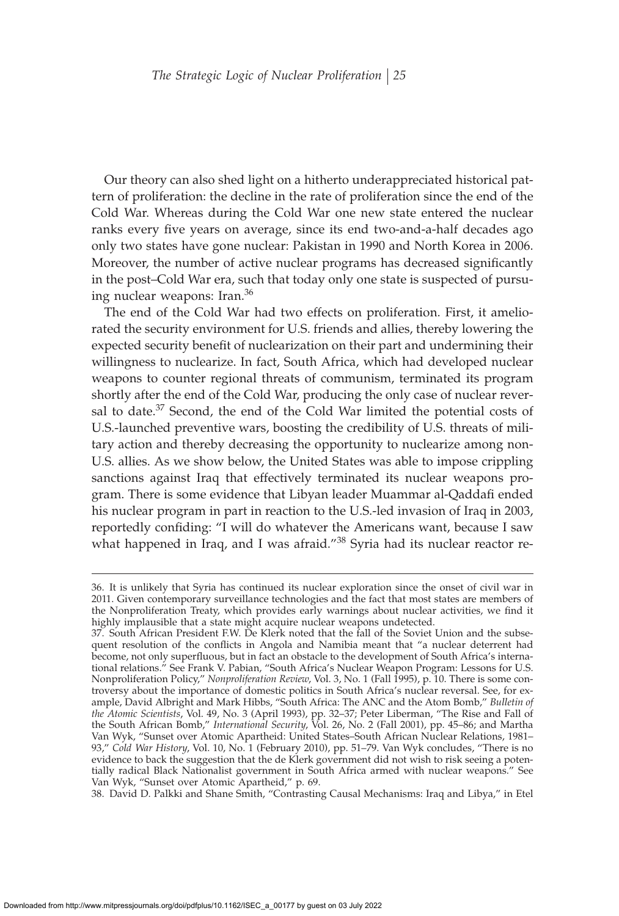Our theory can also shed light on a hitherto underappreciated historical pattern of proliferation: the decline in the rate of proliferation since the end of the Cold War. Whereas during the Cold War one new state entered the nuclear ranks every five years on average, since its end two-and-a-half decades ago only two states have gone nuclear: Pakistan in 1990 and North Korea in 2006. Moreover, the number of active nuclear programs has decreased significantly in the post–Cold War era, such that today only one state is suspected of pursuing nuclear weapons: Iran.[36]

The end of the Cold War had two effects on proliferation. First, it ameliorated the security environment for U.S. friends and allies, thereby lowering the expected security benefit of nuclearization on their part and undermining their willingness to nuclearize. In fact, South Africa, which had developed nuclear weapons to counter regional threats of communism, terminated its program shortly after the end of the Cold War, producing the only case of nuclear reversal to date.[37] Second, the end of the Cold War limited the potential costs of U.S.-launched preventive wars, boosting the credibility of U.S. threats of military action and thereby decreasing the opportunity to nuclearize among non-U.S. allies. As we show below, the United States was able to impose crippling sanctions against Iraq that effectively terminated its nuclear weapons program. There is some evidence that Libyan leader Muammar al-Qaddafi ended his nuclear program in part in reaction to the U.S.-led invasion of Iraq in 2003, reportedly confiding: "I will do whatever the Americans want, because I saw what happened in Iraq, and I was afraid."[38] Syria had its nuclear reactor re-

---

36. It is unlikely that Syria has continued its nuclear exploration since the onset of civil war in 2011. Given contemporary surveillance technologies and the fact that most states are members of the Nonproliferation Treaty, which provides early warnings about nuclear activities, we find it highly implausible that a state might acquire nuclear weapons undetected.

37. South African President F.W. De Klerk noted that the fall of the Soviet Union and the subsequent resolution of the conflicts in Angola and Namibia meant that "a nuclear deterrent had become, not only superfluous, but in fact an obstacle to the development of South Africa's international relations." See Frank V. Pabian, "South Africa's Nuclear Weapon Program: Lessons for U.S. Nonproliferation Policy," *Nonproliferation Review*, Vol. 3, No. 1 (Fall 1995), p. 10. There is some controversy about the importance of domestic politics in South Africa's nuclear reversal. See, for example, David Albright and Mark Hibbs, "South Africa: The ANC and the Atom Bomb," *Bulletin of the Atomic Scientists*, Vol. 49, No. 3 (April 1993), pp. 32–37; Peter Liberman, "The Rise and Fall of the South African Bomb," *International Security*, Vol. 26, No. 2 (Fall 2001), pp. 45–86; and Martha Van Wyk, "Sunset over Atomic Apartheid: United States–South African Nuclear Relations, 1981–93," *Cold War History*, Vol. 10, No. 1 (February 2010), pp. 51–79. Van Wyk concludes, "There is no evidence to back the suggestion that the de Klerk government did not wish to risk seeing a potentially radical Black Nationalist government in South Africa armed with nuclear weapons." See Van Wyk, "Sunset over Atomic Apartheid," p. 69.

38. David D. Palkki and Shane Smith, "Contrasting Causal Mechanisms: Iraq and Libya," in Etel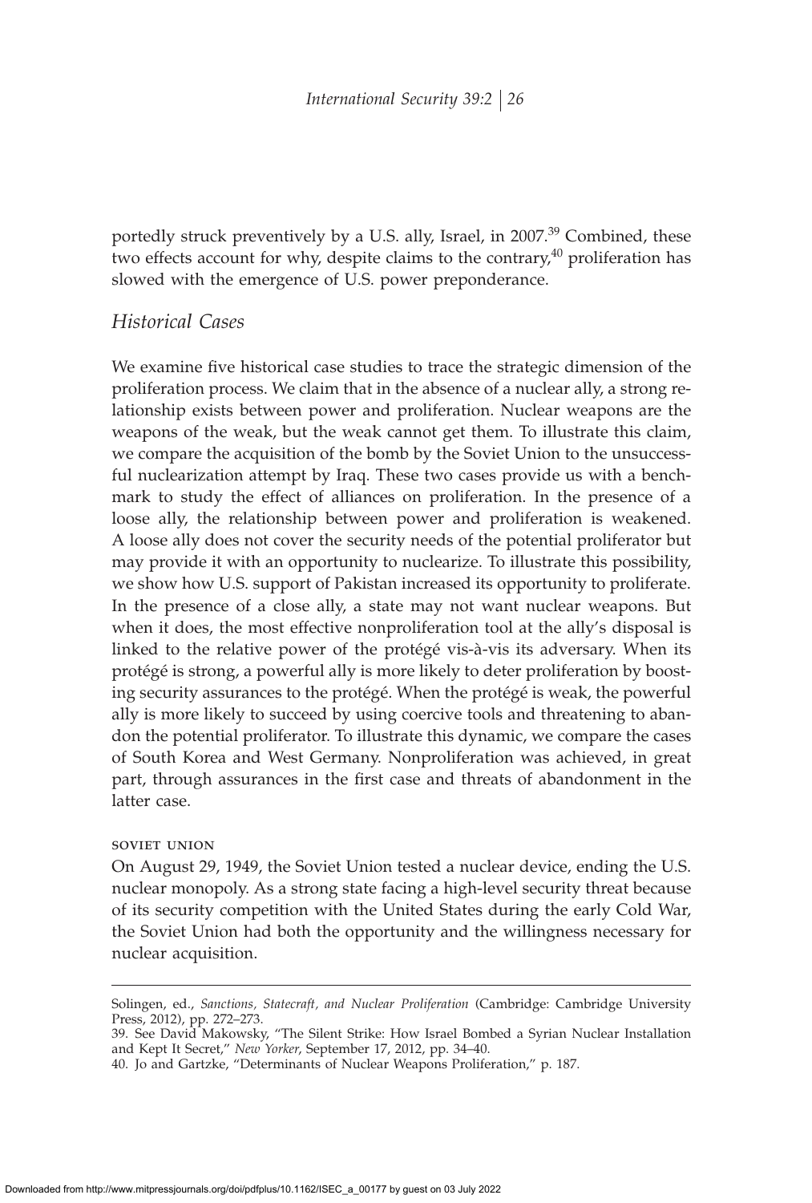portedly struck preventively by a U.S. ally, Israel, in 2007.[39] Combined, these two effects account for why, despite claims to the contrary,[40] proliferation has slowed with the emergence of U.S. power preponderance.

## *Historical Cases*

We examine five historical case studies to trace the strategic dimension of the proliferation process. We claim that in the absence of a nuclear ally, a strong relationship exists between power and proliferation. Nuclear weapons are the weapons of the weak, but the weak cannot get them. To illustrate this claim, we compare the acquisition of the bomb by the Soviet Union to the unsuccessful nuclearization attempt by Iraq. These two cases provide us with a benchmark to study the effect of alliances on proliferation. In the presence of a loose ally, the relationship between power and proliferation is weakened. A loose ally does not cover the security needs of the potential proliferator but may provide it with an opportunity to nuclearize. To illustrate this possibility, we show how U.S. support of Pakistan increased its opportunity to proliferate. In the presence of a close ally, a state may not want nuclear weapons. But when it does, the most effective nonproliferation tool at the ally's disposal is linked to the relative power of the protégé vis-à-vis its adversary. When its protégé is strong, a powerful ally is more likely to deter proliferation by boosting security assurances to the protégé. When the protégé is weak, the powerful ally is more likely to succeed by using coercive tools and threatening to abandon the potential proliferator. To illustrate this dynamic, we compare the cases of South Korea and West Germany. Nonproliferation was achieved, in great part, through assurances in the first case and threats of abandonment in the latter case.

### SOVIET UNION

On August 29, 1949, the Soviet Union tested a nuclear device, ending the U.S. nuclear monopoly. As a strong state facing a high-level security threat because of its security competition with the United States during the early Cold War, the Soviet Union had both the opportunity and the willingness necessary for nuclear acquisition.

---

Solingen, ed., *Sanctions, Statecraft, and Nuclear Proliferation* (Cambridge: Cambridge University Press, 2012), pp. 272–273.

39. See David Makowsky, "The Silent Strike: How Israel Bombed a Syrian Nuclear Installation and Kept It Secret," *New Yorker*, September 17, 2012, pp. 34–40.

40. Jo and Gartzke, "Determinants of Nuclear Weapons Proliferation," p. 187.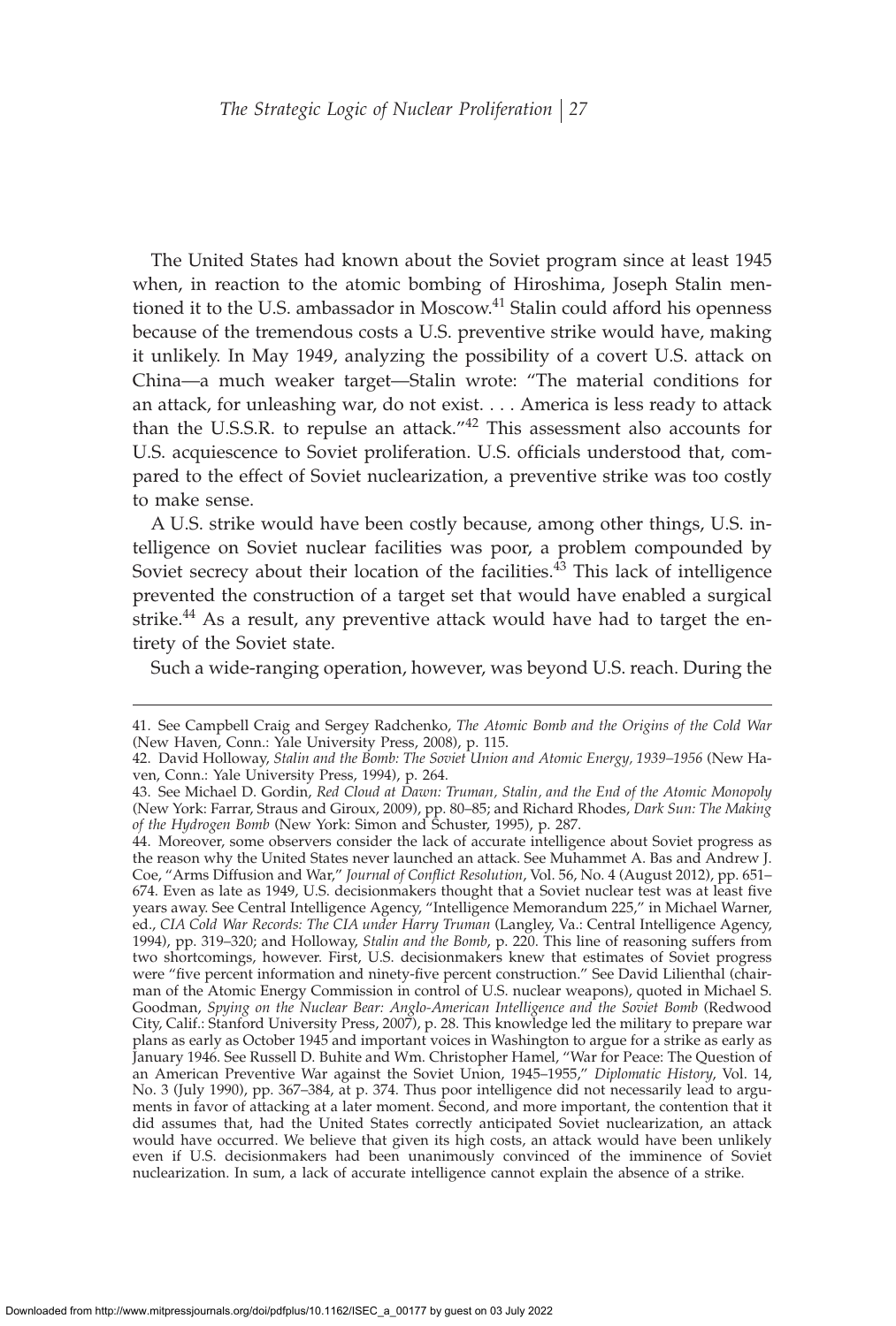The United States had known about the Soviet program since at least 1945 when, in reaction to the atomic bombing of Hiroshima, Joseph Stalin mentioned it to the U.S. ambassador in Moscow.[41] Stalin could afford his openness because of the tremendous costs a U.S. preventive strike would have, making it unlikely. In May 1949, analyzing the possibility of a covert U.S. attack on China—a much weaker target—Stalin wrote: "The material conditions for an attack, for unleashing war, do not exist. . . . America is less ready to attack than the U.S.S.R. to repulse an attack."[42] This assessment also accounts for U.S. acquiescence to Soviet proliferation. U.S. officials understood that, compared to the effect of Soviet nuclearization, a preventive strike was too costly to make sense.

A U.S. strike would have been costly because, among other things, U.S. intelligence on Soviet nuclear facilities was poor, a problem compounded by Soviet secrecy about their location of the facilities.[43] This lack of intelligence prevented the construction of a target set that would have enabled a surgical strike.[44] As a result, any preventive attack would have had to target the entirety of the Soviet state.

Such a wide-ranging operation, however, was beyond U.S. reach. During the

---

41. See Campbell Craig and Sergey Radchenko, *The Atomic Bomb and the Origins of the Cold War* (New Haven, Conn.: Yale University Press, 2008), p. 115.

42. David Holloway, *Stalin and the Bomb: The Soviet Union and Atomic Energy, 1939–1956* (New Haven, Conn.: Yale University Press, 1994), p. 264.

43. See Michael D. Gordin, *Red Cloud at Dawn: Truman, Stalin, and the End of the Atomic Monopoly* (New York: Farrar, Straus and Giroux, 2009), pp. 80–85; and Richard Rhodes, *Dark Sun: The Making of the Hydrogen Bomb* (New York: Simon and Schuster, 1995), p. 287.

44. Moreover, some observers consider the lack of accurate intelligence about Soviet progress as the reason why the United States never launched an attack. See Muhammet A. Bas and Andrew J. Coe, "Arms Diffusion and War," *Journal of Conflict Resolution*, Vol. 56, No. 4 (August 2012), pp. 651–674. Even as late as 1949, U.S. decisionmakers thought that a Soviet nuclear test was at least five years away. See Central Intelligence Agency, "Intelligence Memorandum 225," in Michael Warner, ed., *CIA Cold War Records: The CIA under Harry Truman* (Langley, Va.: Central Intelligence Agency, 1994), pp. 319–320; and Holloway, *Stalin and the Bomb*, p. 220. This line of reasoning suffers from two shortcomings, however. First, U.S. decisionmakers knew that estimates of Soviet progress were "five percent information and ninety-five percent construction." See David Lilienthal (chairman of the Atomic Energy Commission in control of U.S. nuclear weapons), quoted in Michael S. Goodman, *Spying on the Nuclear Bear: Anglo-American Intelligence and the Soviet Bomb* (Redwood City, Calif.: Stanford University Press, 2007), p. 28. This knowledge led the military to prepare war plans as early as October 1945 and important voices in Washington to argue for a strike as early as January 1946. See Russell D. Buhite and Wm. Christopher Hamel, "War for Peace: The Question of an American Preventive War against the Soviet Union, 1945–1955," *Diplomatic History*, Vol. 14, No. 3 (July 1990), pp. 367–384, at p. 374. Thus poor intelligence did not necessarily lead to arguments in favor of attacking at a later moment. Second, and more important, the contention that it did assumes that, had the United States correctly anticipated Soviet nuclearization, an attack would have occurred. We believe that given its high costs, an attack would have been unlikely even if U.S. decisionmakers had been unanimously convinced of the imminence of Soviet nuclearization. In sum, a lack of accurate intelligence cannot explain the absence of a strike.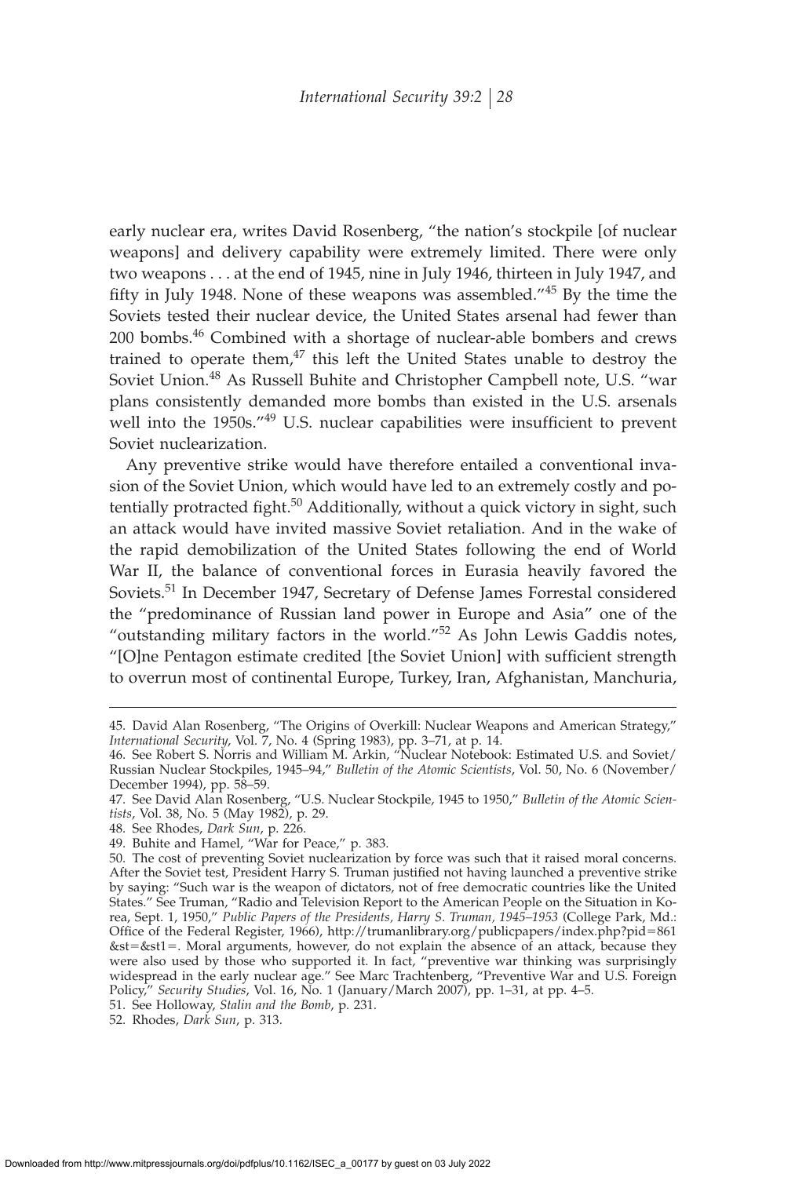early nuclear era, writes David Rosenberg, "the nation's stockpile [of nuclear weapons] and delivery capability were extremely limited. There were only two weapons . . . at the end of 1945, nine in July 1946, thirteen in July 1947, and fifty in July 1948. None of these weapons was assembled."[45] By the time the Soviets tested their nuclear device, the United States arsenal had fewer than 200 bombs.[46] Combined with a shortage of nuclear-able bombers and crews trained to operate them,[47] this left the United States unable to destroy the Soviet Union.[48] As Russell Buhite and Christopher Campbell note, U.S. "war plans consistently demanded more bombs than existed in the U.S. arsenals well into the 1950s."[49] U.S. nuclear capabilities were insufficient to prevent Soviet nuclearization.

Any preventive strike would have therefore entailed a conventional invasion of the Soviet Union, which would have led to an extremely costly and potentially protracted fight.[50] Additionally, without a quick victory in sight, such an attack would have invited massive Soviet retaliation. And in the wake of the rapid demobilization of the United States following the end of World War II, the balance of conventional forces in Eurasia heavily favored the Soviets.[51] In December 1947, Secretary of Defense James Forrestal considered the "predominance of Russian land power in Europe and Asia" one of the "outstanding military factors in the world."[52] As John Lewis Gaddis notes, "[O]ne Pentagon estimate credited [the Soviet Union] with sufficient strength to overrun most of continental Europe, Turkey, Iran, Afghanistan, Manchuria,

---

45. David Alan Rosenberg, "The Origins of Overkill: Nuclear Weapons and American Strategy," *International Security*, Vol. 7, No. 4 (Spring 1983), pp. 3–71, at p. 14.

46. See Robert S. Norris and William M. Arkin, "Nuclear Notebook: Estimated U.S. and Soviet/Russian Nuclear Stockpiles, 1945–94," *Bulletin of the Atomic Scientists*, Vol. 50, No. 6 (November/December 1994), pp. 58–59.

47. See David Alan Rosenberg, "U.S. Nuclear Stockpile, 1945 to 1950," *Bulletin of the Atomic Scientists*, Vol. 38, No. 5 (May 1982), p. 29.

48. See Rhodes, *Dark Sun*, p. 226.

49. Buhite and Hamel, "War for Peace," p. 383.

50. The cost of preventing Soviet nuclearization by force was such that it raised moral concerns. After the Soviet test, President Harry S. Truman justified not having launched a preventive strike by saying: "Such war is the weapon of dictators, not of free democratic countries like the United States." See Truman, "Radio and Television Report to the American People on the Situation in Korea, Sept. 1, 1950," *Public Papers of the Presidents, Harry S. Truman, 1945–1953* (College Park, Md.: Office of the Federal Register, 1966), http://trumanlibrary.org/publicpapers/index.php?pid=861&st=&st1=. Moral arguments, however, do not explain the absence of an attack, because they were also used by those who supported it. In fact, "preventive war thinking was surprisingly widespread in the early nuclear age." See Marc Trachtenberg, "Preventive War and U.S. Foreign Policy," *Security Studies*, Vol. 16, No. 1 (January/March 2007), pp. 1–31, at pp. 4–5.

51. See Holloway, *Stalin and the Bomb*, p. 231.

52. Rhodes, *Dark Sun*, p. 313.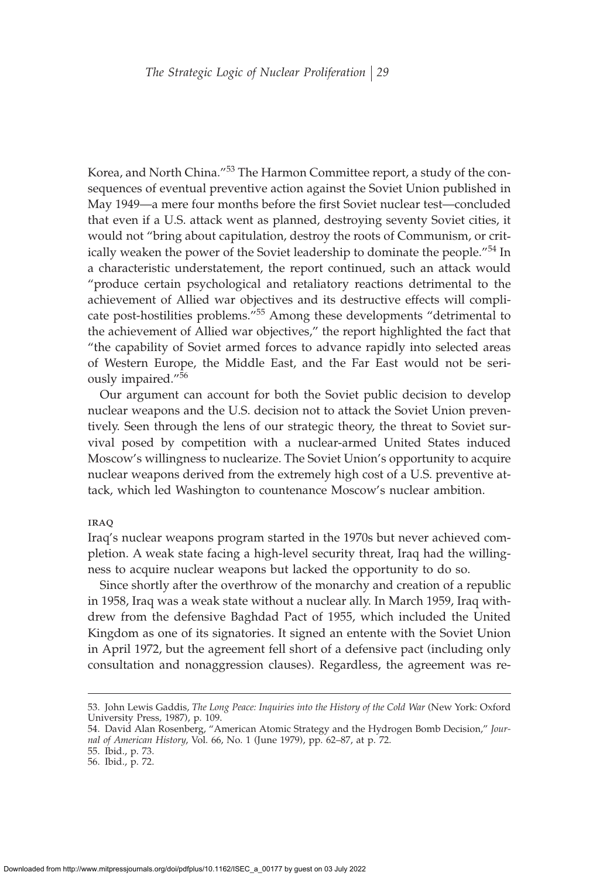Korea, and North China."[53] The Harmon Committee report, a study of the consequences of eventual preventive action against the Soviet Union published in May 1949—a mere four months before the first Soviet nuclear test—concluded that even if a U.S. attack went as planned, destroying seventy Soviet cities, it would not "bring about capitulation, destroy the roots of Communism, or critically weaken the power of the Soviet leadership to dominate the people."[54] In a characteristic understatement, the report continued, such an attack would "produce certain psychological and retaliatory reactions detrimental to the achievement of Allied war objectives and its destructive effects will complicate post-hostilities problems."[55] Among these developments "detrimental to the achievement of Allied war objectives," the report highlighted the fact that "the capability of Soviet armed forces to advance rapidly into selected areas of Western Europe, the Middle East, and the Far East would not be seriously impaired."[56]

Our argument can account for both the Soviet public decision to develop nuclear weapons and the U.S. decision not to attack the Soviet Union preventively. Seen through the lens of our strategic theory, the threat to Soviet survival posed by competition with a nuclear-armed United States induced Moscow's willingness to nuclearize. The Soviet Union's opportunity to acquire nuclear weapons derived from the extremely high cost of a U.S. preventive attack, which led Washington to countenance Moscow's nuclear ambition.

#### IRAQ

Iraq's nuclear weapons program started in the 1970s but never achieved completion. A weak state facing a high-level security threat, Iraq had the willingness to acquire nuclear weapons but lacked the opportunity to do so.

Since shortly after the overthrow of the monarchy and creation of a republic in 1958, Iraq was a weak state without a nuclear ally. In March 1959, Iraq withdrew from the defensive Baghdad Pact of 1955, which included the United Kingdom as one of its signatories. It signed an entente with the Soviet Union in April 1972, but the agreement fell short of a defensive pact (including only consultation and nonaggression clauses). Regardless, the agreement was re-

---

53. John Lewis Gaddis, *The Long Peace: Inquiries into the History of the Cold War* (New York: Oxford University Press, 1987), p. 109.

54. David Alan Rosenberg, "American Atomic Strategy and the Hydrogen Bomb Decision," *Journal of American History*, Vol. 66, No. 1 (June 1979), pp. 62–87, at p. 72.

55. Ibid., p. 73.

56. Ibid., p. 72.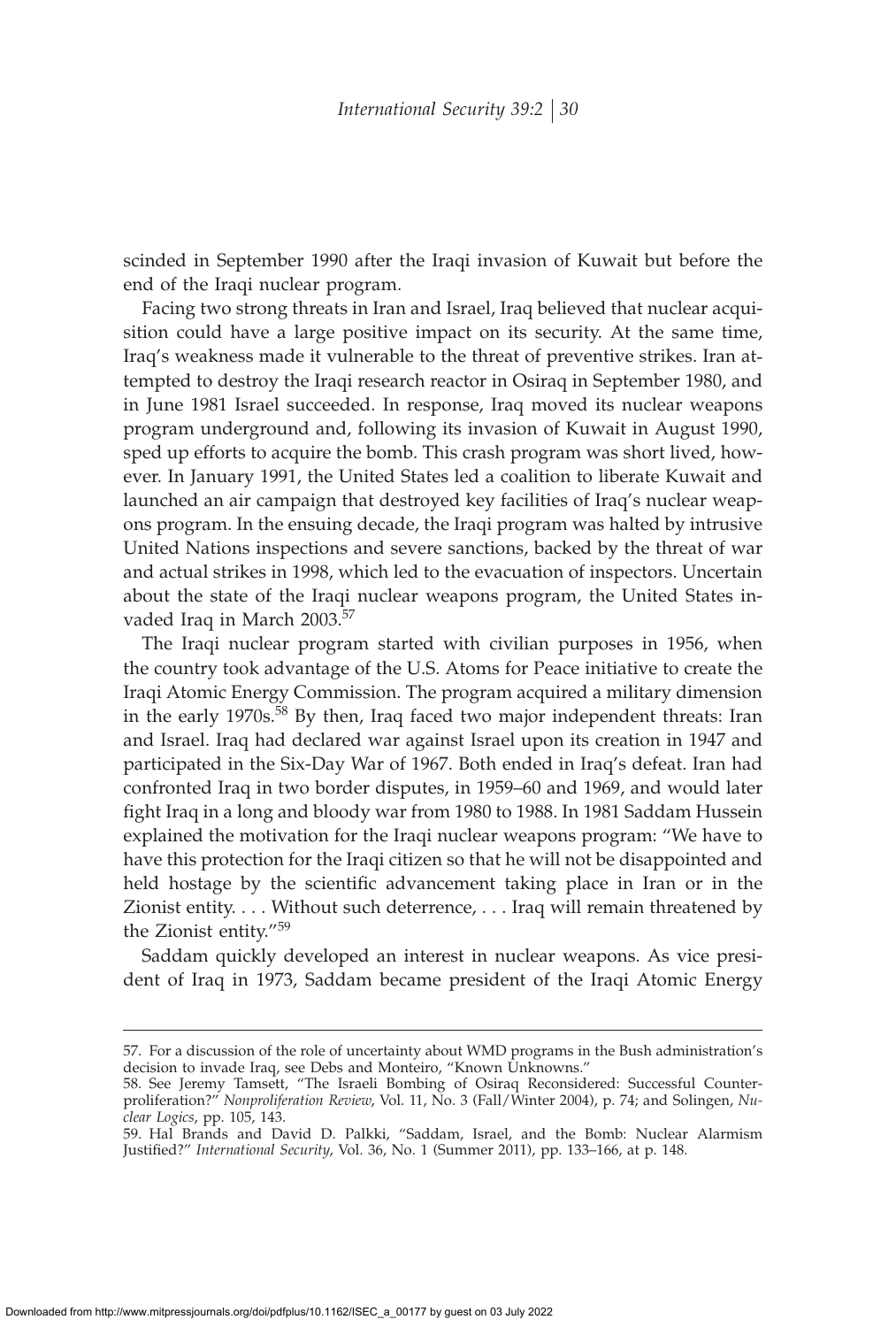scinded in September 1990 after the Iraqi invasion of Kuwait but before the end of the Iraqi nuclear program.

Facing two strong threats in Iran and Israel, Iraq believed that nuclear acquisition could have a large positive impact on its security. At the same time, Iraq's weakness made it vulnerable to the threat of preventive strikes. Iran attempted to destroy the Iraqi research reactor in Osiraq in September 1980, and in June 1981 Israel succeeded. In response, Iraq moved its nuclear weapons program underground and, following its invasion of Kuwait in August 1990, sped up efforts to acquire the bomb. This crash program was short lived, however. In January 1991, the United States led a coalition to liberate Kuwait and launched an air campaign that destroyed key facilities of Iraq's nuclear weapons program. In the ensuing decade, the Iraqi program was halted by intrusive United Nations inspections and severe sanctions, backed by the threat of war and actual strikes in 1998, which led to the evacuation of inspectors. Uncertain about the state of the Iraqi nuclear weapons program, the United States invaded Iraq in March 2003.[57]

The Iraqi nuclear program started with civilian purposes in 1956, when the country took advantage of the U.S. Atoms for Peace initiative to create the Iraqi Atomic Energy Commission. The program acquired a military dimension in the early 1970s.[58] By then, Iraq faced two major independent threats: Iran and Israel. Iraq had declared war against Israel upon its creation in 1947 and participated in the Six-Day War of 1967. Both ended in Iraq's defeat. Iran had confronted Iraq in two border disputes, in 1959–60 and 1969, and would later fight Iraq in a long and bloody war from 1980 to 1988. In 1981 Saddam Hussein explained the motivation for the Iraqi nuclear weapons program: "We have to have this protection for the Iraqi citizen so that he will not be disappointed and held hostage by the scientific advancement taking place in Iran or in the Zionist entity. . . . Without such deterrence, . . . Iraq will remain threatened by the Zionist entity."[59]

Saddam quickly developed an interest in nuclear weapons. As vice president of Iraq in 1973, Saddam became president of the Iraqi Atomic Energy

---

57. For a discussion of the role of uncertainty about WMD programs in the Bush administration's decision to invade Iraq, see Debs and Monteiro, "Known Unknowns."

58. See Jeremy Tamsett, "The Israeli Bombing of Osiraq Reconsidered: Successful Counterproliferation?" *Nonproliferation Review*, Vol. 11, No. 3 (Fall/Winter 2004), p. 74; and Solingen, *Nuclear Logics*, pp. 105, 143.

59. Hal Brands and David D. Palkki, "Saddam, Israel, and the Bomb: Nuclear Alarmism Justified?" *International Security*, Vol. 36, No. 1 (Summer 2011), pp. 133–166, at p. 148.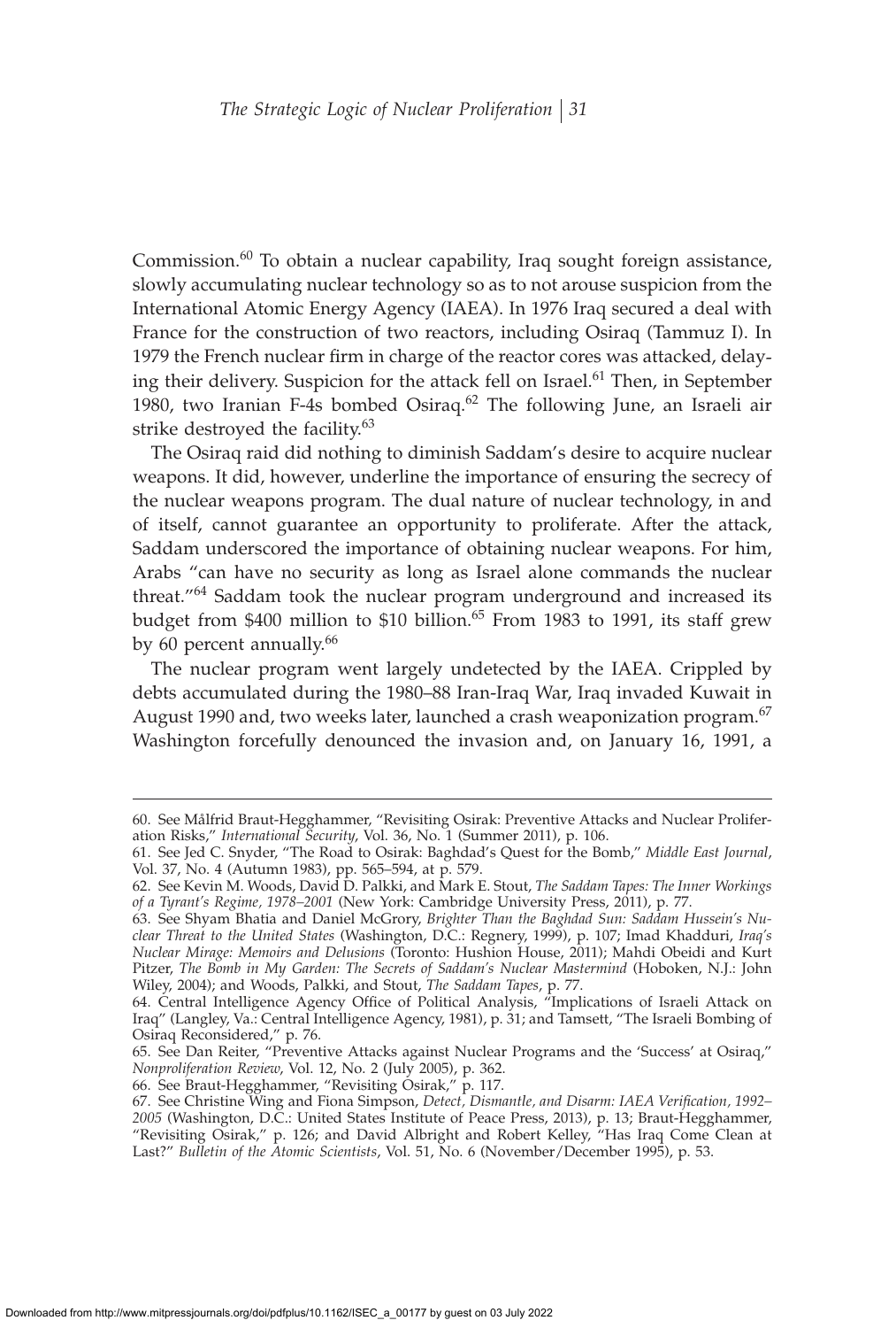Commission.[60] To obtain a nuclear capability, Iraq sought foreign assistance, slowly accumulating nuclear technology so as to not arouse suspicion from the International Atomic Energy Agency (IAEA). In 1976 Iraq secured a deal with France for the construction of two reactors, including Osiraq (Tammuz I). In 1979 the French nuclear firm in charge of the reactor cores was attacked, delaying their delivery. Suspicion for the attack fell on Israel.[61] Then, in September 1980, two Iranian F-4s bombed Osiraq.[62] The following June, an Israeli air strike destroyed the facility.[63]

The Osiraq raid did nothing to diminish Saddam's desire to acquire nuclear weapons. It did, however, underline the importance of ensuring the secrecy of the nuclear weapons program. The dual nature of nuclear technology, in and of itself, cannot guarantee an opportunity to proliferate. After the attack, Saddam underscored the importance of obtaining nuclear weapons. For him, Arabs "can have no security as long as Israel alone commands the nuclear threat."[64] Saddam took the nuclear program underground and increased its budget from $400 million to $10 billion.[65] From 1983 to 1991, its staff grew by 60 percent annually.[66]

The nuclear program went largely undetected by the IAEA. Crippled by debts accumulated during the 1980–88 Iran-Iraq War, Iraq invaded Kuwait in August 1990 and, two weeks later, launched a crash weaponization program.[67] Washington forcefully denounced the invasion and, on January 16, 1991, a

---

60. See Målfrid Braut-Hegghammer, "Revisiting Osirak: Preventive Attacks and Nuclear Proliferation Risks," *International Security*, Vol. 36, No. 1 (Summer 2011), p. 106.

61. See Jed C. Snyder, "The Road to Osirak: Baghdad's Quest for the Bomb," *Middle East Journal*, Vol. 37, No. 4 (Autumn 1983), pp. 565–594, at p. 579.

62. See Kevin M. Woods, David D. Palkki, and Mark E. Stout, *The Saddam Tapes: The Inner Workings of a Tyrant's Regime, 1978–2001* (New York: Cambridge University Press, 2011), p. 77.

63. See Shyam Bhatia and Daniel McGrory, *Brighter Than the Baghdad Sun: Saddam Hussein's Nuclear Threat to the United States* (Washington, D.C.: Regnery, 1999), p. 107; Imad Khadduri, *Iraq's Nuclear Mirage: Memoirs and Delusions* (Toronto: Hushion House, 2011); Mahdi Obeidi and Kurt Pitzer, *The Bomb in My Garden: The Secrets of Saddam's Nuclear Mastermind* (Hoboken, N.J.: John Wiley, 2004); and Woods, Palkki, and Stout, *The Saddam Tapes*, p. 77.

64. Central Intelligence Agency Office of Political Analysis, "Implications of Israeli Attack on Iraq" (Langley, Va.: Central Intelligence Agency, 1981), p. 31; and Tamsett, "The Israeli Bombing of Osiraq Reconsidered," p. 76.

65. See Dan Reiter, "Preventive Attacks against Nuclear Programs and the 'Success' at Osiraq," *Nonproliferation Review*, Vol. 12, No. 2 (July 2005), p. 362.

66. See Braut-Hegghammer, "Revisiting Osirak," p. 117.

67. See Christine Wing and Fiona Simpson, *Detect, Dismantle, and Disarm: IAEA Verification, 1992–2005* (Washington, D.C.: United States Institute of Peace Press, 2013), p. 13; Braut-Hegghammer, "Revisiting Osirak," p. 126; and David Albright and Robert Kelley, "Has Iraq Come Clean at Last?" *Bulletin of the Atomic Scientists*, Vol. 51, No. 6 (November/December 1995), p. 53.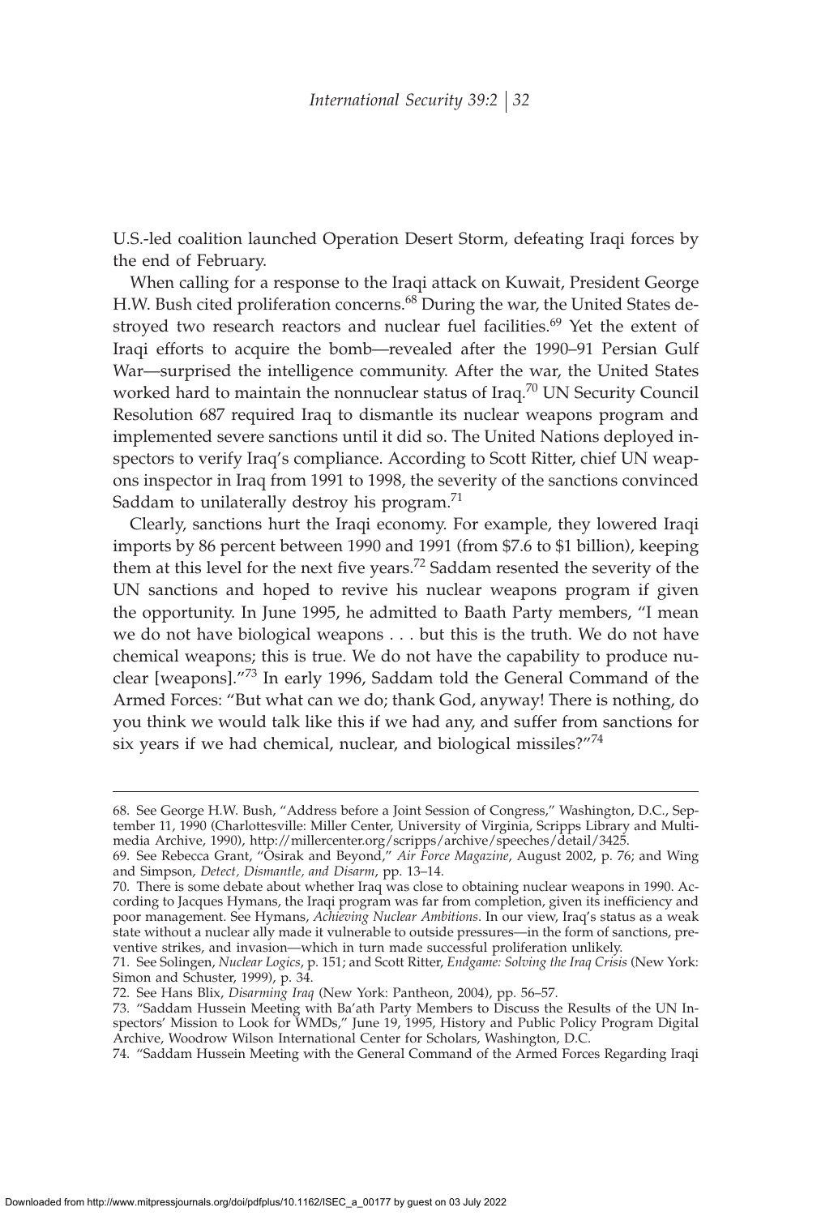U.S.-led coalition launched Operation Desert Storm, defeating Iraqi forces by the end of February.

When calling for a response to the Iraqi attack on Kuwait, President George H.W. Bush cited proliferation concerns.[68] During the war, the United States destroyed two research reactors and nuclear fuel facilities.[69] Yet the extent of Iraqi efforts to acquire the bomb—revealed after the 1990–91 Persian Gulf War—surprised the intelligence community. After the war, the United States worked hard to maintain the nonnuclear status of Iraq.[70] UN Security Council Resolution 687 required Iraq to dismantle its nuclear weapons program and implemented severe sanctions until it did so. The United Nations deployed inspectors to verify Iraq's compliance. According to Scott Ritter, chief UN weapons inspector in Iraq from 1991 to 1998, the severity of the sanctions convinced Saddam to unilaterally destroy his program.[71]

Clearly, sanctions hurt the Iraqi economy. For example, they lowered Iraqi imports by 86 percent between 1990 and 1991 (from $7.6 to $1 billion), keeping them at this level for the next five years.[72] Saddam resented the severity of the UN sanctions and hoped to revive his nuclear weapons program if given the opportunity. In June 1995, he admitted to Baath Party members, "I mean we do not have biological weapons . . . but this is the truth. We do not have chemical weapons; this is true. We do not have the capability to produce nuclear [weapons]."[73] In early 1996, Saddam told the General Command of the Armed Forces: "But what can we do; thank God, anyway! There is nothing, do you think we would talk like this if we had any, and suffer from sanctions for six years if we had chemical, nuclear, and biological missiles?"[74]

---

68. See George H.W. Bush, "Address before a Joint Session of Congress," Washington, D.C., September 11, 1990 (Charlottesville: Miller Center, University of Virginia, Scripps Library and Multimedia Archive, 1990), http://millercenter.org/scripps/archive/speeches/detail/3425.

69. See Rebecca Grant, "Osirak and Beyond," *Air Force Magazine*, August 2002, p. 76; and Wing and Simpson, *Detect, Dismantle, and Disarm*, pp. 13–14.

70. There is some debate about whether Iraq was close to obtaining nuclear weapons in 1990. According to Jacques Hymans, the Iraqi program was far from completion, given its inefficiency and poor management. See Hymans, *Achieving Nuclear Ambitions*. In our view, Iraq's status as a weak state without a nuclear ally made it vulnerable to outside pressures—in the form of sanctions, preventive strikes, and invasion—which in turn made successful proliferation unlikely.

71. See Solingen, *Nuclear Logics*, p. 151; and Scott Ritter, *Endgame: Solving the Iraq Crisis* (New York: Simon and Schuster, 1999), p. 34.

72. See Hans Blix, *Disarming Iraq* (New York: Pantheon, 2004), pp. 56–57.

73. "Saddam Hussein Meeting with Ba'ath Party Members to Discuss the Results of the UN Inspectors' Mission to Look for WMDs," June 19, 1995, History and Public Policy Program Digital Archive, Woodrow Wilson International Center for Scholars, Washington, D.C.

74. "Saddam Hussein Meeting with the General Command of the Armed Forces Regarding Iraqi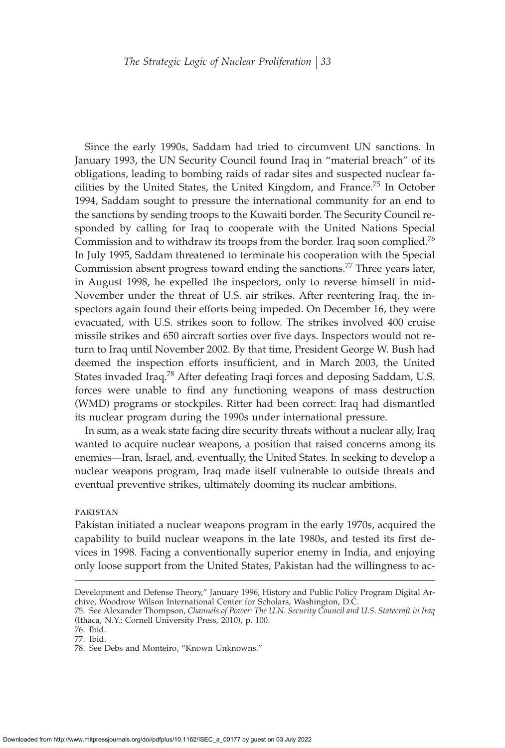Since the early 1990s, Saddam had tried to circumvent UN sanctions. In January 1993, the UN Security Council found Iraq in "material breach" of its obligations, leading to bombing raids of radar sites and suspected nuclear facilities by the United States, the United Kingdom, and France.[75] In October 1994, Saddam sought to pressure the international community for an end to the sanctions by sending troops to the Kuwaiti border. The Security Council responded by calling for Iraq to cooperate with the United Nations Special Commission and to withdraw its troops from the border. Iraq soon complied.[76] In July 1995, Saddam threatened to terminate his cooperation with the Special Commission absent progress toward ending the sanctions.[77] Three years later, in August 1998, he expelled the inspectors, only to reverse himself in mid-November under the threat of U.S. air strikes. After reentering Iraq, the inspectors again found their efforts being impeded. On December 16, they were evacuated, with U.S. strikes soon to follow. The strikes involved 400 cruise missile strikes and 650 aircraft sorties over five days. Inspectors would not return to Iraq until November 2002. By that time, President George W. Bush had deemed the inspection efforts insufficient, and in March 2003, the United States invaded Iraq.[78] After defeating Iraqi forces and deposing Saddam, U.S. forces were unable to find any functioning weapons of mass destruction (WMD) programs or stockpiles. Ritter had been correct: Iraq had dismantled its nuclear program during the 1990s under international pressure.

In sum, as a weak state facing dire security threats without a nuclear ally, Iraq wanted to acquire nuclear weapons, a position that raised concerns among its enemies—Iran, Israel, and, eventually, the United States. In seeking to develop a nuclear weapons program, Iraq made itself vulnerable to outside threats and eventual preventive strikes, ultimately dooming its nuclear ambitions.

#### PAKISTAN

Pakistan initiated a nuclear weapons program in the early 1970s, acquired the capability to build nuclear weapons in the late 1980s, and tested its first devices in 1998. Facing a conventionally superior enemy in India, and enjoying only loose support from the United States, Pakistan had the willingness to ac-

Development and Defense Theory," January 1996, History and Public Policy Program Digital Archive, Woodrow Wilson International Center for Scholars, Washington, D.C.

75. See Alexander Thompson, *Channels of Power: The U.N. Security Council and U.S. Statecraft in Iraq* (Ithaca, N.Y.: Cornell University Press, 2010), p. 100.

76. Ibid.

77. Ibid.

78. See Debs and Monteiro, "Known Unknowns."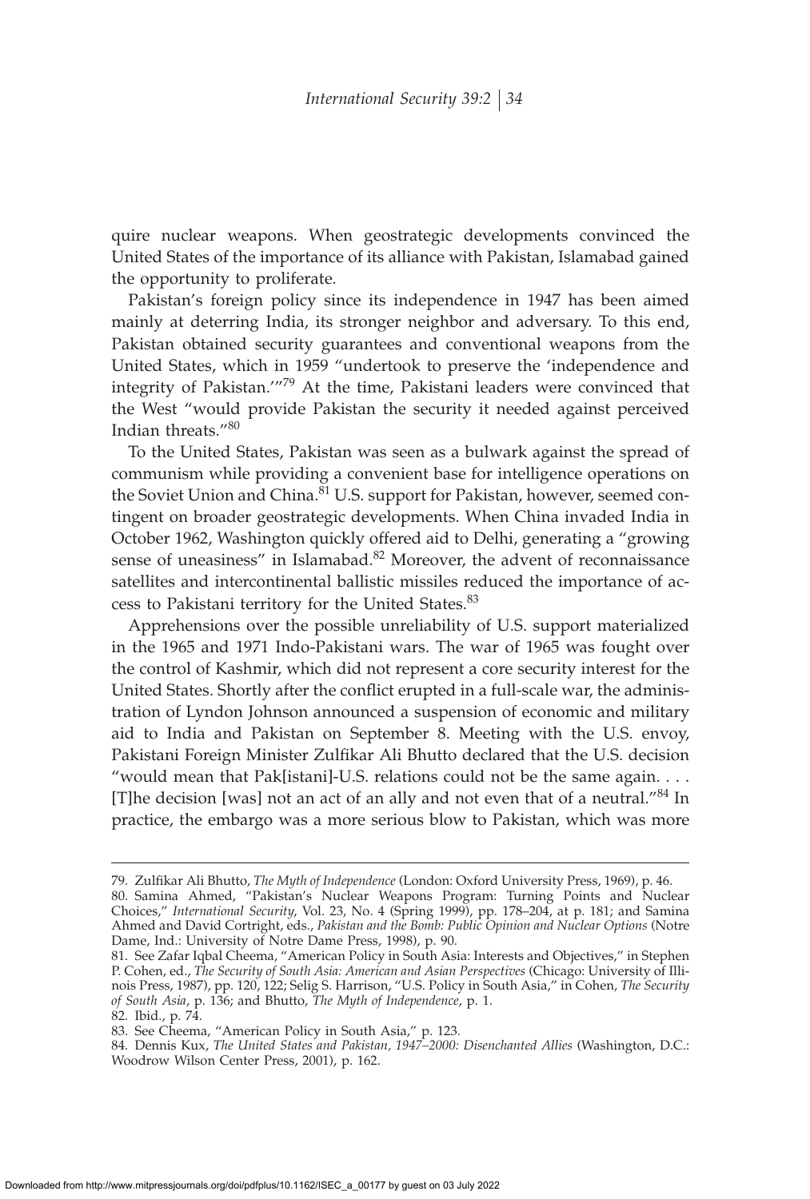quire nuclear weapons. When geostrategic developments convinced the United States of the importance of its alliance with Pakistan, Islamabad gained the opportunity to proliferate.

Pakistan's foreign policy since its independence in 1947 has been aimed mainly at deterring India, its stronger neighbor and adversary. To this end, Pakistan obtained security guarantees and conventional weapons from the United States, which in 1959 "undertook to preserve the 'independence and integrity of Pakistan.'"[79] At the time, Pakistani leaders were convinced that the West "would provide Pakistan the security it needed against perceived Indian threats."[80]

To the United States, Pakistan was seen as a bulwark against the spread of communism while providing a convenient base for intelligence operations on the Soviet Union and China.[81] U.S. support for Pakistan, however, seemed contingent on broader geostrategic developments. When China invaded India in October 1962, Washington quickly offered aid to Delhi, generating a "growing sense of uneasiness" in Islamabad.[82] Moreover, the advent of reconnaissance satellites and intercontinental ballistic missiles reduced the importance of access to Pakistani territory for the United States.[83]

Apprehensions over the possible unreliability of U.S. support materialized in the 1965 and 1971 Indo-Pakistani wars. The war of 1965 was fought over the control of Kashmir, which did not represent a core security interest for the United States. Shortly after the conflict erupted in a full-scale war, the administration of Lyndon Johnson announced a suspension of economic and military aid to India and Pakistan on September 8. Meeting with the U.S. envoy, Pakistani Foreign Minister Zulfikar Ali Bhutto declared that the U.S. decision "would mean that Pak[istani]-U.S. relations could not be the same again. . . . [T]he decision [was] not an act of an ally and not even that of a neutral."[84] In practice, the embargo was a more serious blow to Pakistan, which was more

---

79. Zulfikar Ali Bhutto, *The Myth of Independence* (London: Oxford University Press, 1969), p. 46.

80. Samina Ahmed, "Pakistan's Nuclear Weapons Program: Turning Points and Nuclear Choices," *International Security*, Vol. 23, No. 4 (Spring 1999), pp. 178–204, at p. 181; and Samina Ahmed and David Cortright, eds., *Pakistan and the Bomb: Public Opinion and Nuclear Options* (Notre Dame, Ind.: University of Notre Dame Press, 1998), p. 90.

81. See Zafar Iqbal Cheema, "American Policy in South Asia: Interests and Objectives," in Stephen P. Cohen, ed., *The Security of South Asia: American and Asian Perspectives* (Chicago: University of Illinois Press, 1987), pp. 120, 122; Selig S. Harrison, "U.S. Policy in South Asia," in Cohen, *The Security of South Asia*, p. 136; and Bhutto, *The Myth of Independence*, p. 1.

82. Ibid., p. 74.

83. See Cheema, "American Policy in South Asia," p. 123.

84. Dennis Kux, *The United States and Pakistan, 1947–2000: Disenchanted Allies* (Washington, D.C.: Woodrow Wilson Center Press, 2001), p. 162.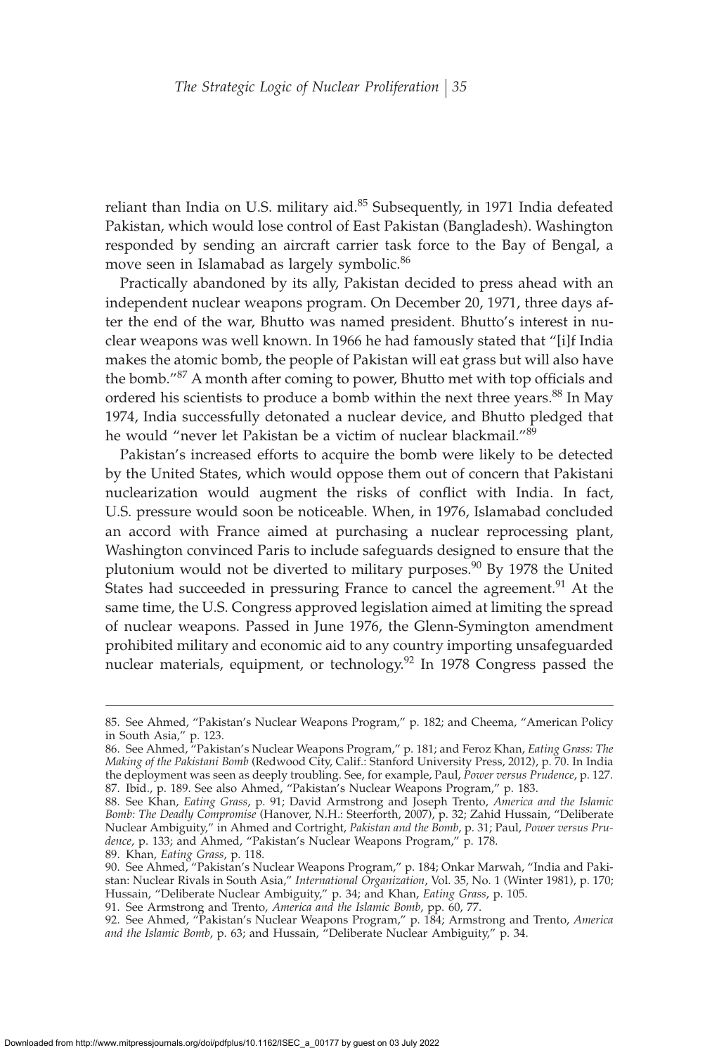reliant than India on U.S. military aid.[85] Subsequently, in 1971 India defeated Pakistan, which would lose control of East Pakistan (Bangladesh). Washington responded by sending an aircraft carrier task force to the Bay of Bengal, a move seen in Islamabad as largely symbolic.[86]

Practically abandoned by its ally, Pakistan decided to press ahead with an independent nuclear weapons program. On December 20, 1971, three days after the end of the war, Bhutto was named president. Bhutto's interest in nuclear weapons was well known. In 1966 he had famously stated that "[i]f India makes the atomic bomb, the people of Pakistan will eat grass but will also have the bomb."[87] A month after coming to power, Bhutto met with top officials and ordered his scientists to produce a bomb within the next three years.[88] In May 1974, India successfully detonated a nuclear device, and Bhutto pledged that he would "never let Pakistan be a victim of nuclear blackmail."[89]

Pakistan's increased efforts to acquire the bomb were likely to be detected by the United States, which would oppose them out of concern that Pakistani nuclearization would augment the risks of conflict with India. In fact, U.S. pressure would soon be noticeable. When, in 1976, Islamabad concluded an accord with France aimed at purchasing a nuclear reprocessing plant, Washington convinced Paris to include safeguards designed to ensure that the plutonium would not be diverted to military purposes.[90] By 1978 the United States had succeeded in pressuring France to cancel the agreement.[91] At the same time, the U.S. Congress approved legislation aimed at limiting the spread of nuclear weapons. Passed in June 1976, the Glenn-Symington amendment prohibited military and economic aid to any country importing unsafeguarded nuclear materials, equipment, or technology.[92] In 1978 Congress passed the

---

85. See Ahmed, "Pakistan's Nuclear Weapons Program," p. 182; and Cheema, "American Policy in South Asia," p. 123.

86. See Ahmed, "Pakistan's Nuclear Weapons Program," p. 181; and Feroz Khan, *Eating Grass: The Making of the Pakistani Bomb* (Redwood City, Calif.: Stanford University Press, 2012), p. 70. In India the deployment was seen as deeply troubling. See, for example, Paul, *Power versus Prudence*, p. 127.

87. Ibid., p. 189. See also Ahmed, "Pakistan's Nuclear Weapons Program," p. 183.

88. See Khan, *Eating Grass*, p. 91; David Armstrong and Joseph Trento, *America and the Islamic Bomb: The Deadly Compromise* (Hanover, N.H.: Steerforth, 2007), p. 32; Zahid Hussain, "Deliberate Nuclear Ambiguity," in Ahmed and Cortright, *Pakistan and the Bomb*, p. 31; Paul, *Power versus Prudence*, p. 133; and Ahmed, "Pakistan's Nuclear Weapons Program," p. 178.

89. Khan, *Eating Grass*, p. 118.

90. See Ahmed, "Pakistan's Nuclear Weapons Program," p. 184; Onkar Marwah, "India and Pakistan: Nuclear Rivals in South Asia," *International Organization*, Vol. 35, No. 1 (Winter 1981), p. 170; Hussain, "Deliberate Nuclear Ambiguity," p. 34; and Khan, *Eating Grass*, p. 105.

91. See Armstrong and Trento, *America and the Islamic Bomb*, pp. 60, 77.

92. See Ahmed, "Pakistan's Nuclear Weapons Program," p. 184; Armstrong and Trento, *America and the Islamic Bomb*, p. 63; and Hussain, "Deliberate Nuclear Ambiguity," p. 34.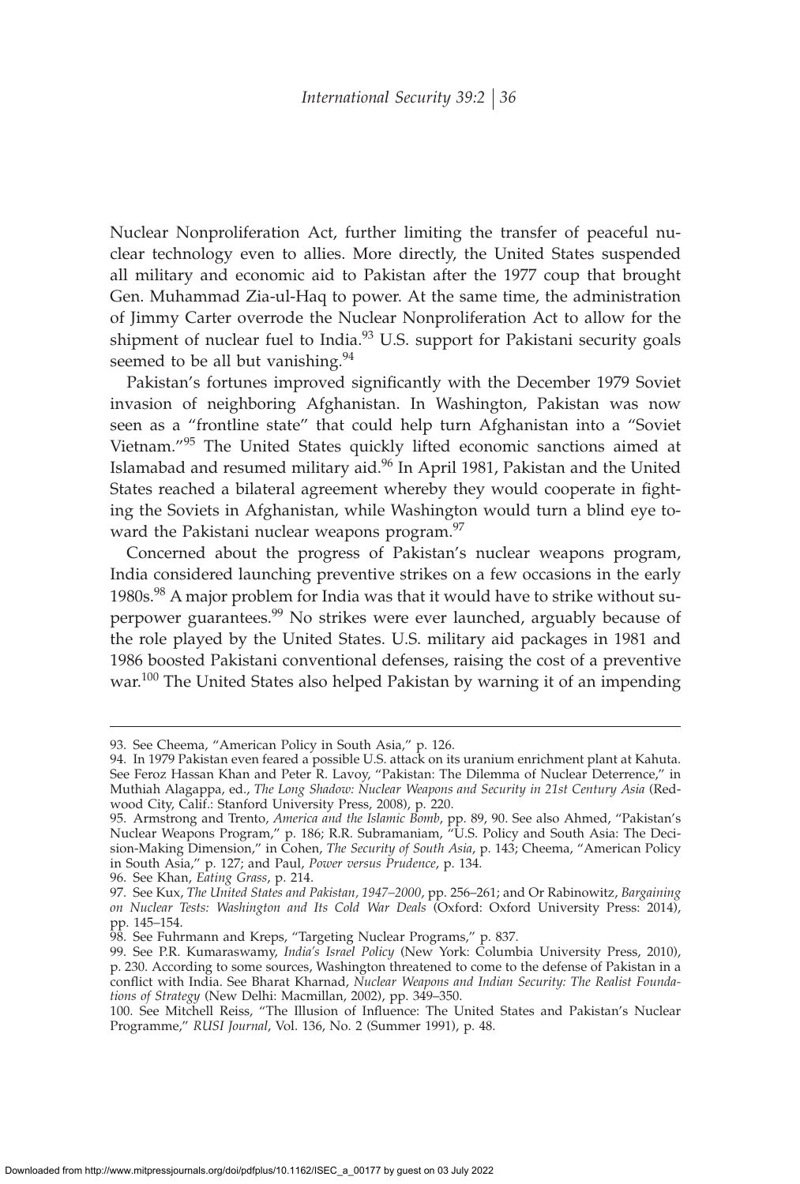Nuclear Nonproliferation Act, further limiting the transfer of peaceful nuclear technology even to allies. More directly, the United States suspended all military and economic aid to Pakistan after the 1977 coup that brought Gen. Muhammad Zia-ul-Haq to power. At the same time, the administration of Jimmy Carter overrode the Nuclear Nonproliferation Act to allow for the shipment of nuclear fuel to India.[93] U.S. support for Pakistani security goals seemed to be all but vanishing.[94]

Pakistan's fortunes improved significantly with the December 1979 Soviet invasion of neighboring Afghanistan. In Washington, Pakistan was now seen as a "frontline state" that could help turn Afghanistan into a "Soviet Vietnam."[95] The United States quickly lifted economic sanctions aimed at Islamabad and resumed military aid.[96] In April 1981, Pakistan and the United States reached a bilateral agreement whereby they would cooperate in fighting the Soviets in Afghanistan, while Washington would turn a blind eye toward the Pakistani nuclear weapons program.[97]

Concerned about the progress of Pakistan's nuclear weapons program, India considered launching preventive strikes on a few occasions in the early 1980s.[98] A major problem for India was that it would have to strike without superpower guarantees.[99] No strikes were ever launched, arguably because of the role played by the United States. U.S. military aid packages in 1981 and 1986 boosted Pakistani conventional defenses, raising the cost of a preventive war.[100] The United States also helped Pakistan by warning it of an impending

---

93. See Cheema, "American Policy in South Asia," p. 126.

94. In 1979 Pakistan even feared a possible U.S. attack on its uranium enrichment plant at Kahuta. See Feroz Hassan Khan and Peter R. Lavoy, "Pakistan: The Dilemma of Nuclear Deterrence," in Muthiah Alagappa, ed., *The Long Shadow: Nuclear Weapons and Security in 21st Century Asia* (Redwood City, Calif.: Stanford University Press, 2008), p. 220.

95. Armstrong and Trento, *America and the Islamic Bomb*, pp. 89, 90. See also Ahmed, "Pakistan's Nuclear Weapons Program," p. 186; R.R. Subramaniam, "U.S. Policy and South Asia: The Decision-Making Dimension," in Cohen, *The Security of South Asia*, p. 143; Cheema, "American Policy in South Asia," p. 127; and Paul, *Power versus Prudence*, p. 134.

96. See Khan, *Eating Grass*, p. 214.

97. See Kux, *The United States and Pakistan, 1947–2000*, pp. 256–261; and Or Rabinowitz, *Bargaining on Nuclear Tests: Washington and Its Cold War Deals* (Oxford: Oxford University Press: 2014), pp. 145–154.

98. See Fuhrmann and Kreps, "Targeting Nuclear Programs," p. 837.

99. See P.R. Kumaraswamy, *India's Israel Policy* (New York: Columbia University Press, 2010), p. 230. According to some sources, Washington threatened to come to the defense of Pakistan in a conflict with India. See Bharat Kharnad, *Nuclear Weapons and Indian Security: The Realist Foundations of Strategy* (New Delhi: Macmillan, 2002), pp. 349–350.

100. See Mitchell Reiss, "The Illusion of Influence: The United States and Pakistan's Nuclear Programme," *RUSI Journal*, Vol. 136, No. 2 (Summer 1991), p. 48.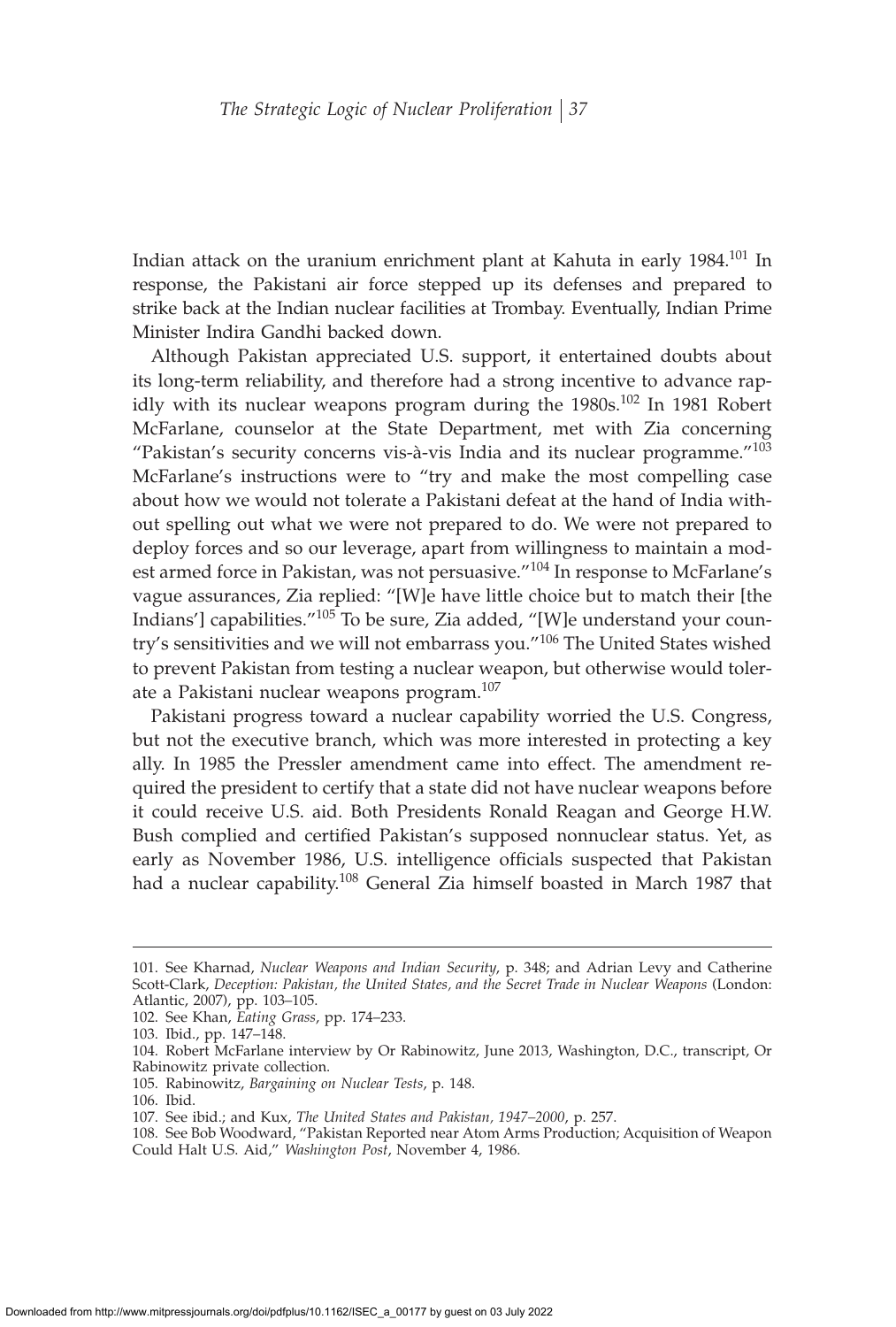Indian attack on the uranium enrichment plant at Kahuta in early 1984.[101] In response, the Pakistani air force stepped up its defenses and prepared to strike back at the Indian nuclear facilities at Trombay. Eventually, Indian Prime Minister Indira Gandhi backed down.

Although Pakistan appreciated U.S. support, it entertained doubts about its long-term reliability, and therefore had a strong incentive to advance rapidly with its nuclear weapons program during the 1980s.[102] In 1981 Robert McFarlane, counselor at the State Department, met with Zia concerning "Pakistan's security concerns vis-à-vis India and its nuclear programme."[103] McFarlane's instructions were to "try and make the most compelling case about how we would not tolerate a Pakistani defeat at the hand of India without spelling out what we were not prepared to do. We were not prepared to deploy forces and so our leverage, apart from willingness to maintain a modest armed force in Pakistan, was not persuasive."[104] In response to McFarlane's vague assurances, Zia replied: "[W]e have little choice but to match their [the Indians'] capabilities."[105] To be sure, Zia added, "[W]e understand your country's sensitivities and we will not embarrass you."[106] The United States wished to prevent Pakistan from testing a nuclear weapon, but otherwise would tolerate a Pakistani nuclear weapons program.[107]

Pakistani progress toward a nuclear capability worried the U.S. Congress, but not the executive branch, which was more interested in protecting a key ally. In 1985 the Pressler amendment came into effect. The amendment required the president to certify that a state did not have nuclear weapons before it could receive U.S. aid. Both Presidents Ronald Reagan and George H.W. Bush complied and certified Pakistan's supposed nonnuclear status. Yet, as early as November 1986, U.S. intelligence officials suspected that Pakistan had a nuclear capability.[108] General Zia himself boasted in March 1987 that

---

101. See Kharnad, *Nuclear Weapons and Indian Security*, p. 348; and Adrian Levy and Catherine Scott-Clark, *Deception: Pakistan, the United States, and the Secret Trade in Nuclear Weapons* (London: Atlantic, 2007), pp. 103–105.

102. See Khan, *Eating Grass*, pp. 174–233.

103. Ibid., pp. 147–148.

104. Robert McFarlane interview by Or Rabinowitz, June 2013, Washington, D.C., transcript, Or Rabinowitz private collection.

105. Rabinowitz, *Bargaining on Nuclear Tests*, p. 148.

106. Ibid.

107. See ibid.; and Kux, *The United States and Pakistan, 1947–2000*, p. 257.

108. See Bob Woodward, "Pakistan Reported near Atom Arms Production; Acquisition of Weapon Could Halt U.S. Aid," *Washington Post*, November 4, 1986.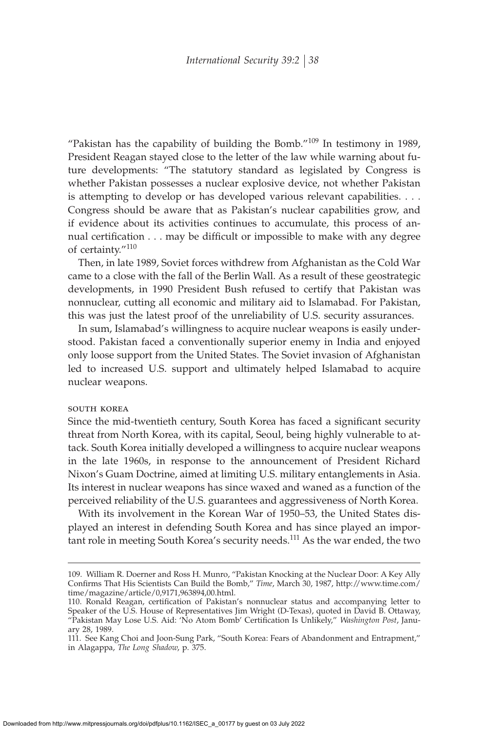"Pakistan has the capability of building the Bomb."[109] In testimony in 1989, President Reagan stayed close to the letter of the law while warning about future developments: "The statutory standard as legislated by Congress is whether Pakistan possesses a nuclear explosive device, not whether Pakistan is attempting to develop or has developed various relevant capabilities. . . . Congress should be aware that as Pakistan's nuclear capabilities grow, and if evidence about its activities continues to accumulate, this process of annual certification . . . may be difficult or impossible to make with any degree of certainty."[110]

Then, in late 1989, Soviet forces withdrew from Afghanistan as the Cold War came to a close with the fall of the Berlin Wall. As a result of these geostrategic developments, in 1990 President Bush refused to certify that Pakistan was nonnuclear, cutting all economic and military aid to Islamabad. For Pakistan, this was just the latest proof of the unreliability of U.S. security assurances.

In sum, Islamabad's willingness to acquire nuclear weapons is easily understood. Pakistan faced a conventionally superior enemy in India and enjoyed only loose support from the United States. The Soviet invasion of Afghanistan led to increased U.S. support and ultimately helped Islamabad to acquire nuclear weapons.

### SOUTH KOREA

Since the mid-twentieth century, South Korea has faced a significant security threat from North Korea, with its capital, Seoul, being highly vulnerable to attack. South Korea initially developed a willingness to acquire nuclear weapons in the late 1960s, in response to the announcement of President Richard Nixon's Guam Doctrine, aimed at limiting U.S. military entanglements in Asia. Its interest in nuclear weapons has since waxed and waned as a function of the perceived reliability of the U.S. guarantees and aggressiveness of North Korea.

With its involvement in the Korean War of 1950–53, the United States displayed an interest in defending South Korea and has since played an important role in meeting South Korea's security needs.[111] As the war ended, the two

---

109. William R. Doerner and Ross H. Munro, "Pakistan Knocking at the Nuclear Door: A Key Ally Confirms That His Scientists Can Build the Bomb," *Time*, March 30, 1987, http://www.time.com/time/magazine/article/0,9171,963894,00.html.

110. Ronald Reagan, certification of Pakistan's nonnuclear status and accompanying letter to Speaker of the U.S. House of Representatives Jim Wright (D-Texas), quoted in David B. Ottaway, "Pakistan May Lose U.S. Aid: 'No Atom Bomb' Certification Is Unlikely," *Washington Post*, January 28, 1989.

111. See Kang Choi and Joon-Sung Park, "South Korea: Fears of Abandonment and Entrapment," in Alagappa, *The Long Shadow*, p. 375.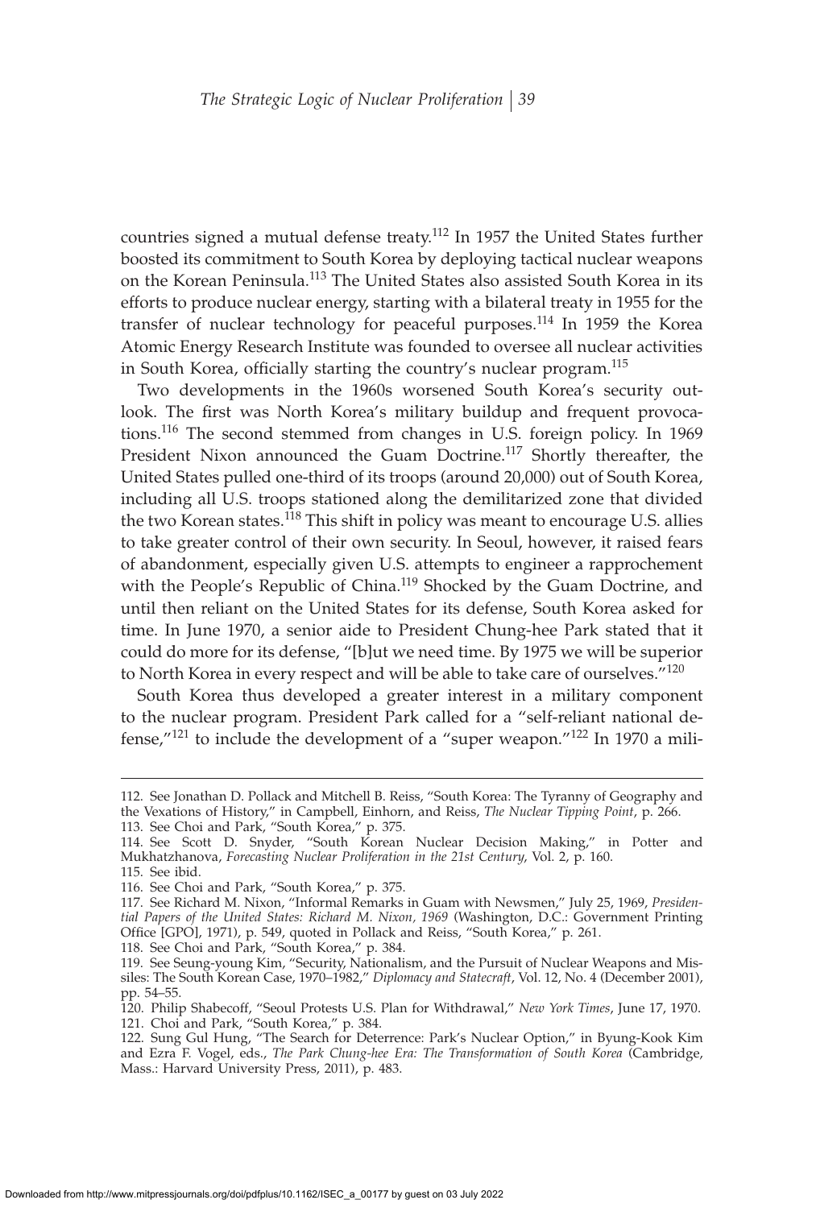countries signed a mutual defense treaty.[112] In 1957 the United States further boosted its commitment to South Korea by deploying tactical nuclear weapons on the Korean Peninsula.[113] The United States also assisted South Korea in its efforts to produce nuclear energy, starting with a bilateral treaty in 1955 for the transfer of nuclear technology for peaceful purposes.[114] In 1959 the Korea Atomic Energy Research Institute was founded to oversee all nuclear activities in South Korea, officially starting the country's nuclear program.[115]

Two developments in the 1960s worsened South Korea's security outlook. The first was North Korea's military buildup and frequent provocations.[116] The second stemmed from changes in U.S. foreign policy. In 1969 President Nixon announced the Guam Doctrine.[117] Shortly thereafter, the United States pulled one-third of its troops (around 20,000) out of South Korea, including all U.S. troops stationed along the demilitarized zone that divided the two Korean states.[118] This shift in policy was meant to encourage U.S. allies to take greater control of their own security. In Seoul, however, it raised fears of abandonment, especially given U.S. attempts to engineer a rapprochement with the People's Republic of China.[119] Shocked by the Guam Doctrine, and until then reliant on the United States for its defense, South Korea asked for time. In June 1970, a senior aide to President Chung-hee Park stated that it could do more for its defense, "[b]ut we need time. By 1975 we will be superior to North Korea in every respect and will be able to take care of ourselves."[120]

South Korea thus developed a greater interest in a military component to the nuclear program. President Park called for a "self-reliant national defense,"[121] to include the development of a "super weapon."[122] In 1970 a mili-

---

112. See Jonathan D. Pollack and Mitchell B. Reiss, "South Korea: The Tyranny of Geography and the Vexations of History," in Campbell, Einhorn, and Reiss, *The Nuclear Tipping Point*, p. 266.
113. See Choi and Park, "South Korea," p. 375.
114. See Scott D. Snyder, "South Korean Nuclear Decision Making," in Potter and Mukhatzhanova, *Forecasting Nuclear Proliferation in the 21st Century*, Vol. 2, p. 160.
115. See ibid.
116. See Choi and Park, "South Korea," p. 375.
117. See Richard M. Nixon, "Informal Remarks in Guam with Newsmen," July 25, 1969, *Presidential Papers of the United States: Richard M. Nixon, 1969* (Washington, D.C.: Government Printing Office [GPO], 1971), p. 549, quoted in Pollack and Reiss, "South Korea," p. 261.
118. See Choi and Park, "South Korea," p. 384.
119. See Seung-young Kim, "Security, Nationalism, and the Pursuit of Nuclear Weapons and Missiles: The South Korean Case, 1970–1982," *Diplomacy and Statecraft*, Vol. 12, No. 4 (December 2001), pp. 54–55.
120. Philip Shabecoff, "Seoul Protests U.S. Plan for Withdrawal," *New York Times*, June 17, 1970.
121. Choi and Park, "South Korea," p. 384.
122. Sung Gul Hung, "The Search for Deterrence: Park's Nuclear Option," in Byung-Kook Kim and Ezra F. Vogel, eds., *The Park Chung-hee Era: The Transformation of South Korea* (Cambridge, Mass.: Harvard University Press, 2011), p. 483.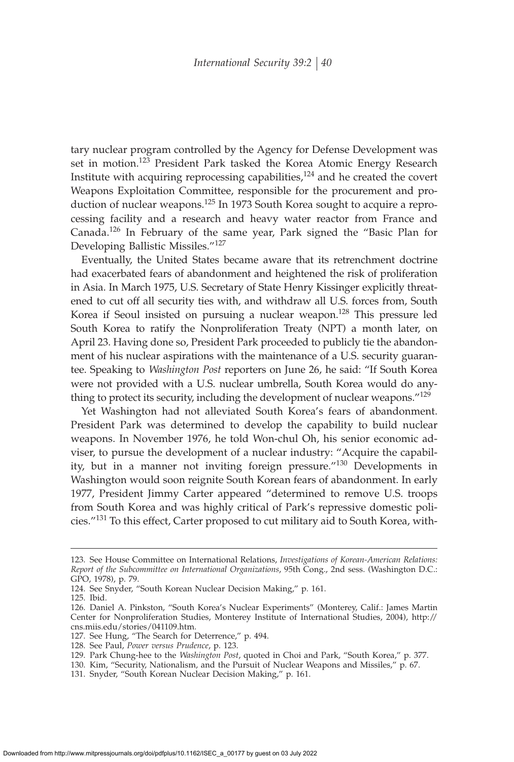tary nuclear program controlled by the Agency for Defense Development was set in motion.[123] President Park tasked the Korea Atomic Energy Research Institute with acquiring reprocessing capabilities,[124] and he created the covert Weapons Exploitation Committee, responsible for the procurement and production of nuclear weapons.[125] In 1973 South Korea sought to acquire a reprocessing facility and a research and heavy water reactor from France and Canada.[126] In February of the same year, Park signed the "Basic Plan for Developing Ballistic Missiles."[127]

Eventually, the United States became aware that its retrenchment doctrine had exacerbated fears of abandonment and heightened the risk of proliferation in Asia. In March 1975, U.S. Secretary of State Henry Kissinger explicitly threatened to cut off all security ties with, and withdraw all U.S. forces from, South Korea if Seoul insisted on pursuing a nuclear weapon.[128] This pressure led South Korea to ratify the Nonproliferation Treaty (NPT) a month later, on April 23. Having done so, President Park proceeded to publicly tie the abandonment of his nuclear aspirations with the maintenance of a U.S. security guarantee. Speaking to *Washington Post* reporters on June 26, he said: "If South Korea were not provided with a U.S. nuclear umbrella, South Korea would do anything to protect its security, including the development of nuclear weapons."[129]

Yet Washington had not alleviated South Korea's fears of abandonment. President Park was determined to develop the capability to build nuclear weapons. In November 1976, he told Won-chul Oh, his senior economic adviser, to pursue the development of a nuclear industry: "Acquire the capability, but in a manner not inviting foreign pressure."[130] Developments in Washington would soon reignite South Korean fears of abandonment. In early 1977, President Jimmy Carter appeared "determined to remove U.S. troops from South Korea and was highly critical of Park's repressive domestic policies."[131] To this effect, Carter proposed to cut military aid to South Korea, with-

123. See House Committee on International Relations, *Investigations of Korean-American Relations: Report of the Subcommittee on International Organizations*, 95th Cong., 2nd sess. (Washington D.C.: GPO, 1978), p. 79.

124. See Snyder, "South Korean Nuclear Decision Making," p. 161.

125. Ibid.

126. Daniel A. Pinkston, "South Korea's Nuclear Experiments" (Monterey, Calif.: James Martin Center for Nonproliferation Studies, Monterey Institute of International Studies, 2004), http://cns.miis.edu/stories/041109.htm.

127. See Hung, "The Search for Deterrence," p. 494.

128. See Paul, *Power versus Prudence*, p. 123.

129. Park Chung-hee to the *Washington Post*, quoted in Choi and Park, "South Korea," p. 377.

130. Kim, "Security, Nationalism, and the Pursuit of Nuclear Weapons and Missiles," p. 67.

131. Snyder, "South Korean Nuclear Decision Making," p. 161.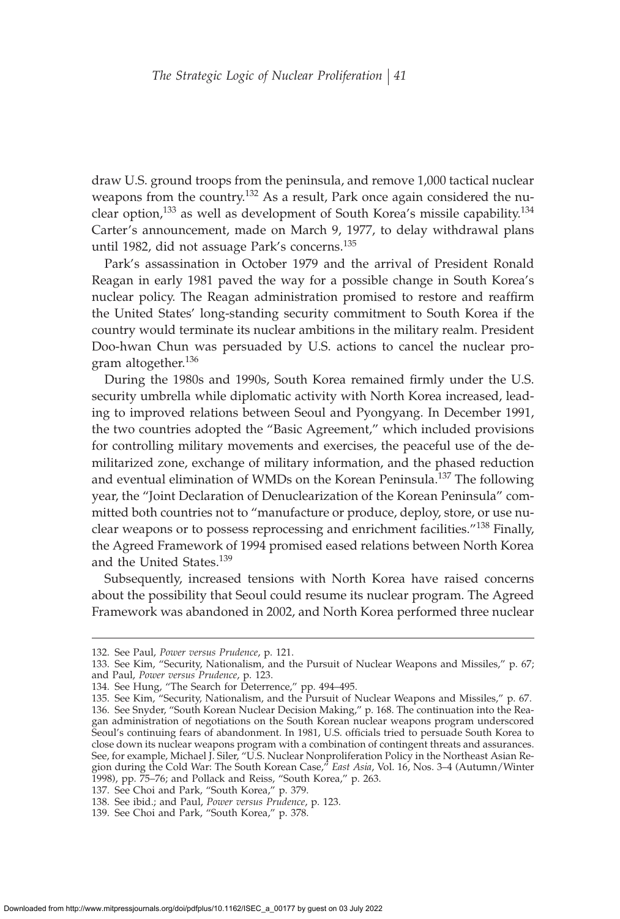draw U.S. ground troops from the peninsula, and remove 1,000 tactical nuclear weapons from the country.[132] As a result, Park once again considered the nuclear option,[133] as well as development of South Korea's missile capability.[134] Carter's announcement, made on March 9, 1977, to delay withdrawal plans until 1982, did not assuage Park's concerns.[135]

Park's assassination in October 1979 and the arrival of President Ronald Reagan in early 1981 paved the way for a possible change in South Korea's nuclear policy. The Reagan administration promised to restore and reaffirm the United States' long-standing security commitment to South Korea if the country would terminate its nuclear ambitions in the military realm. President Doo-hwan Chun was persuaded by U.S. actions to cancel the nuclear program altogether.[136]

During the 1980s and 1990s, South Korea remained firmly under the U.S. security umbrella while diplomatic activity with North Korea increased, leading to improved relations between Seoul and Pyongyang. In December 1991, the two countries adopted the "Basic Agreement," which included provisions for controlling military movements and exercises, the peaceful use of the demilitarized zone, exchange of military information, and the phased reduction and eventual elimination of WMDs on the Korean Peninsula.[137] The following year, the "Joint Declaration of Denuclearization of the Korean Peninsula" committed both countries not to "manufacture or produce, deploy, store, or use nuclear weapons or to possess reprocessing and enrichment facilities."[138] Finally, the Agreed Framework of 1994 promised eased relations between North Korea and the United States.[139]

Subsequently, increased tensions with North Korea have raised concerns about the possibility that Seoul could resume its nuclear program. The Agreed Framework was abandoned in 2002, and North Korea performed three nuclear

---

132. See Paul, *Power versus Prudence*, p. 121.

133. See Kim, "Security, Nationalism, and the Pursuit of Nuclear Weapons and Missiles," p. 67; and Paul, *Power versus Prudence*, p. 123.

134. See Hung, "The Search for Deterrence," pp. 494–495.

135. See Kim, "Security, Nationalism, and the Pursuit of Nuclear Weapons and Missiles," p. 67.

136. See Snyder, "South Korean Nuclear Decision Making," p. 168. The continuation into the Reagan administration of negotiations on the South Korean nuclear weapons program underscored Seoul's continuing fears of abandonment. In 1981, U.S. officials tried to persuade South Korea to close down its nuclear weapons program with a combination of contingent threats and assurances. See, for example, Michael J. Siler, "U.S. Nuclear Nonproliferation Policy in the Northeast Asian Region during the Cold War: The South Korean Case," *East Asia*, Vol. 16, Nos. 3–4 (Autumn/Winter 1998), pp. 75–76; and Pollack and Reiss, "South Korea," p. 263.

137. See Choi and Park, "South Korea," p. 379.

138. See ibid.; and Paul, *Power versus Prudence*, p. 123.

139. See Choi and Park, "South Korea," p. 378.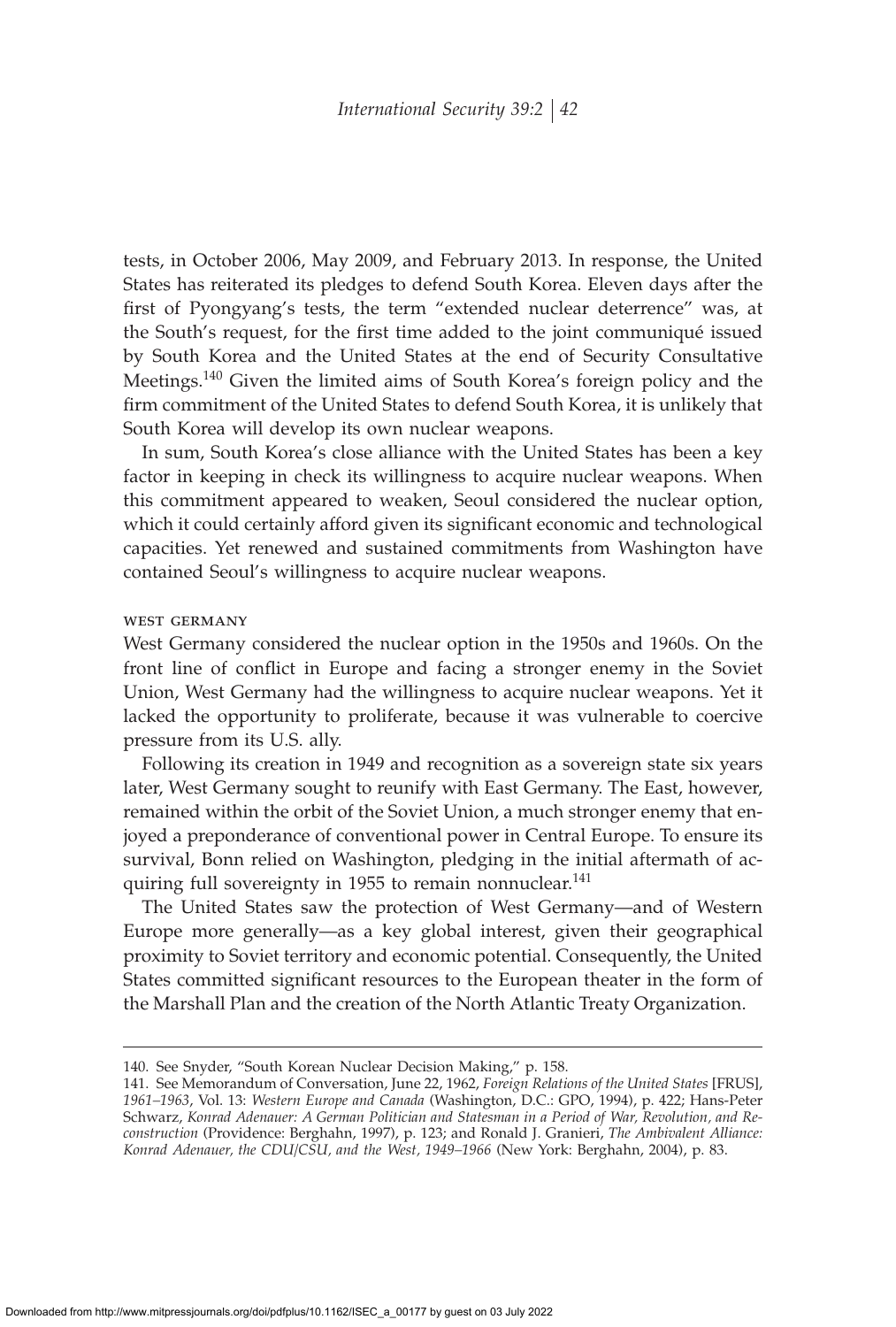tests, in October 2006, May 2009, and February 2013. In response, the United States has reiterated its pledges to defend South Korea. Eleven days after the first of Pyongyang's tests, the term "extended nuclear deterrence" was, at the South's request, for the first time added to the joint communiqué issued by South Korea and the United States at the end of Security Consultative Meetings.[140] Given the limited aims of South Korea's foreign policy and the firm commitment of the United States to defend South Korea, it is unlikely that South Korea will develop its own nuclear weapons.

In sum, South Korea's close alliance with the United States has been a key factor in keeping in check its willingness to acquire nuclear weapons. When this commitment appeared to weaken, Seoul considered the nuclear option, which it could certainly afford given its significant economic and technological capacities. Yet renewed and sustained commitments from Washington have contained Seoul's willingness to acquire nuclear weapons.

### WEST GERMANY

West Germany considered the nuclear option in the 1950s and 1960s. On the front line of conflict in Europe and facing a stronger enemy in the Soviet Union, West Germany had the willingness to acquire nuclear weapons. Yet it lacked the opportunity to proliferate, because it was vulnerable to coercive pressure from its U.S. ally.

Following its creation in 1949 and recognition as a sovereign state six years later, West Germany sought to reunify with East Germany. The East, however, remained within the orbit of the Soviet Union, a much stronger enemy that enjoyed a preponderance of conventional power in Central Europe. To ensure its survival, Bonn relied on Washington, pledging in the initial aftermath of acquiring full sovereignty in 1955 to remain nonnuclear.[141]

The United States saw the protection of West Germany—and of Western Europe more generally—as a key global interest, given their geographical proximity to Soviet territory and economic potential. Consequently, the United States committed significant resources to the European theater in the form of the Marshall Plan and the creation of the North Atlantic Treaty Organization.

---

140. See Snyder, "South Korean Nuclear Decision Making," p. 158.

141. See Memorandum of Conversation, June 22, 1962, *Foreign Relations of the United States* [FRUS], *1961–1963*, Vol. 13: *Western Europe and Canada* (Washington, D.C.: GPO, 1994), p. 422; Hans-Peter Schwarz, *Konrad Adenauer: A German Politician and Statesman in a Period of War, Revolution, and Reconstruction* (Providence: Berghahn, 1997), p. 123; and Ronald J. Granieri, *The Ambivalent Alliance: Konrad Adenauer, the CDU/CSU, and the West, 1949–1966* (New York: Berghahn, 2004), p. 83.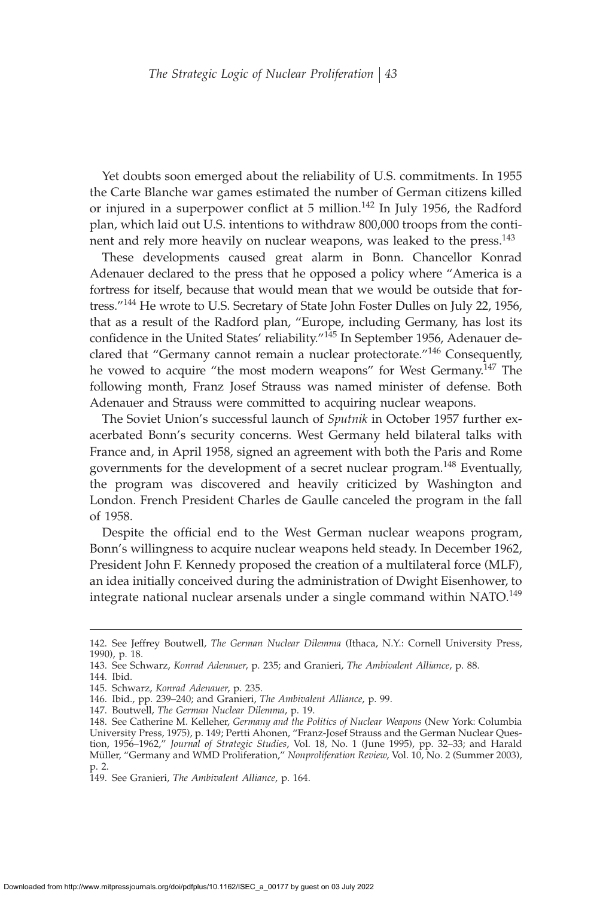Yet doubts soon emerged about the reliability of U.S. commitments. In 1955 the Carte Blanche war games estimated the number of German citizens killed or injured in a superpower conflict at 5 million.[142] In July 1956, the Radford plan, which laid out U.S. intentions to withdraw 800,000 troops from the continent and rely more heavily on nuclear weapons, was leaked to the press.[143]

These developments caused great alarm in Bonn. Chancellor Konrad Adenauer declared to the press that he opposed a policy where "America is a fortress for itself, because that would mean that we would be outside that fortress."[144] He wrote to U.S. Secretary of State John Foster Dulles on July 22, 1956, that as a result of the Radford plan, "Europe, including Germany, has lost its confidence in the United States' reliability."[145] In September 1956, Adenauer declared that "Germany cannot remain a nuclear protectorate."[146] Consequently, he vowed to acquire "the most modern weapons" for West Germany.[147] The following month, Franz Josef Strauss was named minister of defense. Both Adenauer and Strauss were committed to acquiring nuclear weapons.

The Soviet Union's successful launch of *Sputnik* in October 1957 further exacerbated Bonn's security concerns. West Germany held bilateral talks with France and, in April 1958, signed an agreement with both the Paris and Rome governments for the development of a secret nuclear program.[148] Eventually, the program was discovered and heavily criticized by Washington and London. French President Charles de Gaulle canceled the program in the fall of 1958.

Despite the official end to the West German nuclear weapons program, Bonn's willingness to acquire nuclear weapons held steady. In December 1962, President John F. Kennedy proposed the creation of a multilateral force (MLF), an idea initially conceived during the administration of Dwight Eisenhower, to integrate national nuclear arsenals under a single command within NATO.[149]

---

142. See Jeffrey Boutwell, *The German Nuclear Dilemma* (Ithaca, N.Y.: Cornell University Press, 1990), p. 18.

143. See Schwarz, *Konrad Adenauer*, p. 235; and Granieri, *The Ambivalent Alliance*, p. 88.

144. Ibid.

145. Schwarz, *Konrad Adenauer*, p. 235.

146. Ibid., pp. 239–240; and Granieri, *The Ambivalent Alliance*, p. 99.

147. Boutwell, *The German Nuclear Dilemma*, p. 19.

148. See Catherine M. Kelleher, *Germany and the Politics of Nuclear Weapons* (New York: Columbia University Press, 1975), p. 149; Pertti Ahonen, "Franz-Josef Strauss and the German Nuclear Question, 1956–1962," *Journal of Strategic Studies*, Vol. 18, No. 1 (June 1995), pp. 32–33; and Harald Müller, "Germany and WMD Proliferation," *Nonproliferation Review*, Vol. 10, No. 2 (Summer 2003), p. 2.

149. See Granieri, *The Ambivalent Alliance*, p. 164.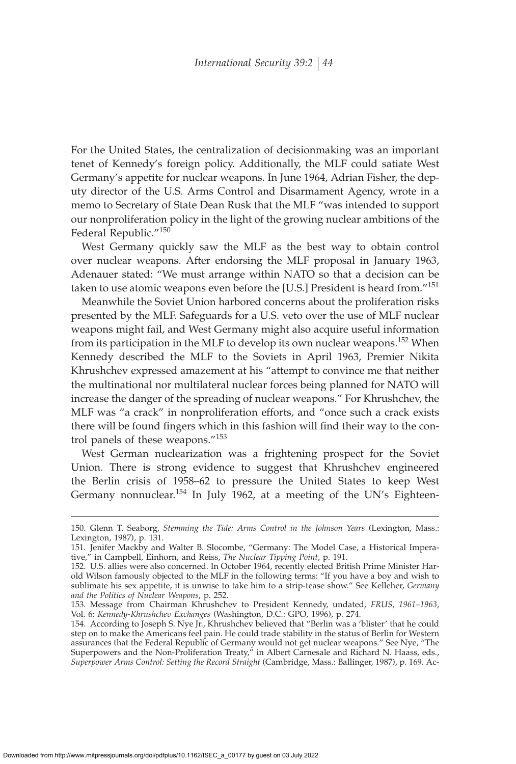For the United States, the centralization of decisionmaking was an important tenet of Kennedy's foreign policy. Additionally, the MLF could satiate West Germany's appetite for nuclear weapons. In June 1964, Adrian Fisher, the deputy director of the U.S. Arms Control and Disarmament Agency, wrote in a memo to Secretary of State Dean Rusk that the MLF "was intended to support our nonproliferation policy in the light of the growing nuclear ambitions of the Federal Republic."[150]

West Germany quickly saw the MLF as the best way to obtain control over nuclear weapons. After endorsing the MLF proposal in January 1963, Adenauer stated: "We must arrange within NATO so that a decision can be taken to use atomic weapons even before the [U.S.] President is heard from."[151]

Meanwhile the Soviet Union harbored concerns about the proliferation risks presented by the MLF. Safeguards for a U.S. veto over the use of MLF nuclear weapons might fail, and West Germany might also acquire useful information from its participation in the MLF to develop its own nuclear weapons.[152] When Kennedy described the MLF to the Soviets in April 1963, Premier Nikita Khrushchev expressed amazement at his "attempt to convince me that neither the multinational nor multilateral nuclear forces being planned for NATO will increase the danger of the spreading of nuclear weapons." For Khrushchev, the MLF was "a crack" in nonproliferation efforts, and "once such a crack exists there will be found fingers which in this fashion will find their way to the control panels of these weapons."[153]

West German nuclearization was a frightening prospect for the Soviet Union. There is strong evidence to suggest that Khrushchev engineered the Berlin crisis of 1958–62 to pressure the United States to keep West Germany nonnuclear.[154] In July 1962, at a meeting of the UN's Eighteen-

---

150. Glenn T. Seaborg, *Stemming the Tide: Arms Control in the Johnson Years* (Lexington, Mass.: Lexington, 1987), p. 131.

151. Jenifer Mackby and Walter B. Slocombe, "Germany: The Model Case, a Historical Imperative," in Campbell, Einhorn, and Reiss, *The Nuclear Tipping Point*, p. 191.

152. U.S. allies were also concerned. In October 1964, recently elected British Prime Minister Harold Wilson famously objected to the MLF in the following terms: "If you have a boy and wish to sublimate his sex appetite, it is unwise to take him to a strip-tease show." See Kelleher, *Germany and the Politics of Nuclear Weapons*, p. 252.

153. Message from Chairman Khrushchev to President Kennedy, undated, *FRUS, 1961–1963*, Vol. 6: *Kennedy-Khrushchev Exchanges* (Washington, D.C.: GPO, 1996), p. 274.

154. According to Joseph S. Nye Jr., Khrushchev believed that "Berlin was a 'blister' that he could step on to make the Americans feel pain. He could trade stability in the status of Berlin for Western assurances that the Federal Republic of Germany would not get nuclear weapons." See Nye, "The Superpowers and the Non-Proliferation Treaty," in Albert Carnesale and Richard N. Haass, eds., *Superpower Arms Control: Setting the Record Straight* (Cambridge, Mass.: Ballinger, 1987), p. 169. Ac-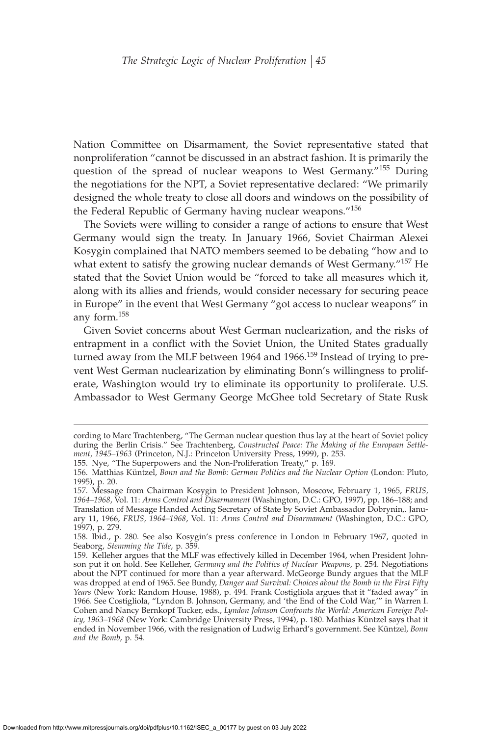Nation Committee on Disarmament, the Soviet representative stated that nonproliferation "cannot be discussed in an abstract fashion. It is primarily the question of the spread of nuclear weapons to West Germany."[155] During the negotiations for the NPT, a Soviet representative declared: "We primarily designed the whole treaty to close all doors and windows on the possibility of the Federal Republic of Germany having nuclear weapons."[156]

The Soviets were willing to consider a range of actions to ensure that West Germany would sign the treaty. In January 1966, Soviet Chairman Alexei Kosygin complained that NATO members seemed to be debating "how and to what extent to satisfy the growing nuclear demands of West Germany."[157] He stated that the Soviet Union would be "forced to take all measures which it, along with its allies and friends, would consider necessary for securing peace in Europe" in the event that West Germany "got access to nuclear weapons" in any form.[158]

Given Soviet concerns about West German nuclearization, and the risks of entrapment in a conflict with the Soviet Union, the United States gradually turned away from the MLF between 1964 and 1966.[159] Instead of trying to prevent West German nuclearization by eliminating Bonn's willingness to proliferate, Washington would try to eliminate its opportunity to proliferate. U.S. Ambassador to West Germany George McGhee told Secretary of State Rusk

---

cording to Marc Trachtenberg, "The German nuclear question thus lay at the heart of Soviet policy during the Berlin Crisis." See Trachtenberg, *Constructed Peace: The Making of the European Settlement, 1945–1963* (Princeton, N.J.: Princeton University Press, 1999), p. 253.

155. Nye, "The Superpowers and the Non-Proliferation Treaty," p. 169.

156. Matthias Küntzel, *Bonn and the Bomb: German Politics and the Nuclear Option* (London: Pluto, 1995), p. 20.

157. Message from Chairman Kosygin to President Johnson, Moscow, February 1, 1965, *FRUS, 1964–1968*, Vol. 11: *Arms Control and Disarmament* (Washington, D.C.: GPO, 1997), pp. 186–188; and Translation of Message Handed Acting Secretary of State by Soviet Ambassador Dobrynin,. January 11, 1966, *FRUS, 1964–1968*, Vol. 11: *Arms Control and Disarmament* (Washington, D.C.: GPO, 1997), p. 279.

158. Ibid., p. 280. See also Kosygin's press conference in London in February 1967, quoted in Seaborg, *Stemming the Tide*, p. 359.

159. Kelleher argues that the MLF was effectively killed in December 1964, when President Johnson put it on hold. See Kelleher, *Germany and the Politics of Nuclear Weapons*, p. 254. Negotiations about the NPT continued for more than a year afterward. McGeorge Bundy argues that the MLF was dropped at end of 1965. See Bundy, *Danger and Survival: Choices about the Bomb in the First Fifty Years* (New York: Random House, 1988), p. 494. Frank Costigliola argues that it "faded away" in 1966. See Costigliola, "Lyndon B. Johnson, Germany, and 'the End of the Cold War,'" in Warren I. Cohen and Nancy Bernkopf Tucker, eds., *Lyndon Johnson Confronts the World: American Foreign Policy, 1963–1968* (New York: Cambridge University Press, 1994), p. 180. Mathias Küntzel says that it ended in November 1966, with the resignation of Ludwig Erhard's government. See Küntzel, *Bonn and the Bomb*, p. 54.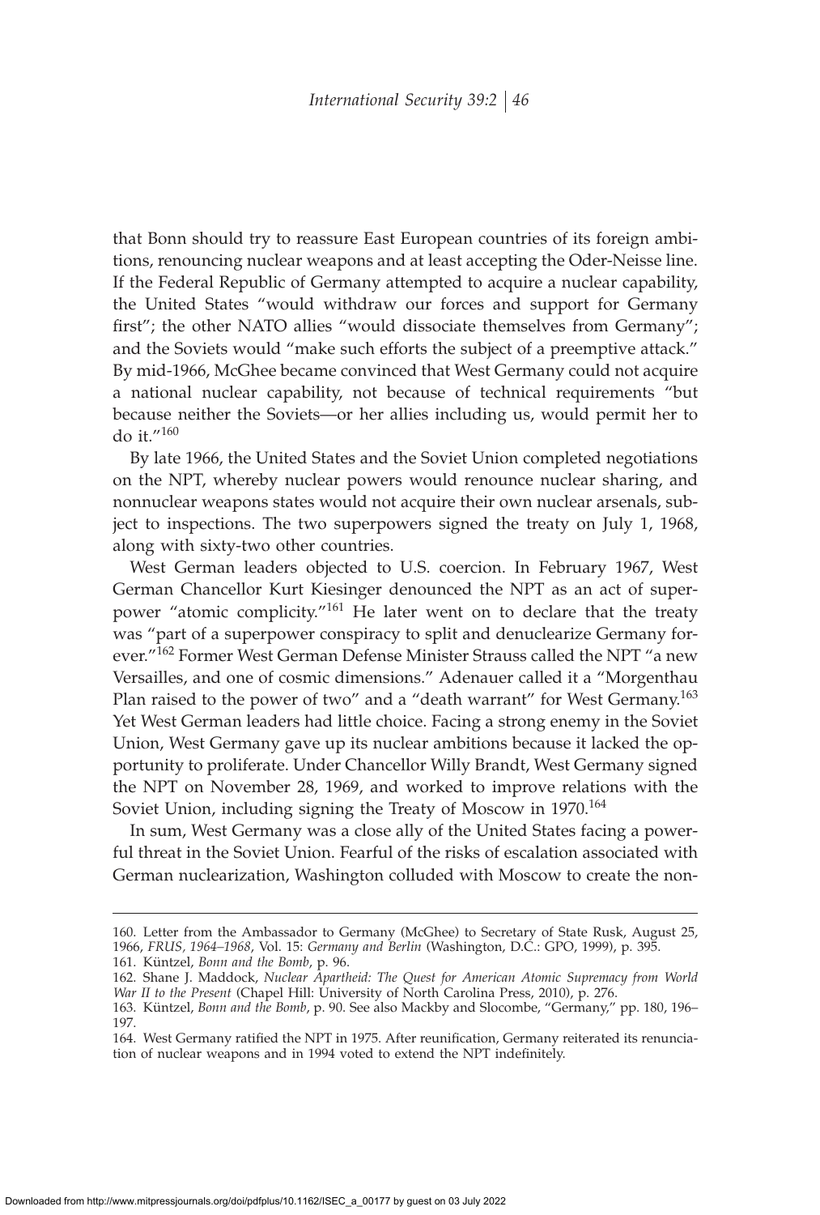that Bonn should try to reassure East European countries of its foreign ambitions, renouncing nuclear weapons and at least accepting the Oder-Neisse line. If the Federal Republic of Germany attempted to acquire a nuclear capability, the United States "would withdraw our forces and support for Germany first"; the other NATO allies "would dissociate themselves from Germany"; and the Soviets would "make such efforts the subject of a preemptive attack." By mid-1966, McGhee became convinced that West Germany could not acquire a national nuclear capability, not because of technical requirements "but because neither the Soviets—or her allies including us, would permit her to do it."[160]

By late 1966, the United States and the Soviet Union completed negotiations on the NPT, whereby nuclear powers would renounce nuclear sharing, and nonnuclear weapons states would not acquire their own nuclear arsenals, subject to inspections. The two superpowers signed the treaty on July 1, 1968, along with sixty-two other countries.

West German leaders objected to U.S. coercion. In February 1967, West German Chancellor Kurt Kiesinger denounced the NPT as an act of superpower "atomic complicity."[161] He later went on to declare that the treaty was "part of a superpower conspiracy to split and denuclearize Germany forever."[162] Former West German Defense Minister Strauss called the NPT "a new Versailles, and one of cosmic dimensions." Adenauer called it a "Morgenthau Plan raised to the power of two" and a "death warrant" for West Germany.[163] Yet West German leaders had little choice. Facing a strong enemy in the Soviet Union, West Germany gave up its nuclear ambitions because it lacked the opportunity to proliferate. Under Chancellor Willy Brandt, West Germany signed the NPT on November 28, 1969, and worked to improve relations with the Soviet Union, including signing the Treaty of Moscow in 1970.[164]

In sum, West Germany was a close ally of the United States facing a powerful threat in the Soviet Union. Fearful of the risks of escalation associated with German nuclearization, Washington colluded with Moscow to create the non-

160. Letter from the Ambassador to Germany (McGhee) to Secretary of State Rusk, August 25, 1966, *FRUS, 1964–1968*, Vol. 15: *Germany and Berlin* (Washington, D.C.: GPO, 1999), p. 395.

161. Küntzel, *Bonn and the Bomb*, p. 96.

162. Shane J. Maddock, *Nuclear Apartheid: The Quest for American Atomic Supremacy from World War II to the Present* (Chapel Hill: University of North Carolina Press, 2010), p. 276.

163. Küntzel, *Bonn and the Bomb*, p. 90. See also Mackby and Slocombe, "Germany," pp. 180, 196–197.

164. West Germany ratified the NPT in 1975. After reunification, Germany reiterated its renunciation of nuclear weapons and in 1994 voted to extend the NPT indefinitely.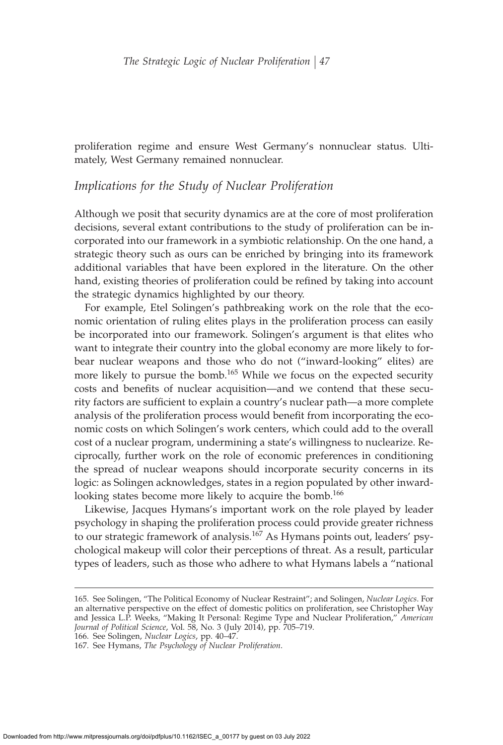proliferation regime and ensure West Germany's nonnuclear status. Ultimately, West Germany remained nonnuclear.

## *Implications for the Study of Nuclear Proliferation*

Although we posit that security dynamics are at the core of most proliferation decisions, several extant contributions to the study of proliferation can be incorporated into our framework in a symbiotic relationship. On the one hand, a strategic theory such as ours can be enriched by bringing into its framework additional variables that have been explored in the literature. On the other hand, existing theories of proliferation could be refined by taking into account the strategic dynamics highlighted by our theory.

For example, Etel Solingen's pathbreaking work on the role that the economic orientation of ruling elites plays in the proliferation process can easily be incorporated into our framework. Solingen's argument is that elites who want to integrate their country into the global economy are more likely to forbear nuclear weapons and those who do not ("inward-looking" elites) are more likely to pursue the bomb.[165] While we focus on the expected security costs and benefits of nuclear acquisition—and we contend that these security factors are sufficient to explain a country's nuclear path—a more complete analysis of the proliferation process would benefit from incorporating the economic costs on which Solingen's work centers, which could add to the overall cost of a nuclear program, undermining a state's willingness to nuclearize. Reciprocally, further work on the role of economic preferences in conditioning the spread of nuclear weapons should incorporate security concerns in its logic: as Solingen acknowledges, states in a region populated by other inward-looking states become more likely to acquire the bomb.[166]

Likewise, Jacques Hymans's important work on the role played by leader psychology in shaping the proliferation process could provide greater richness to our strategic framework of analysis.[167] As Hymans points out, leaders' psychological makeup will color their perceptions of threat. As a result, particular types of leaders, such as those who adhere to what Hymans labels a "national

---

165. See Solingen, "The Political Economy of Nuclear Restraint"; and Solingen, *Nuclear Logics*. For an alternative perspective on the effect of domestic politics on proliferation, see Christopher Way and Jessica L.P. Weeks, "Making It Personal: Regime Type and Nuclear Proliferation," *American Journal of Political Science*, Vol. 58, No. 3 (July 2014), pp. 705–719.

166. See Solingen, *Nuclear Logics*, pp. 40–47.

167. See Hymans, *The Psychology of Nuclear Proliferation*.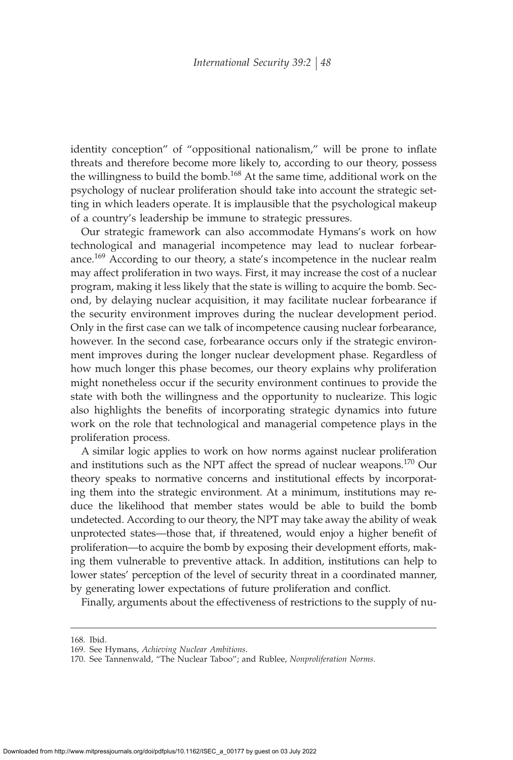identity conception" of "oppositional nationalism," will be prone to inflate threats and therefore become more likely to, according to our theory, possess the willingness to build the bomb.[168] At the same time, additional work on the psychology of nuclear proliferation should take into account the strategic setting in which leaders operate. It is implausible that the psychological makeup of a country's leadership be immune to strategic pressures.

Our strategic framework can also accommodate Hymans's work on how technological and managerial incompetence may lead to nuclear forbearance.[169] According to our theory, a state's incompetence in the nuclear realm may affect proliferation in two ways. First, it may increase the cost of a nuclear program, making it less likely that the state is willing to acquire the bomb. Second, by delaying nuclear acquisition, it may facilitate nuclear forbearance if the security environment improves during the nuclear development period. Only in the first case can we talk of incompetence causing nuclear forbearance, however. In the second case, forbearance occurs only if the strategic environment improves during the longer nuclear development phase. Regardless of how much longer this phase becomes, our theory explains why proliferation might nonetheless occur if the security environment continues to provide the state with both the willingness and the opportunity to nuclearize. This logic also highlights the benefits of incorporating strategic dynamics into future work on the role that technological and managerial competence plays in the proliferation process.

A similar logic applies to work on how norms against nuclear proliferation and institutions such as the NPT affect the spread of nuclear weapons.[170] Our theory speaks to normative concerns and institutional effects by incorporating them into the strategic environment. At a minimum, institutions may reduce the likelihood that member states would be able to build the bomb undetected. According to our theory, the NPT may take away the ability of weak unprotected states—those that, if threatened, would enjoy a higher benefit of proliferation—to acquire the bomb by exposing their development efforts, making them vulnerable to preventive attack. In addition, institutions can help to lower states' perception of the level of security threat in a coordinated manner, by generating lower expectations of future proliferation and conflict.

Finally, arguments about the effectiveness of restrictions to the supply of nu-

168. Ibid.

169. See Hymans, *Achieving Nuclear Ambitions*.

170. See Tannenwald, "The Nuclear Taboo"; and Rublee, *Nonproliferation Norms*.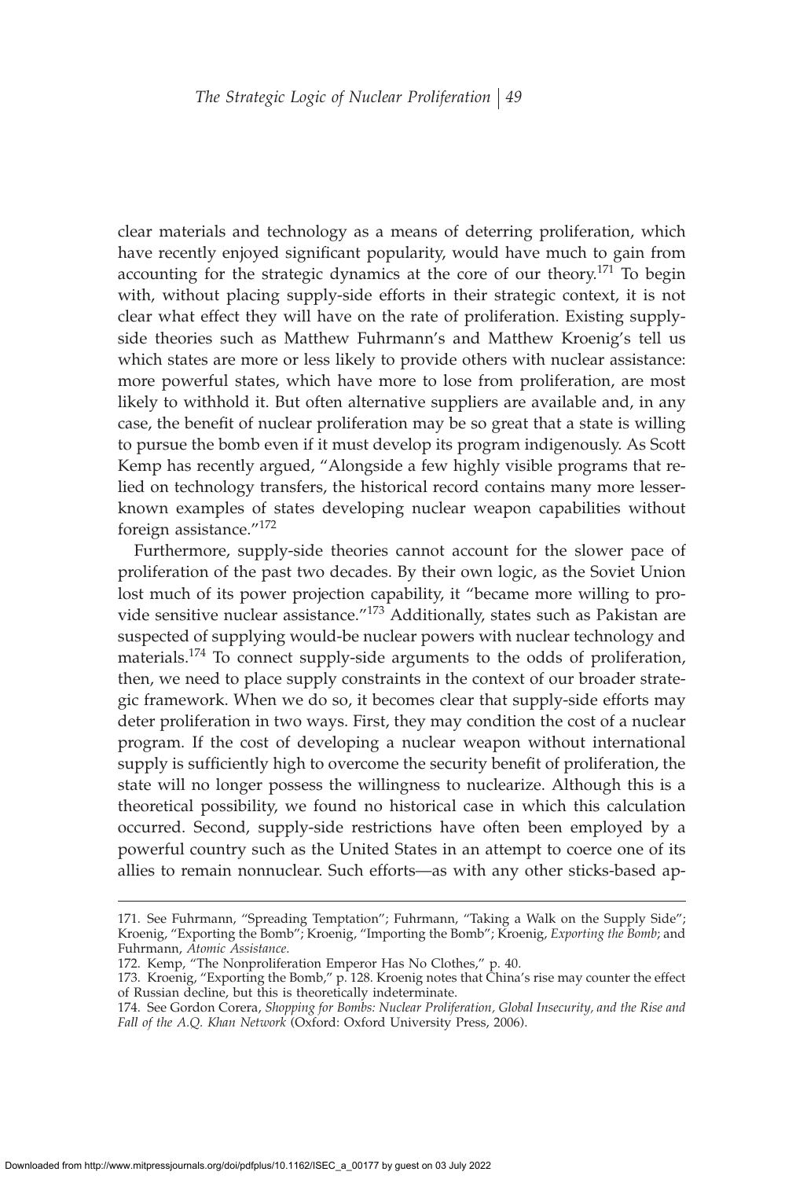clear materials and technology as a means of deterring proliferation, which have recently enjoyed significant popularity, would have much to gain from accounting for the strategic dynamics at the core of our theory.[171] To begin with, without placing supply-side efforts in their strategic context, it is not clear what effect they will have on the rate of proliferation. Existing supply-side theories such as Matthew Fuhrmann's and Matthew Kroenig's tell us which states are more or less likely to provide others with nuclear assistance: more powerful states, which have more to lose from proliferation, are most likely to withhold it. But often alternative suppliers are available and, in any case, the benefit of nuclear proliferation may be so great that a state is willing to pursue the bomb even if it must develop its program indigenously. As Scott Kemp has recently argued, "Alongside a few highly visible programs that relied on technology transfers, the historical record contains many more lesser-known examples of states developing nuclear weapon capabilities without foreign assistance."[172]

Furthermore, supply-side theories cannot account for the slower pace of proliferation of the past two decades. By their own logic, as the Soviet Union lost much of its power projection capability, it "became more willing to provide sensitive nuclear assistance."[173] Additionally, states such as Pakistan are suspected of supplying would-be nuclear powers with nuclear technology and materials.[174] To connect supply-side arguments to the odds of proliferation, then, we need to place supply constraints in the context of our broader strategic framework. When we do so, it becomes clear that supply-side efforts may deter proliferation in two ways. First, they may condition the cost of a nuclear program. If the cost of developing a nuclear weapon without international supply is sufficiently high to overcome the security benefit of proliferation, the state will no longer possess the willingness to nuclearize. Although this is a theoretical possibility, we found no historical case in which this calculation occurred. Second, supply-side restrictions have often been employed by a powerful country such as the United States in an attempt to coerce one of its allies to remain nonnuclear. Such efforts—as with any other sticks-based ap-

---

171. See Fuhrmann, "Spreading Temptation"; Fuhrmann, "Taking a Walk on the Supply Side"; Kroenig, "Exporting the Bomb"; Kroenig, "Importing the Bomb"; Kroenig, *Exporting the Bomb*; and Fuhrmann, *Atomic Assistance*.

172. Kemp, "The Nonproliferation Emperor Has No Clothes," p. 40.

173. Kroenig, "Exporting the Bomb," p. 128. Kroenig notes that China's rise may counter the effect of Russian decline, but this is theoretically indeterminate.

174. See Gordon Corera, *Shopping for Bombs: Nuclear Proliferation, Global Insecurity, and the Rise and Fall of the A.Q. Khan Network* (Oxford: Oxford University Press, 2006).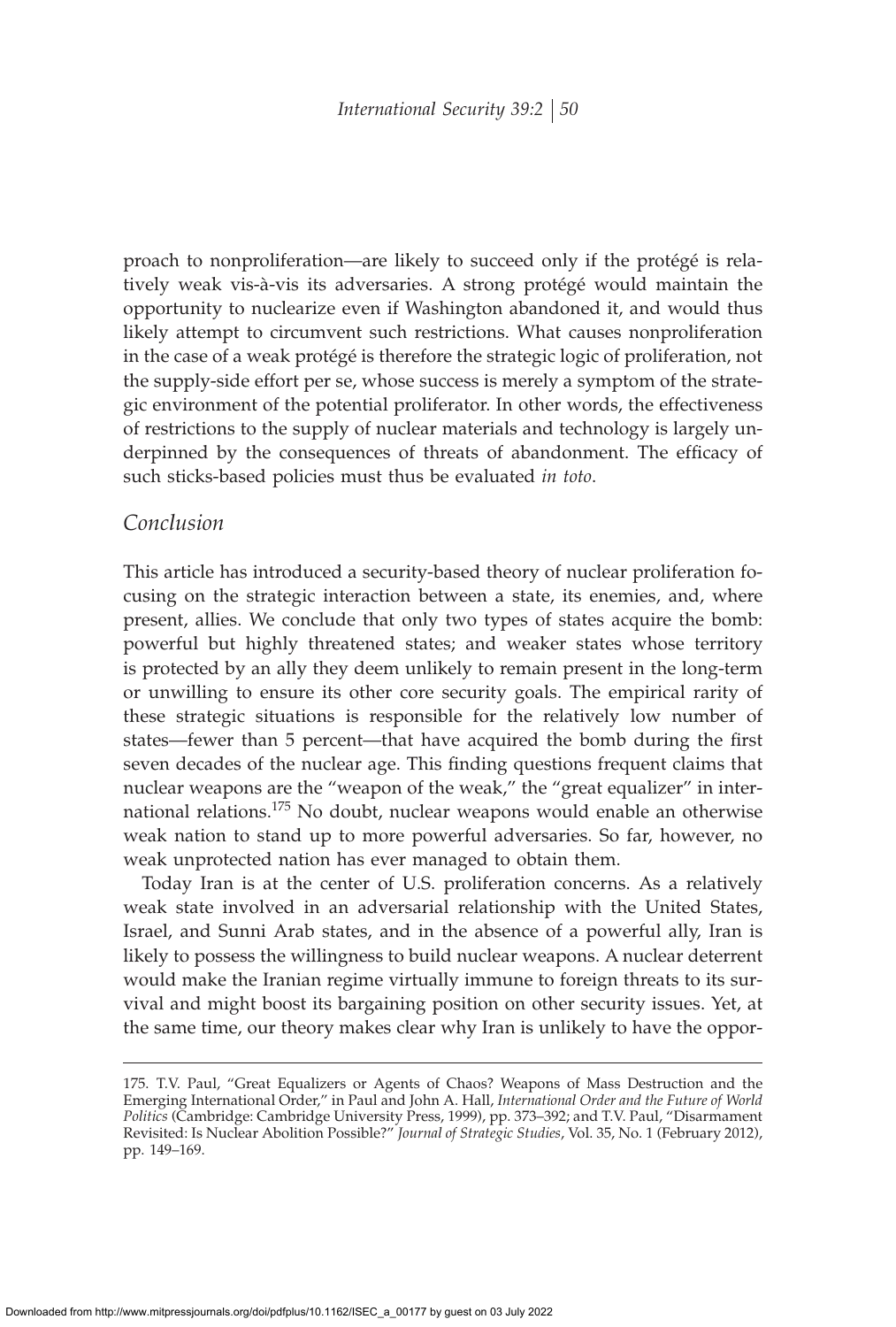proach to nonproliferation—are likely to succeed only if the protégé is relatively weak vis-à-vis its adversaries. A strong protégé would maintain the opportunity to nuclearize even if Washington abandoned it, and would thus likely attempt to circumvent such restrictions. What causes nonproliferation in the case of a weak protégé is therefore the strategic logic of proliferation, not the supply-side effort per se, whose success is merely a symptom of the strategic environment of the potential proliferator. In other words, the effectiveness of restrictions to the supply of nuclear materials and technology is largely underpinned by the consequences of threats of abandonment. The efficacy of such sticks-based policies must thus be evaluated *in toto*.

## *Conclusion*

This article has introduced a security-based theory of nuclear proliferation focusing on the strategic interaction between a state, its enemies, and, where present, allies. We conclude that only two types of states acquire the bomb: powerful but highly threatened states; and weaker states whose territory is protected by an ally they deem unlikely to remain present in the long-term or unwilling to ensure its other core security goals. The empirical rarity of these strategic situations is responsible for the relatively low number of states—fewer than 5 percent—that have acquired the bomb during the first seven decades of the nuclear age. This finding questions frequent claims that nuclear weapons are the "weapon of the weak," the "great equalizer" in international relations.[175] No doubt, nuclear weapons would enable an otherwise weak nation to stand up to more powerful adversaries. So far, however, no weak unprotected nation has ever managed to obtain them.

Today Iran is at the center of U.S. proliferation concerns. As a relatively weak state involved in an adversarial relationship with the United States, Israel, and Sunni Arab states, and in the absence of a powerful ally, Iran is likely to possess the willingness to build nuclear weapons. A nuclear deterrent would make the Iranian regime virtually immune to foreign threats to its survival and might boost its bargaining position on other security issues. Yet, at the same time, our theory makes clear why Iran is unlikely to have the oppor-

175. T.V. Paul, "Great Equalizers or Agents of Chaos? Weapons of Mass Destruction and the Emerging International Order," in Paul and John A. Hall, *International Order and the Future of World Politics* (Cambridge: Cambridge University Press, 1999), pp. 373–392; and T.V. Paul, "Disarmament Revisited: Is Nuclear Abolition Possible?" *Journal of Strategic Studies*, Vol. 35, No. 1 (February 2012), pp. 149–169.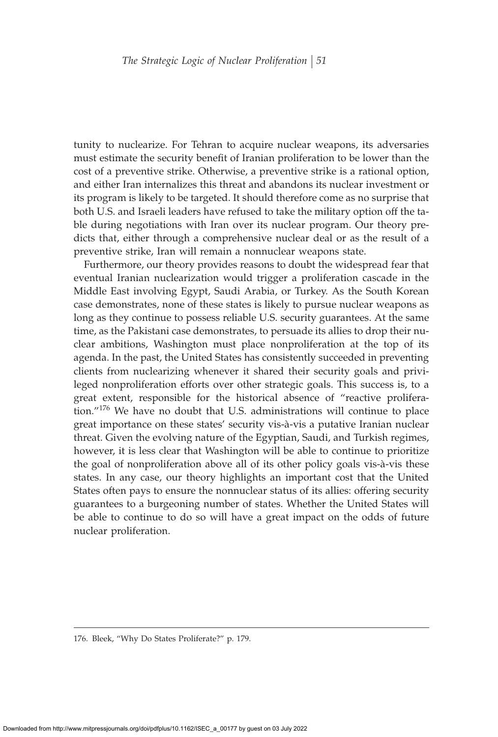tunity to nuclearize. For Tehran to acquire nuclear weapons, its adversaries must estimate the security benefit of Iranian proliferation to be lower than the cost of a preventive strike. Otherwise, a preventive strike is a rational option, and either Iran internalizes this threat and abandons its nuclear investment or its program is likely to be targeted. It should therefore come as no surprise that both U.S. and Israeli leaders have refused to take the military option off the table during negotiations with Iran over its nuclear program. Our theory predicts that, either through a comprehensive nuclear deal or as the result of a preventive strike, Iran will remain a nonnuclear weapons state.

Furthermore, our theory provides reasons to doubt the widespread fear that eventual Iranian nuclearization would trigger a proliferation cascade in the Middle East involving Egypt, Saudi Arabia, or Turkey. As the South Korean case demonstrates, none of these states is likely to pursue nuclear weapons as long as they continue to possess reliable U.S. security guarantees. At the same time, as the Pakistani case demonstrates, to persuade its allies to drop their nuclear ambitions, Washington must place nonproliferation at the top of its agenda. In the past, the United States has consistently succeeded in preventing clients from nuclearizing whenever it shared their security goals and privileged nonproliferation efforts over other strategic goals. This success is, to a great extent, responsible for the historical absence of "reactive proliferation."[176] We have no doubt that U.S. administrations will continue to place great importance on these states' security vis-à-vis a putative Iranian nuclear threat. Given the evolving nature of the Egyptian, Saudi, and Turkish regimes, however, it is less clear that Washington will be able to continue to prioritize the goal of nonproliferation above all of its other policy goals vis-à-vis these states. In any case, our theory highlights an important cost that the United States often pays to ensure the nonnuclear status of its allies: offering security guarantees to a burgeoning number of states. Whether the United States will be able to continue to do so will have a great impact on the odds of future nuclear proliferation.

---

176. Bleek, "Why Do States Proliferate?" p. 179.